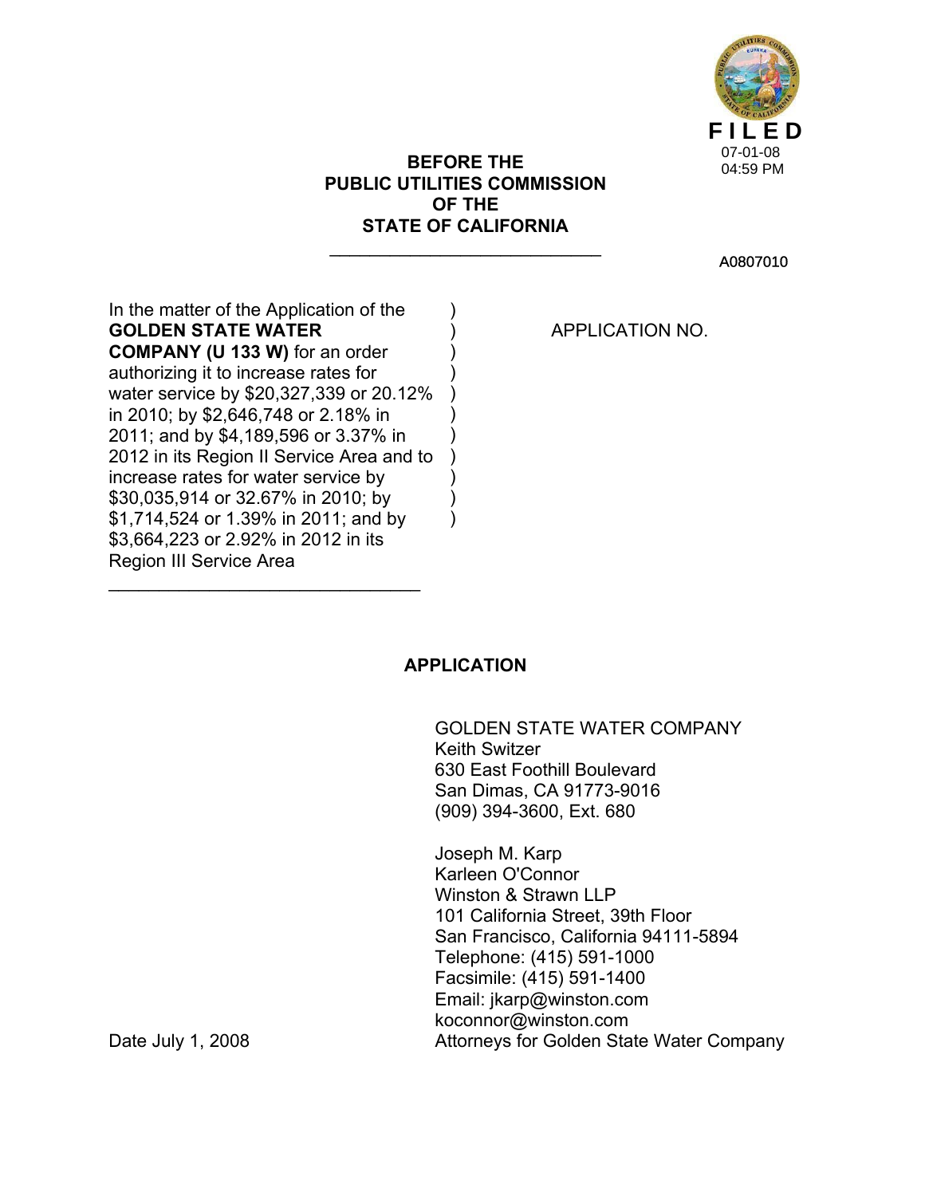**FILED**
07-01-08
04:59 PM

**BEFORE THE**
**PUBLIC UTILITIES COMMISSION**
**OF THE**
**STATE OF CALIFORNIA**

A0807010

| | |
|---|---|
| In the matter of the Application of the **GOLDEN STATE WATER COMPANY (U 133 W)** for an order authorizing it to increase rates for water service by $20,327,339 or 20.12% in 2010; by $2,646,748 or 2.18% in 2011; and by $4,189,596 or 3.37% in 2012 in its Region II Service Area and to increase rates for water service by $30,035,914 or 32.67% in 2010; by $1,714,524 or 1.39% in 2011; and by $3,664,223 or 2.92% in 2012 in its Region III Service Area | APPLICATION NO. |

## APPLICATION

GOLDEN STATE WATER COMPANY
Keith Switzer
630 East Foothill Boulevard
San Dimas, CA 91773-9016
(909) 394-3600, Ext. 680

Joseph M. Karp
Karleen O'Connor
Winston & Strawn LLP
101 California Street, 39th Floor
San Francisco, California 94111-5894
Telephone: (415) 591-1000
Facsimile: (415) 591-1400
Email: jkarp@winston.com
koconnor@winston.com
Attorneys for Golden State Water Company

Date July 1, 2008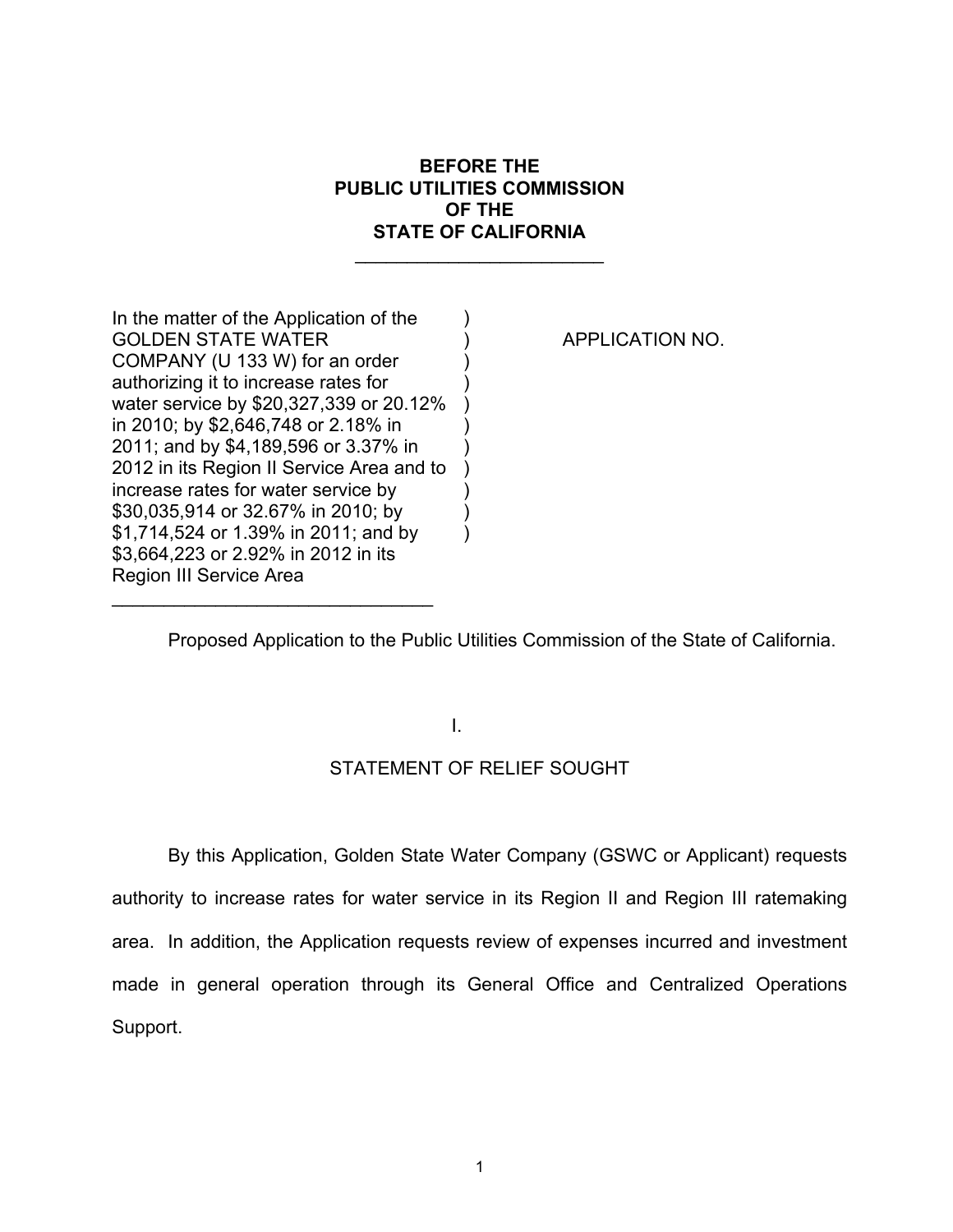**BEFORE THE**
**PUBLIC UTILITIES COMMISSION**
**OF THE**
**STATE OF CALIFORNIA**

| | |
|---|---|
| In the matter of the Application of the GOLDEN STATE WATER COMPANY (U 133 W) for an order authorizing it to increase rates for water service by $20,327,339 or 20.12% in 2010; by $2,646,748 or 2.18% in 2011; and by $4,189,596 or 3.37% in 2012 in its Region II Service Area and to increase rates for water service by $30,035,914 or 32.67% in 2010; by $1,714,524 or 1.39% in 2011; and by $3,664,223 or 2.92% in 2012 in its Region III Service Area | APPLICATION NO. |

Proposed Application to the Public Utilities Commission of the State of California.

I.

STATEMENT OF RELIEF SOUGHT

By this Application, Golden State Water Company (GSWC or Applicant) requests authority to increase rates for water service in its Region II and Region III ratemaking area. In addition, the Application requests review of expenses incurred and investment made in general operation through its General Office and Centralized Operations Support.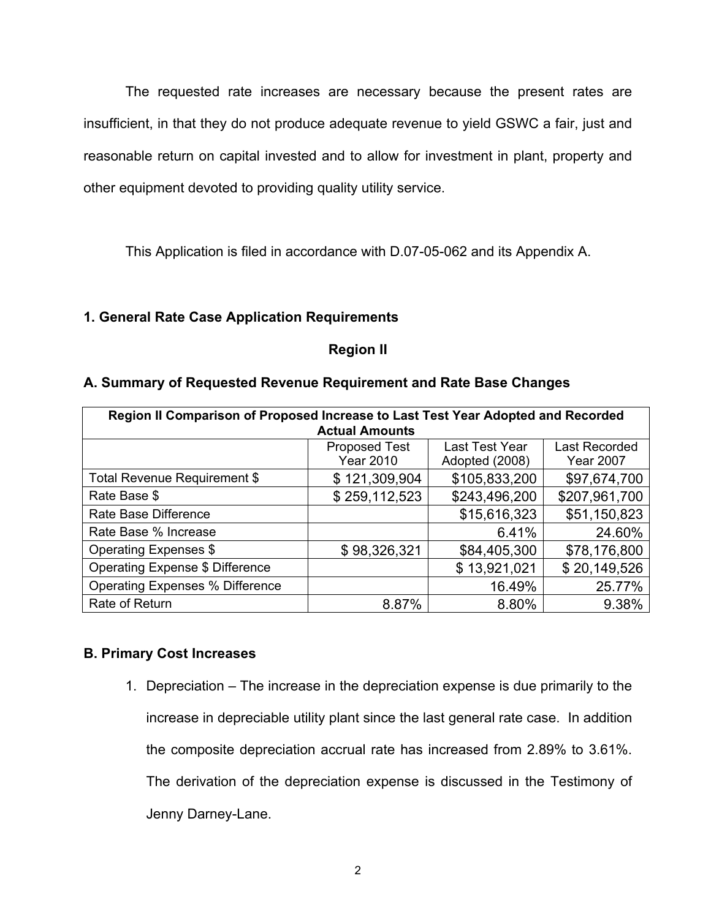The requested rate increases are necessary because the present rates are insufficient, in that they do not produce adequate revenue to yield GSWC a fair, just and reasonable return on capital invested and to allow for investment in plant, property and other equipment devoted to providing quality utility service.

This Application is filed in accordance with D.07-05-062 and its Appendix A.

### 1. General Rate Case Application Requirements

**Region II**

### A. Summary of Requested Revenue Requirement and Rate Base Changes

| Region II Comparison of Proposed Increase to Last Test Year Adopted and Recorded Actual Amounts | | | |
|---|---|---|---|
| | Proposed Test Year 2010 | Last Test Year Adopted (2008) | Last Recorded Year 2007 |
| Total Revenue Requirement $ | $ 121,309,904 | $105,833,200 | $97,674,700 |
| Rate Base $ | $ 259,112,523 | $243,496,200 | $207,961,700 |
| Rate Base Difference | | $15,616,323 | $51,150,823 |
| Rate Base % Increase | | 6.41% | 24.60% |
| Operating Expenses $ | $ 98,326,321 | $84,405,300 | $78,176,800 |
| Operating Expense $ Difference | | $ 13,921,021 | $ 20,149,526 |
| Operating Expenses % Difference | | 16.49% | 25.77% |
| Rate of Return | 8.87% | 8.80% | 9.38% |

### B. Primary Cost Increases

1. Depreciation – The increase in the depreciation expense is due primarily to the increase in depreciable utility plant since the last general rate case. In addition the composite depreciation accrual rate has increased from 2.89% to 3.61%. The derivation of the depreciation expense is discussed in the Testimony of Jenny Darney-Lane.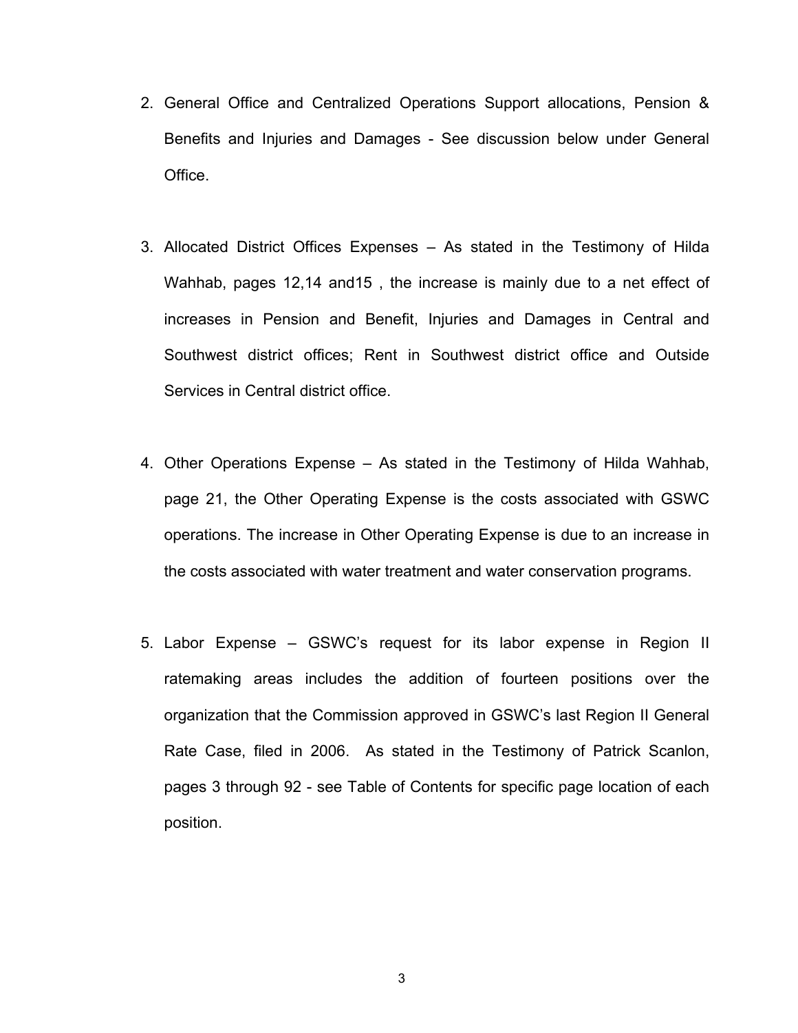2. General Office and Centralized Operations Support allocations, Pension & Benefits and Injuries and Damages - See discussion below under General Office.

3. Allocated District Offices Expenses – As stated in the Testimony of Hilda Wahhab, pages 12,14 and15 , the increase is mainly due to a net effect of increases in Pension and Benefit, Injuries and Damages in Central and Southwest district offices; Rent in Southwest district office and Outside Services in Central district office.

4. Other Operations Expense – As stated in the Testimony of Hilda Wahhab, page 21, the Other Operating Expense is the costs associated with GSWC operations. The increase in Other Operating Expense is due to an increase in the costs associated with water treatment and water conservation programs.

5. Labor Expense – GSWC's request for its labor expense in Region II ratemaking areas includes the addition of fourteen positions over the organization that the Commission approved in GSWC's last Region II General Rate Case, filed in 2006. As stated in the Testimony of Patrick Scanlon, pages 3 through 92 - see Table of Contents for specific page location of each position.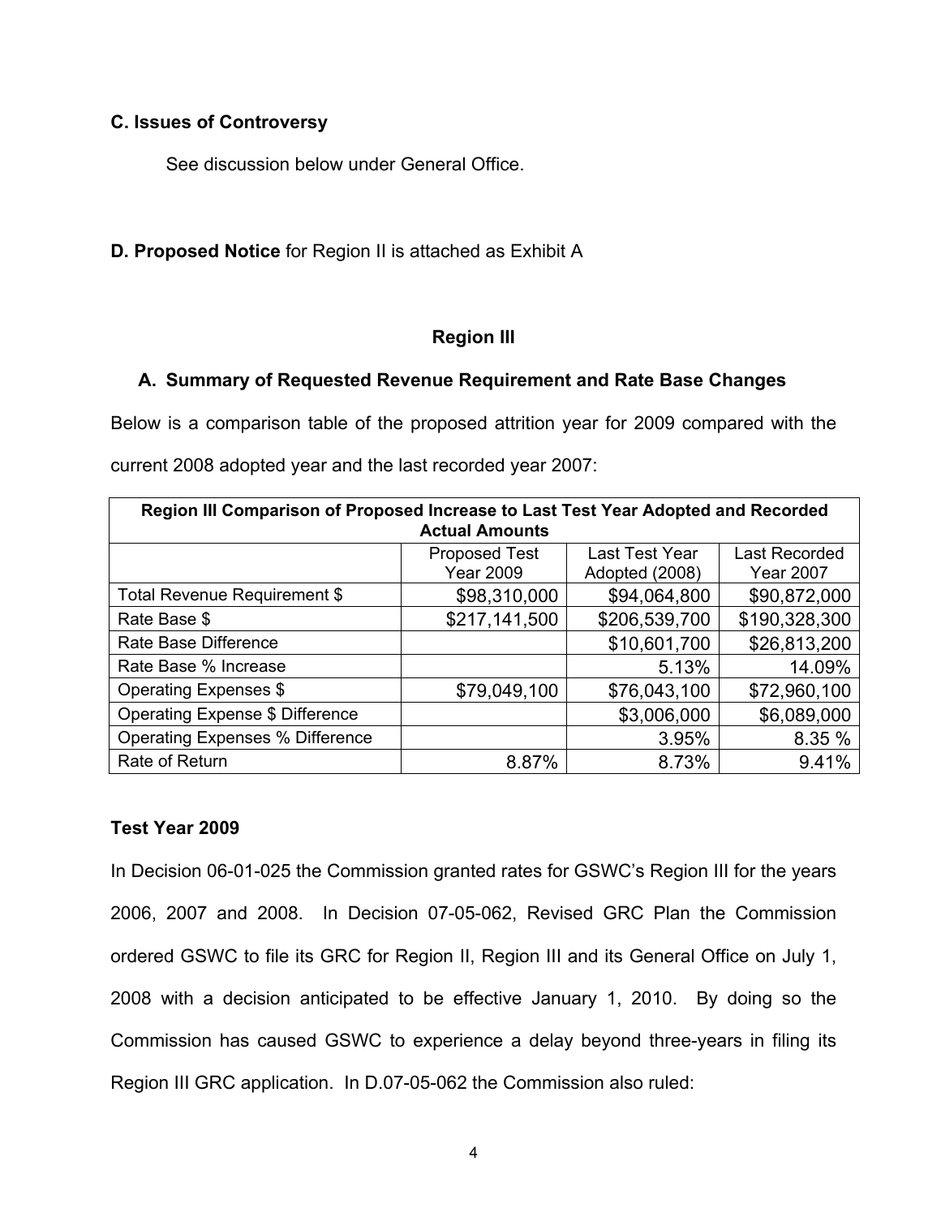**C. Issues of Controversy**

See discussion below under General Office.

**D. Proposed Notice** for Region II is attached as Exhibit A

## Region III

### A. Summary of Requested Revenue Requirement and Rate Base Changes

Below is a comparison table of the proposed attrition year for 2009 compared with the current 2008 adopted year and the last recorded year 2007:

| Region III Comparison of Proposed Increase to Last Test Year Adopted and Recorded Actual Amounts | | | |
|---|---|---|---|
| | Proposed Test Year 2009 | Last Test Year Adopted (2008) | Last Recorded Year 2007 |
| Total Revenue Requirement $ | $98,310,000 | $94,064,800 | $90,872,000 |
| Rate Base $ | $217,141,500 | $206,539,700 | $190,328,300 |
| Rate Base Difference | | $10,601,700 | $26,813,200 |
| Rate Base % Increase | | 5.13% | 14.09% |
| Operating Expenses $ | $79,049,100 | $76,043,100 | $72,960,100 |
| Operating Expense $ Difference | | $3,006,000 | $6,089,000 |
| Operating Expenses % Difference | | 3.95% | 8.35 % |
| Rate of Return | 8.87% | 8.73% | 9.41% |

**Test Year 2009**

In Decision 06-01-025 the Commission granted rates for GSWC's Region III for the years 2006, 2007 and 2008. In Decision 07-05-062, Revised GRC Plan the Commission ordered GSWC to file its GRC for Region II, Region III and its General Office on July 1, 2008 with a decision anticipated to be effective January 1, 2010. By doing so the Commission has caused GSWC to experience a delay beyond three-years in filing its Region III GRC application. In D.07-05-062 the Commission also ruled: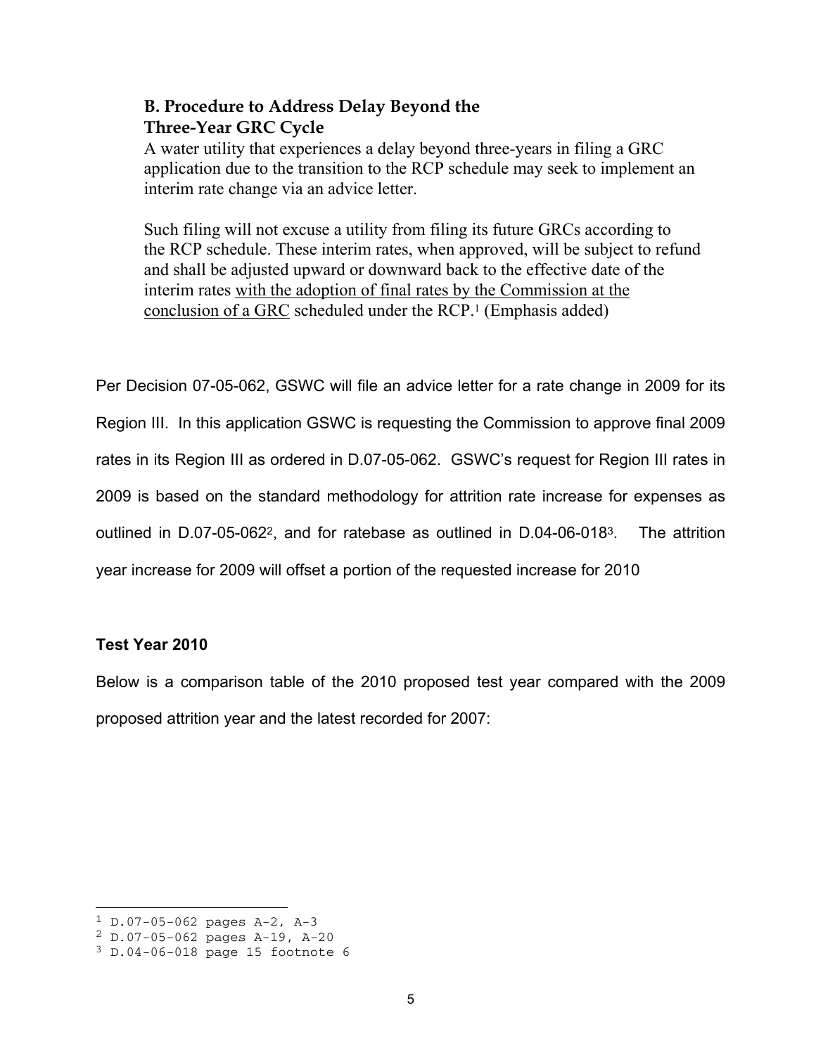### B. Procedure to Address Delay Beyond the Three-Year GRC Cycle

A water utility that experiences a delay beyond three-years in filing a GRC application due to the transition to the RCP schedule may seek to implement an interim rate change via an advice letter.

Such filing will not excuse a utility from filing its future GRCs according to the RCP schedule. These interim rates, when approved, will be subject to refund and shall be adjusted upward or downward back to the effective date of the interim rates <u>with the adoption of final rates by the Commission at the conclusion of a GRC</u> scheduled under the RCP.[1] (Emphasis added)

Per Decision 07-05-062, GSWC will file an advice letter for a rate change in 2009 for its Region III. In this application GSWC is requesting the Commission to approve final 2009 rates in its Region III as ordered in D.07-05-062. GSWC's request for Region III rates in 2009 is based on the standard methodology for attrition rate increase for expenses as outlined in D.07-05-062[2], and for ratebase as outlined in D.04-06-018[3]. The attrition year increase for 2009 will offset a portion of the requested increase for 2010

**Test Year 2010**

Below is a comparison table of the 2010 proposed test year compared with the 2009 proposed attrition year and the latest recorded for 2007:

[1] D.07-05-062 pages A-2, A-3

[2] D.07-05-062 pages A-19, A-20

[3] D.04-06-018 page 15 footnote 6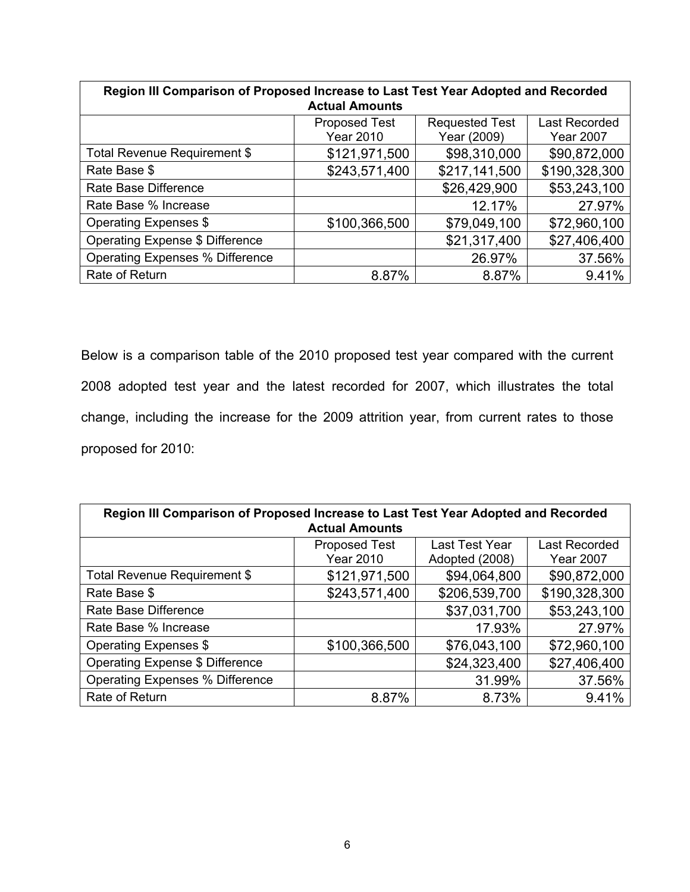| Region III Comparison of Proposed Increase to Last Test Year Adopted and Recorded Actual Amounts | | | |
|---|---|---|---|
| | Proposed Test Year 2010 | Requested Test Year (2009) | Last Recorded Year 2007 |
| Total Revenue Requirement $ | $121,971,500 | $98,310,000 | $90,872,000 |
| Rate Base $ | $243,571,400 | $217,141,500 | $190,328,300 |
| Rate Base Difference | | $26,429,900 | $53,243,100 |
| Rate Base % Increase | | 12.17% | 27.97% |
| Operating Expenses $ | $100,366,500 | $79,049,100 | $72,960,100 |
| Operating Expense $ Difference | | $21,317,400 | $27,406,400 |
| Operating Expenses % Difference | | 26.97% | 37.56% |
| Rate of Return | 8.87% | 8.87% | 9.41% |

Below is a comparison table of the 2010 proposed test year compared with the current 2008 adopted test year and the latest recorded for 2007, which illustrates the total change, including the increase for the 2009 attrition year, from current rates to those proposed for 2010:

| Region III Comparison of Proposed Increase to Last Test Year Adopted and Recorded Actual Amounts | | | |
|---|---|---|---|
| | Proposed Test Year 2010 | Last Test Year Adopted (2008) | Last Recorded Year 2007 |
| Total Revenue Requirement $ | $121,971,500 | $94,064,800 | $90,872,000 |
| Rate Base $ | $243,571,400 | $206,539,700 | $190,328,300 |
| Rate Base Difference | | $37,031,700 | $53,243,100 |
| Rate Base % Increase | | 17.93% | 27.97% |
| Operating Expenses $ | $100,366,500 | $76,043,100 | $72,960,100 |
| Operating Expense $ Difference | | $24,323,400 | $27,406,400 |
| Operating Expenses % Difference | | 31.99% | 37.56% |
| Rate of Return | 8.87% | 8.73% | 9.41% |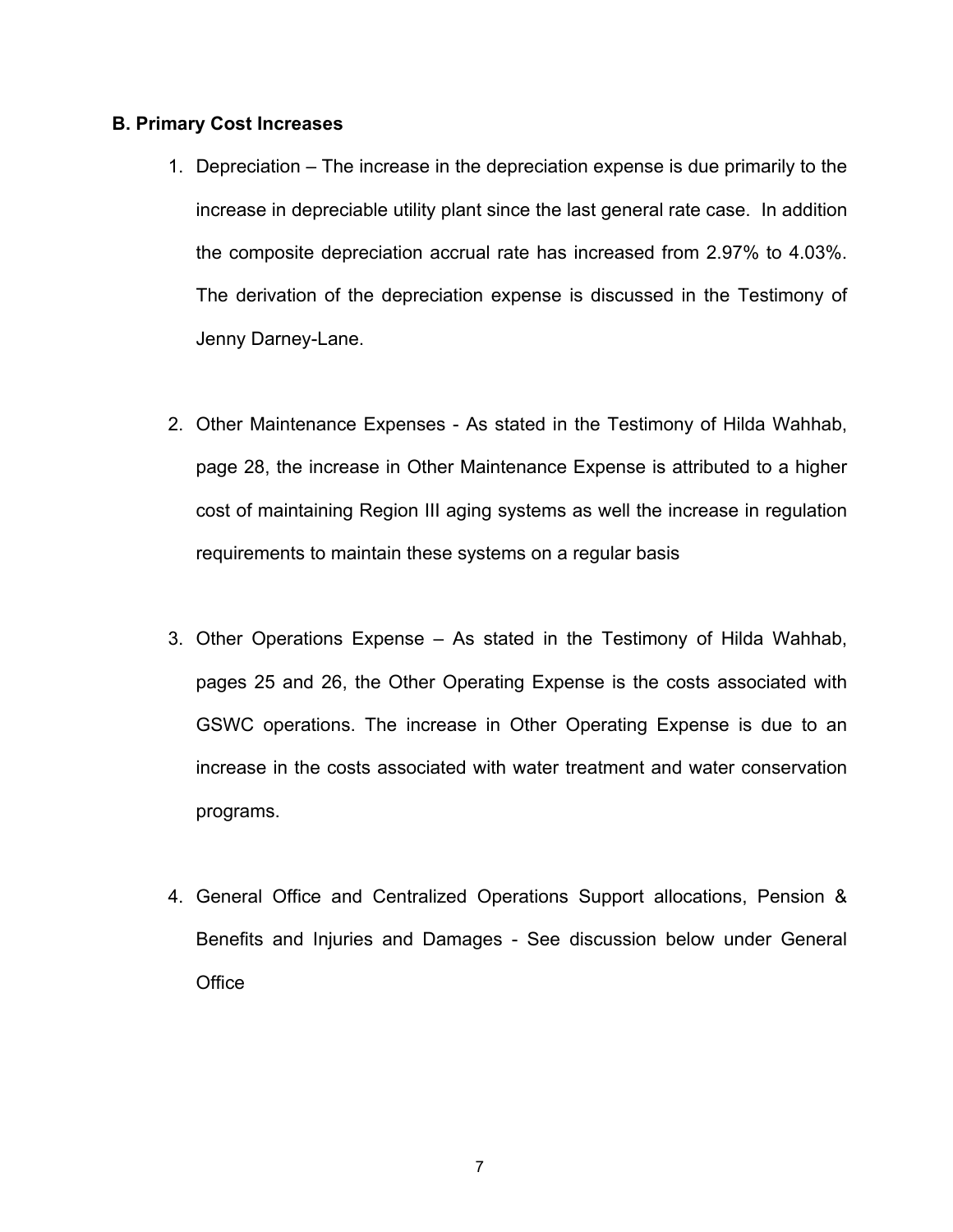**B. Primary Cost Increases**

1. Depreciation – The increase in the depreciation expense is due primarily to the increase in depreciable utility plant since the last general rate case. In addition the composite depreciation accrual rate has increased from 2.97% to 4.03%. The derivation of the depreciation expense is discussed in the Testimony of Jenny Darney-Lane.

2. Other Maintenance Expenses - As stated in the Testimony of Hilda Wahhab, page 28, the increase in Other Maintenance Expense is attributed to a higher cost of maintaining Region III aging systems as well the increase in regulation requirements to maintain these systems on a regular basis

3. Other Operations Expense – As stated in the Testimony of Hilda Wahhab, pages 25 and 26, the Other Operating Expense is the costs associated with GSWC operations. The increase in Other Operating Expense is due to an increase in the costs associated with water treatment and water conservation programs.

4. General Office and Centralized Operations Support allocations, Pension & Benefits and Injuries and Damages - See discussion below under General Office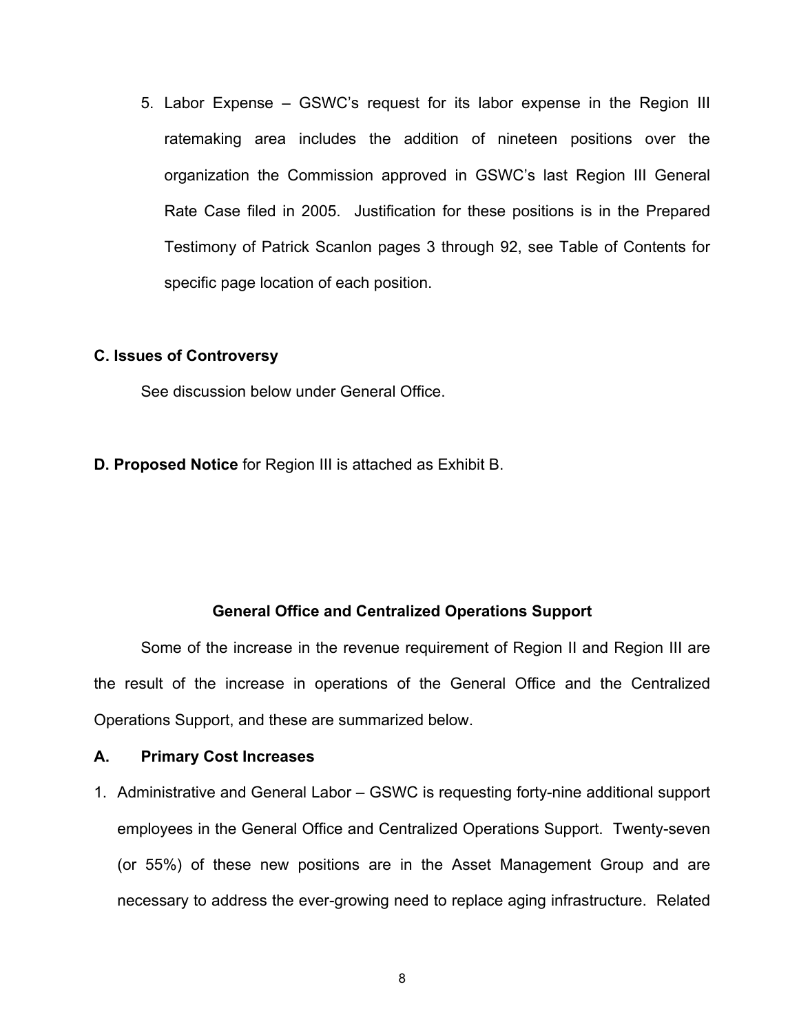5. Labor Expense – GSWC's request for its labor expense in the Region III ratemaking area includes the addition of nineteen positions over the organization the Commission approved in GSWC's last Region III General Rate Case filed in 2005. Justification for these positions is in the Prepared Testimony of Patrick Scanlon pages 3 through 92, see Table of Contents for specific page location of each position.

**C. Issues of Controversy**

See discussion below under General Office.

**D. Proposed Notice** for Region III is attached as Exhibit B.

## General Office and Centralized Operations Support

Some of the increase in the revenue requirement of Region II and Region III are the result of the increase in operations of the General Office and the Centralized Operations Support, and these are summarized below.

**A. Primary Cost Increases**

1. Administrative and General Labor – GSWC is requesting forty-nine additional support employees in the General Office and Centralized Operations Support. Twenty-seven (or 55%) of these new positions are in the Asset Management Group and are necessary to address the ever-growing need to replace aging infrastructure. Related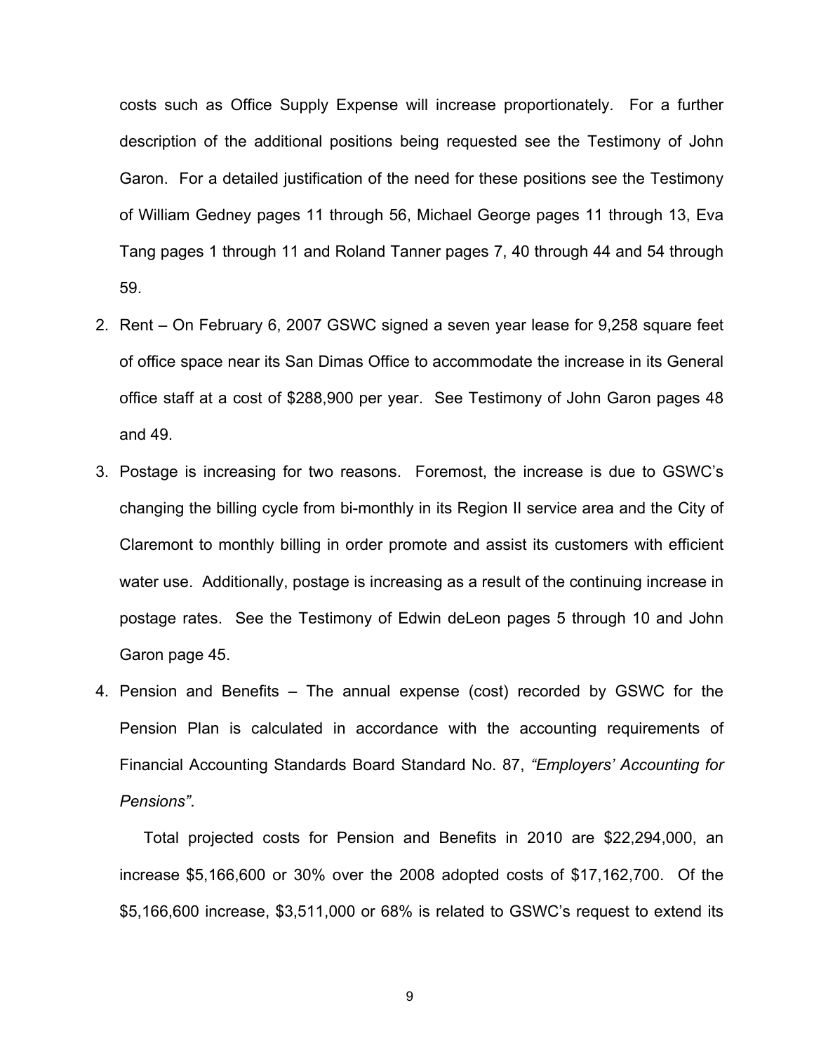costs such as Office Supply Expense will increase proportionately. For a further description of the additional positions being requested see the Testimony of John Garon. For a detailed justification of the need for these positions see the Testimony of William Gedney pages 11 through 56, Michael George pages 11 through 13, Eva Tang pages 1 through 11 and Roland Tanner pages 7, 40 through 44 and 54 through 59.

2. Rent – On February 6, 2007 GSWC signed a seven year lease for 9,258 square feet of office space near its San Dimas Office to accommodate the increase in its General office staff at a cost of $288,900 per year. See Testimony of John Garon pages 48 and 49.

3. Postage is increasing for two reasons. Foremost, the increase is due to GSWC's changing the billing cycle from bi-monthly in its Region II service area and the City of Claremont to monthly billing in order promote and assist its customers with efficient water use. Additionally, postage is increasing as a result of the continuing increase in postage rates. See the Testimony of Edwin deLeon pages 5 through 10 and John Garon page 45.

4. Pension and Benefits – The annual expense (cost) recorded by GSWC for the Pension Plan is calculated in accordance with the accounting requirements of Financial Accounting Standards Board Standard No. 87, *"Employers' Accounting for Pensions"*.

   Total projected costs for Pension and Benefits in 2010 are $22,294,000, an increase $5,166,600 or 30% over the 2008 adopted costs of $17,162,700. Of the $5,166,600 increase, $3,511,000 or 68% is related to GSWC's request to extend its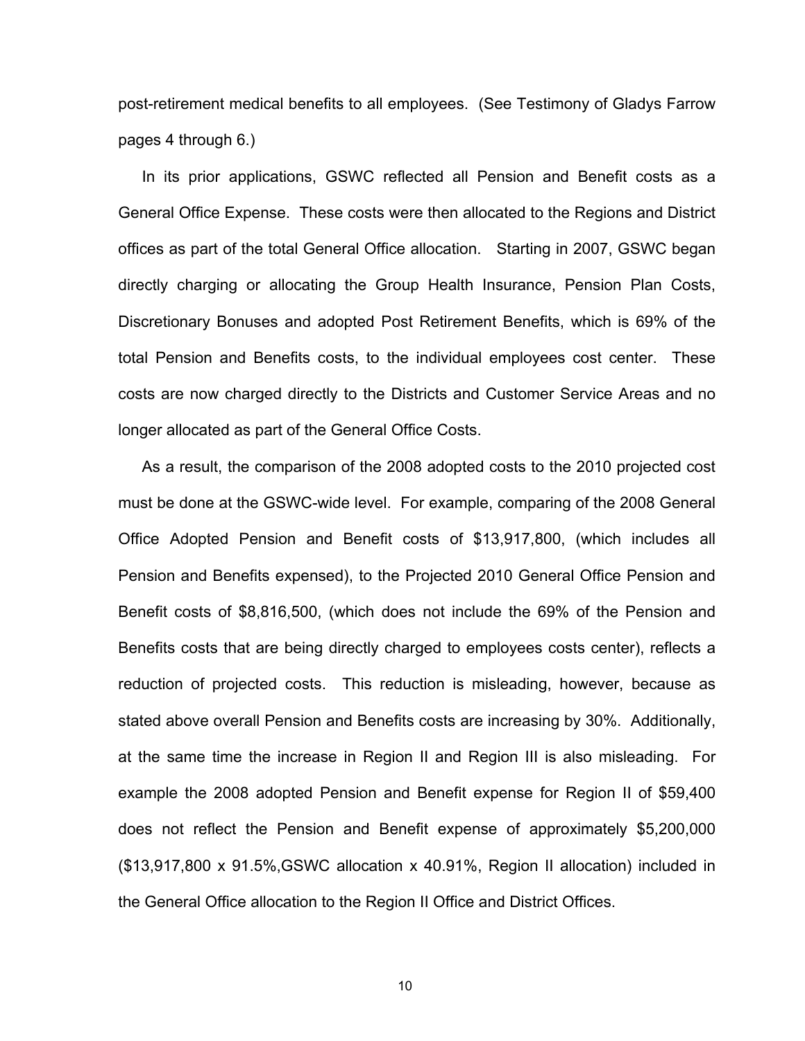post-retirement medical benefits to all employees. (See Testimony of Gladys Farrow pages 4 through 6.)

In its prior applications, GSWC reflected all Pension and Benefit costs as a General Office Expense. These costs were then allocated to the Regions and District offices as part of the total General Office allocation. Starting in 2007, GSWC began directly charging or allocating the Group Health Insurance, Pension Plan Costs, Discretionary Bonuses and adopted Post Retirement Benefits, which is 69% of the total Pension and Benefits costs, to the individual employees cost center. These costs are now charged directly to the Districts and Customer Service Areas and no longer allocated as part of the General Office Costs.

As a result, the comparison of the 2008 adopted costs to the 2010 projected cost must be done at the GSWC-wide level. For example, comparing of the 2008 General Office Adopted Pension and Benefit costs of $13,917,800, (which includes all Pension and Benefits expensed), to the Projected 2010 General Office Pension and Benefit costs of $8,816,500, (which does not include the 69% of the Pension and Benefits costs that are being directly charged to employees costs center), reflects a reduction of projected costs. This reduction is misleading, however, because as stated above overall Pension and Benefits costs are increasing by 30%. Additionally, at the same time the increase in Region II and Region III is also misleading. For example the 2008 adopted Pension and Benefit expense for Region II of $59,400 does not reflect the Pension and Benefit expense of approximately $5,200,000 ($13,917,800 x 91.5%,GSWC allocation x 40.91%, Region II allocation) included in the General Office allocation to the Region II Office and District Offices.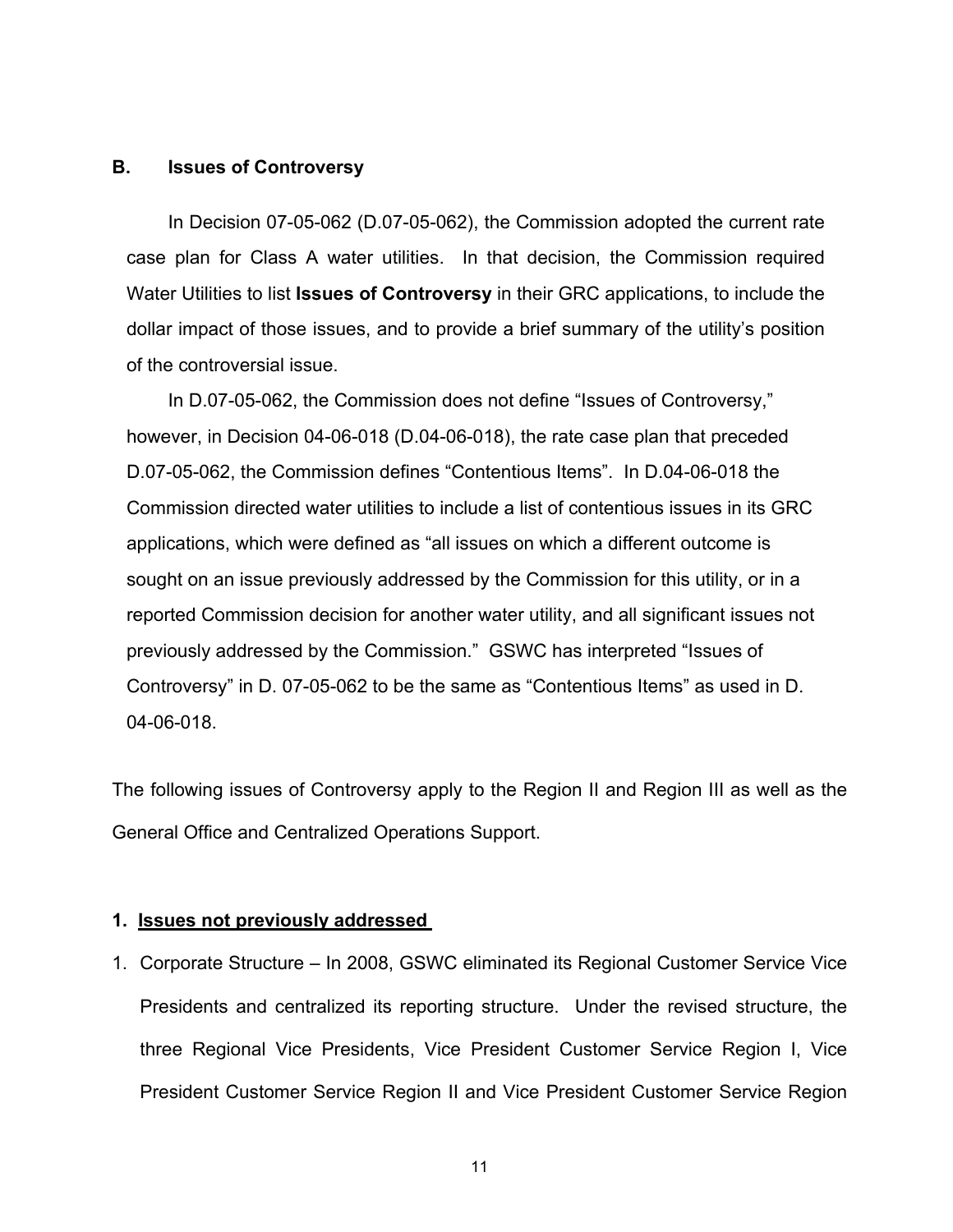## B. Issues of Controversy

In Decision 07-05-062 (D.07-05-062), the Commission adopted the current rate case plan for Class A water utilities. In that decision, the Commission required Water Utilities to list **Issues of Controversy** in their GRC applications, to include the dollar impact of those issues, and to provide a brief summary of the utility's position of the controversial issue.

In D.07-05-062, the Commission does not define "Issues of Controversy," however, in Decision 04-06-018 (D.04-06-018), the rate case plan that preceded D.07-05-062, the Commission defines "Contentious Items". In D.04-06-018 the Commission directed water utilities to include a list of contentious issues in its GRC applications, which were defined as "all issues on which a different outcome is sought on an issue previously addressed by the Commission for this utility, or in a reported Commission decision for another water utility, and all significant issues not previously addressed by the Commission." GSWC has interpreted "Issues of Controversy" in D. 07-05-062 to be the same as "Contentious Items" as used in D. 04-06-018.

The following issues of Controversy apply to the Region II and Region III as well as the General Office and Centralized Operations Support.

### 1. Issues not previously addressed

1. Corporate Structure – In 2008, GSWC eliminated its Regional Customer Service Vice Presidents and centralized its reporting structure. Under the revised structure, the three Regional Vice Presidents, Vice President Customer Service Region I, Vice President Customer Service Region II and Vice President Customer Service Region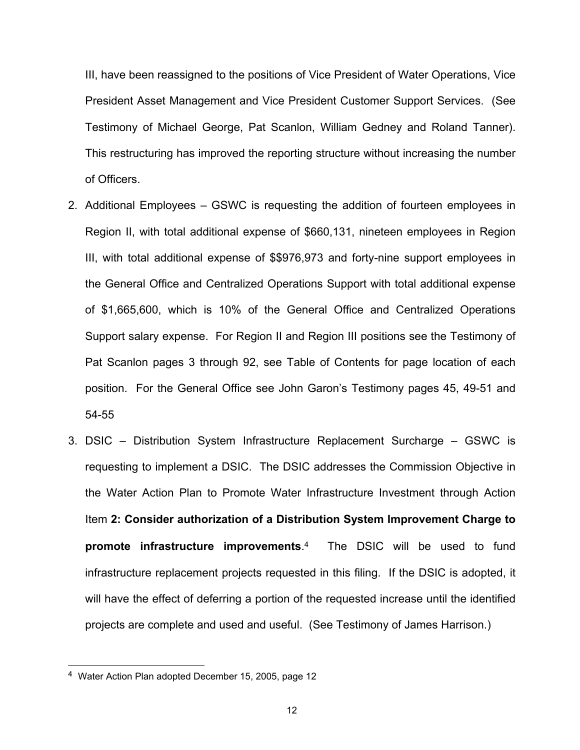III, have been reassigned to the positions of Vice President of Water Operations, Vice President Asset Management and Vice President Customer Support Services. (See Testimony of Michael George, Pat Scanlon, William Gedney and Roland Tanner). This restructuring has improved the reporting structure without increasing the number of Officers.

2. Additional Employees – GSWC is requesting the addition of fourteen employees in Region II, with total additional expense of $660,131, nineteen employees in Region III, with total additional expense of $$976,973 and forty-nine support employees in the General Office and Centralized Operations Support with total additional expense of $1,665,600, which is 10% of the General Office and Centralized Operations Support salary expense. For Region II and Region III positions see the Testimony of Pat Scanlon pages 3 through 92, see Table of Contents for page location of each position. For the General Office see John Garon's Testimony pages 45, 49-51 and 54-55

3. DSIC – Distribution System Infrastructure Replacement Surcharge – GSWC is requesting to implement a DSIC. The DSIC addresses the Commission Objective in the Water Action Plan to Promote Water Infrastructure Investment through Action Item **2: Consider authorization of a Distribution System Improvement Charge to promote infrastructure improvements**.[4] The DSIC will be used to fund infrastructure replacement projects requested in this filing. If the DSIC is adopted, it will have the effect of deferring a portion of the requested increase until the identified projects are complete and used and useful. (See Testimony of James Harrison.)

---

[4] Water Action Plan adopted December 15, 2005, page 12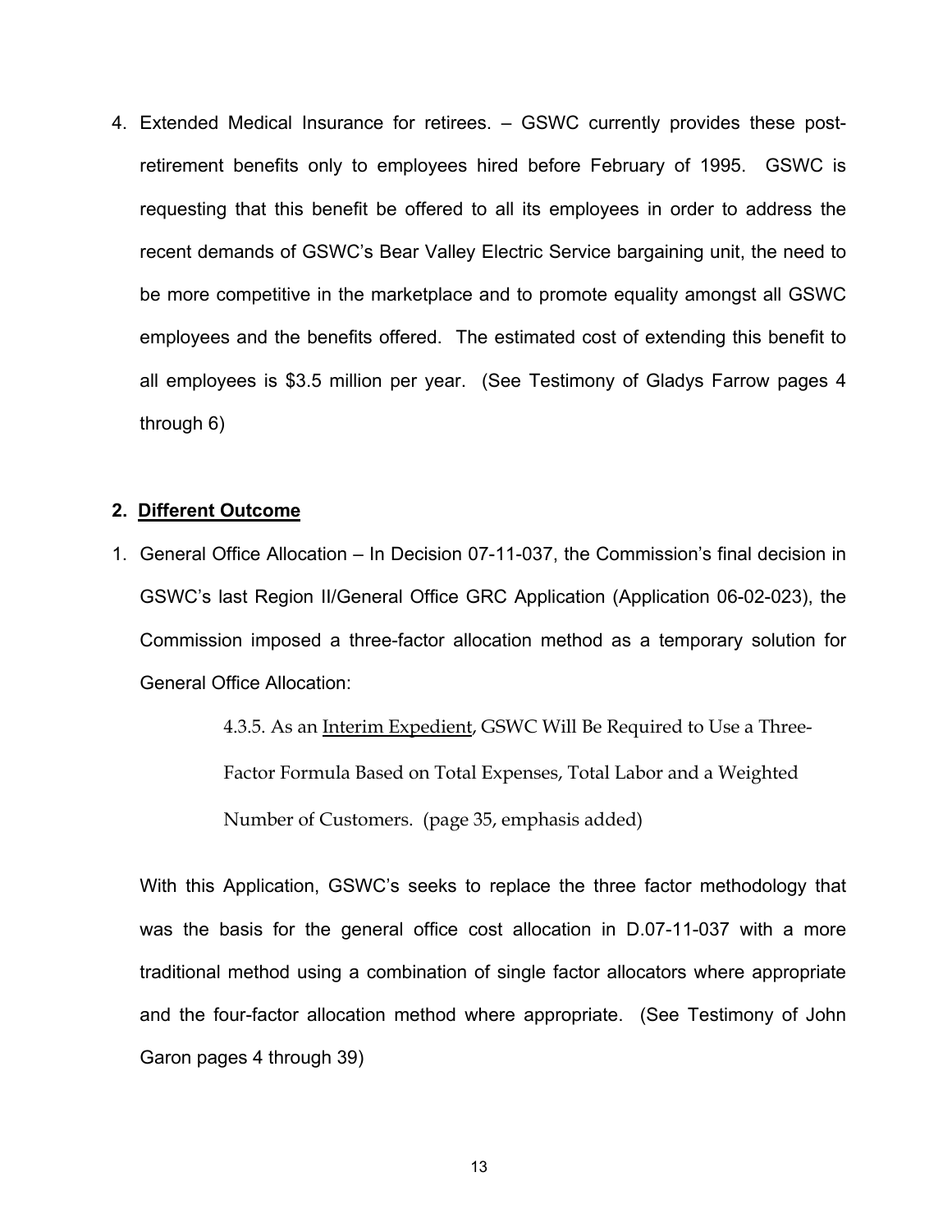4. Extended Medical Insurance for retirees. – GSWC currently provides these post-retirement benefits only to employees hired before February of 1995. GSWC is requesting that this benefit be offered to all its employees in order to address the recent demands of GSWC's Bear Valley Electric Service bargaining unit, the need to be more competitive in the marketplace and to promote equality amongst all GSWC employees and the benefits offered. The estimated cost of extending this benefit to all employees is $3.5 million per year. (See Testimony of Gladys Farrow pages 4 through 6)

## 2. Different Outcome

1. General Office Allocation – In Decision 07-11-037, the Commission's final decision in GSWC's last Region II/General Office GRC Application (Application 06-02-023), the Commission imposed a three-factor allocation method as a temporary solution for General Office Allocation:

> 4.3.5. As an Interim Expedient, GSWC Will Be Required to Use a Three-Factor Formula Based on Total Expenses, Total Labor and a Weighted Number of Customers. (page 35, emphasis added)

With this Application, GSWC's seeks to replace the three factor methodology that was the basis for the general office cost allocation in D.07-11-037 with a more traditional method using a combination of single factor allocators where appropriate and the four-factor allocation method where appropriate. (See Testimony of John Garon pages 4 through 39)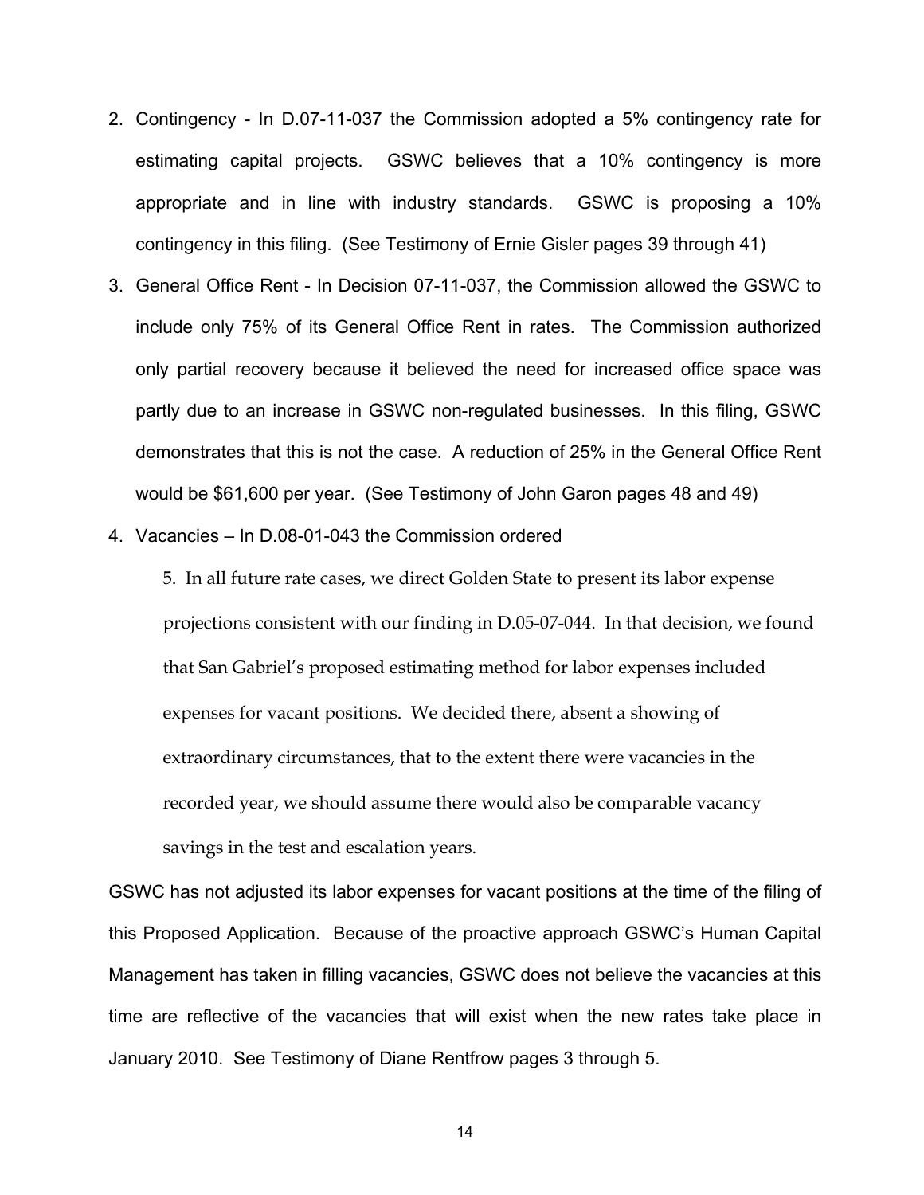2. Contingency - In D.07-11-037 the Commission adopted a 5% contingency rate for estimating capital projects. GSWC believes that a 10% contingency is more appropriate and in line with industry standards. GSWC is proposing a 10% contingency in this filing. (See Testimony of Ernie Gisler pages 39 through 41)
3. General Office Rent - In Decision 07-11-037, the Commission allowed the GSWC to include only 75% of its General Office Rent in rates. The Commission authorized only partial recovery because it believed the need for increased office space was partly due to an increase in GSWC non-regulated businesses. In this filing, GSWC demonstrates that this is not the case. A reduction of 25% in the General Office Rent would be $61,600 per year. (See Testimony of John Garon pages 48 and 49)
4. Vacancies – In D.08-01-043 the Commission ordered

> 5. In all future rate cases, we direct Golden State to present its labor expense projections consistent with our finding in D.05-07-044. In that decision, we found that San Gabriel's proposed estimating method for labor expenses included expenses for vacant positions. We decided there, absent a showing of extraordinary circumstances, that to the extent there were vacancies in the recorded year, we should assume there would also be comparable vacancy savings in the test and escalation years.

GSWC has not adjusted its labor expenses for vacant positions at the time of the filing of this Proposed Application. Because of the proactive approach GSWC's Human Capital Management has taken in filling vacancies, GSWC does not believe the vacancies at this time are reflective of the vacancies that will exist when the new rates take place in January 2010. See Testimony of Diane Rentfrow pages 3 through 5.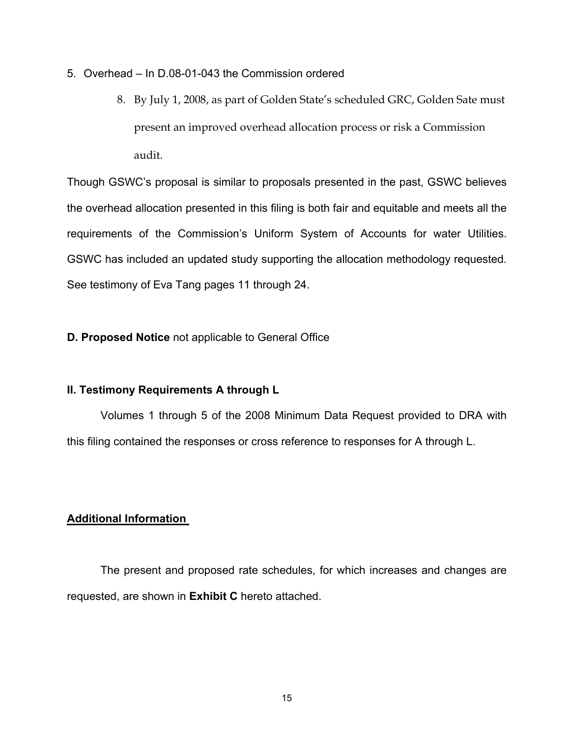5. Overhead – In D.08-01-043 the Commission ordered

   8. By July 1, 2008, as part of Golden State's scheduled GRC, Golden Sate must present an improved overhead allocation process or risk a Commission audit.

Though GSWC's proposal is similar to proposals presented in the past, GSWC believes the overhead allocation presented in this filing is both fair and equitable and meets all the requirements of the Commission's Uniform System of Accounts for water Utilities. GSWC has included an updated study supporting the allocation methodology requested. See testimony of Eva Tang pages 11 through 24.

**D. Proposed Notice** not applicable to General Office

**II. Testimony Requirements A through L**

Volumes 1 through 5 of the 2008 Minimum Data Request provided to DRA with this filing contained the responses or cross reference to responses for A through L.

**Additional Information**

The present and proposed rate schedules, for which increases and changes are requested, are shown in **Exhibit C** hereto attached.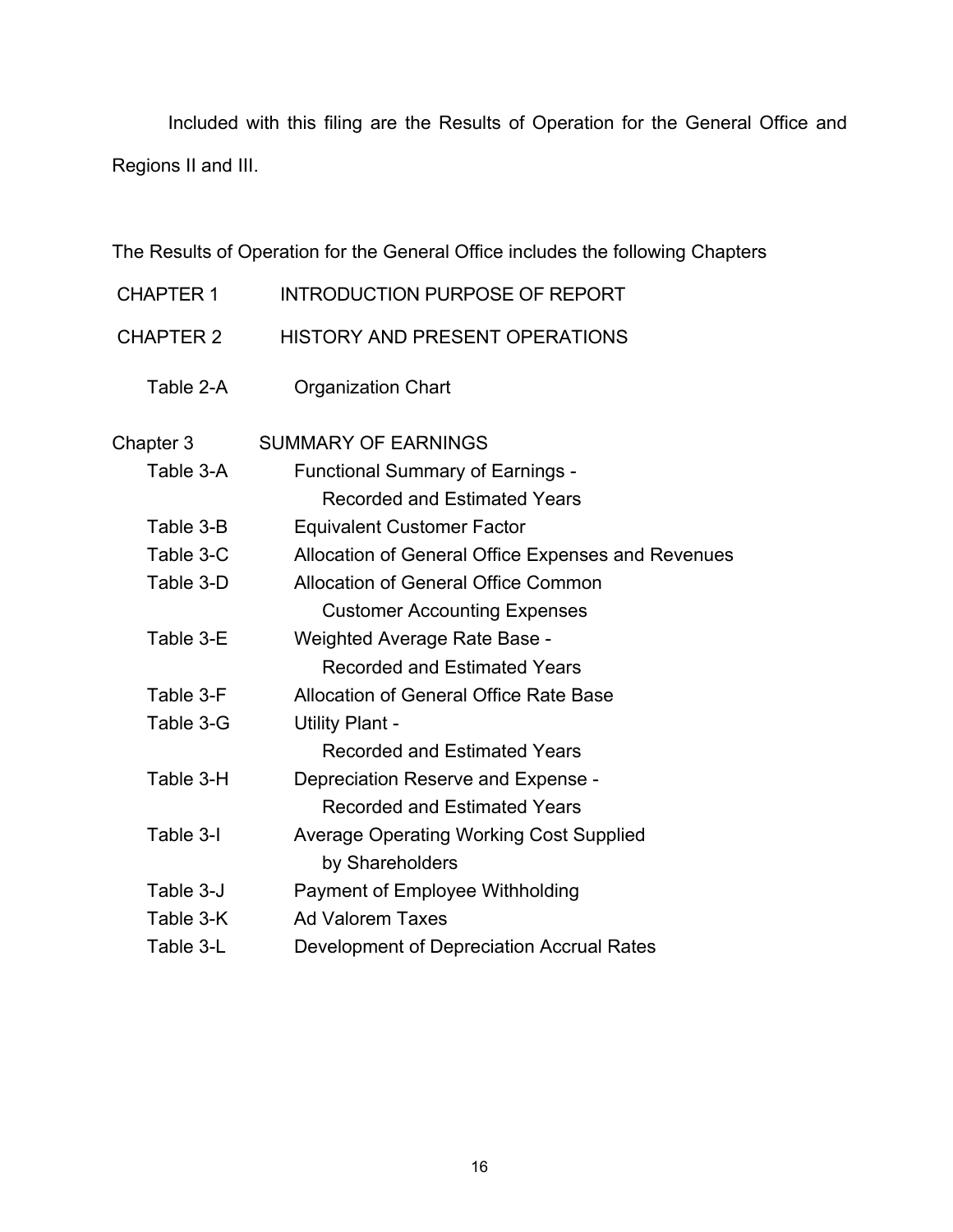Included with this filing are the Results of Operation for the General Office and Regions II and III.

The Results of Operation for the General Office includes the following Chapters

| | |
|---|---|
| CHAPTER 1 | INTRODUCTION PURPOSE OF REPORT |
| CHAPTER 2 | HISTORY AND PRESENT OPERATIONS |
| Table 2-A | Organization Chart |
| Chapter 3 | SUMMARY OF EARNINGS |
| Table 3-A | Functional Summary of Earnings - Recorded and Estimated Years |
| Table 3-B | Equivalent Customer Factor |
| Table 3-C | Allocation of General Office Expenses and Revenues |
| Table 3-D | Allocation of General Office Common Customer Accounting Expenses |
| Table 3-E | Weighted Average Rate Base - Recorded and Estimated Years |
| Table 3-F | Allocation of General Office Rate Base |
| Table 3-G | Utility Plant - Recorded and Estimated Years |
| Table 3-H | Depreciation Reserve and Expense - Recorded and Estimated Years |
| Table 3-I | Average Operating Working Cost Supplied by Shareholders |
| Table 3-J | Payment of Employee Withholding |
| Table 3-K | Ad Valorem Taxes |
| Table 3-L | Development of Depreciation Accrual Rates |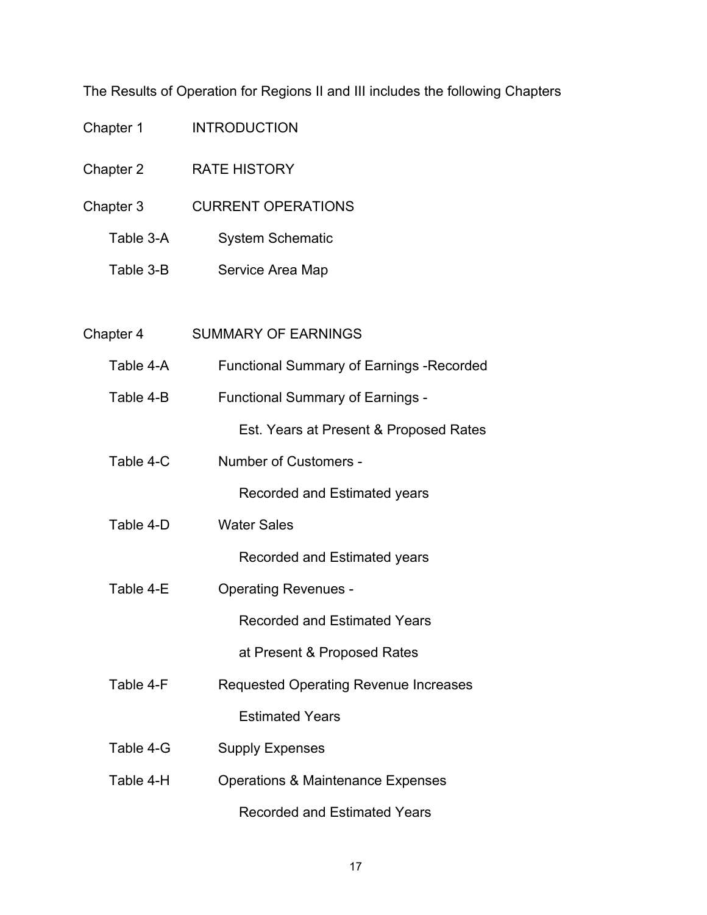The Results of Operation for Regions II and III includes the following Chapters

Chapter 1 INTRODUCTION

Chapter 2 RATE HISTORY

Chapter 3 CURRENT OPERATIONS

- Table 3-A System Schematic
- Table 3-B Service Area Map

Chapter 4 SUMMARY OF EARNINGS

- Table 4-A Functional Summary of Earnings -Recorded
- Table 4-B Functional Summary of Earnings -
  - Est. Years at Present & Proposed Rates
- Table 4-C Number of Customers -
  - Recorded and Estimated years
- Table 4-D Water Sales
  - Recorded and Estimated years
- Table 4-E Operating Revenues -
  - Recorded and Estimated Years
  - at Present & Proposed Rates
- Table 4-F Requested Operating Revenue Increases
  - Estimated Years
- Table 4-G Supply Expenses
- Table 4-H Operations & Maintenance Expenses
  - Recorded and Estimated Years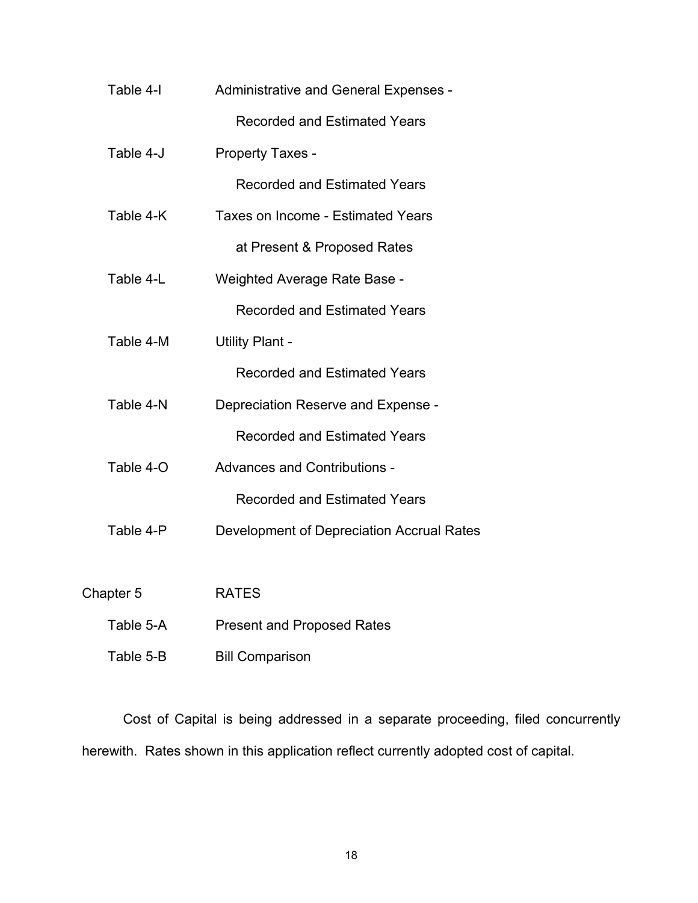| | |
|---|---|
| Table 4-I | Administrative and General Expenses - Recorded and Estimated Years |
| Table 4-J | Property Taxes - Recorded and Estimated Years |
| Table 4-K | Taxes on Income - Estimated Years at Present & Proposed Rates |
| Table 4-L | Weighted Average Rate Base - Recorded and Estimated Years |
| Table 4-M | Utility Plant - Recorded and Estimated Years |
| Table 4-N | Depreciation Reserve and Expense - Recorded and Estimated Years |
| Table 4-O | Advances and Contributions - Recorded and Estimated Years |
| Table 4-P | Development of Depreciation Accrual Rates |

| | |
|---|---|
| Chapter 5 | RATES |
| Table 5-A | Present and Proposed Rates |
| Table 5-B | Bill Comparison |

Cost of Capital is being addressed in a separate proceeding, filed concurrently herewith. Rates shown in this application reflect currently adopted cost of capital.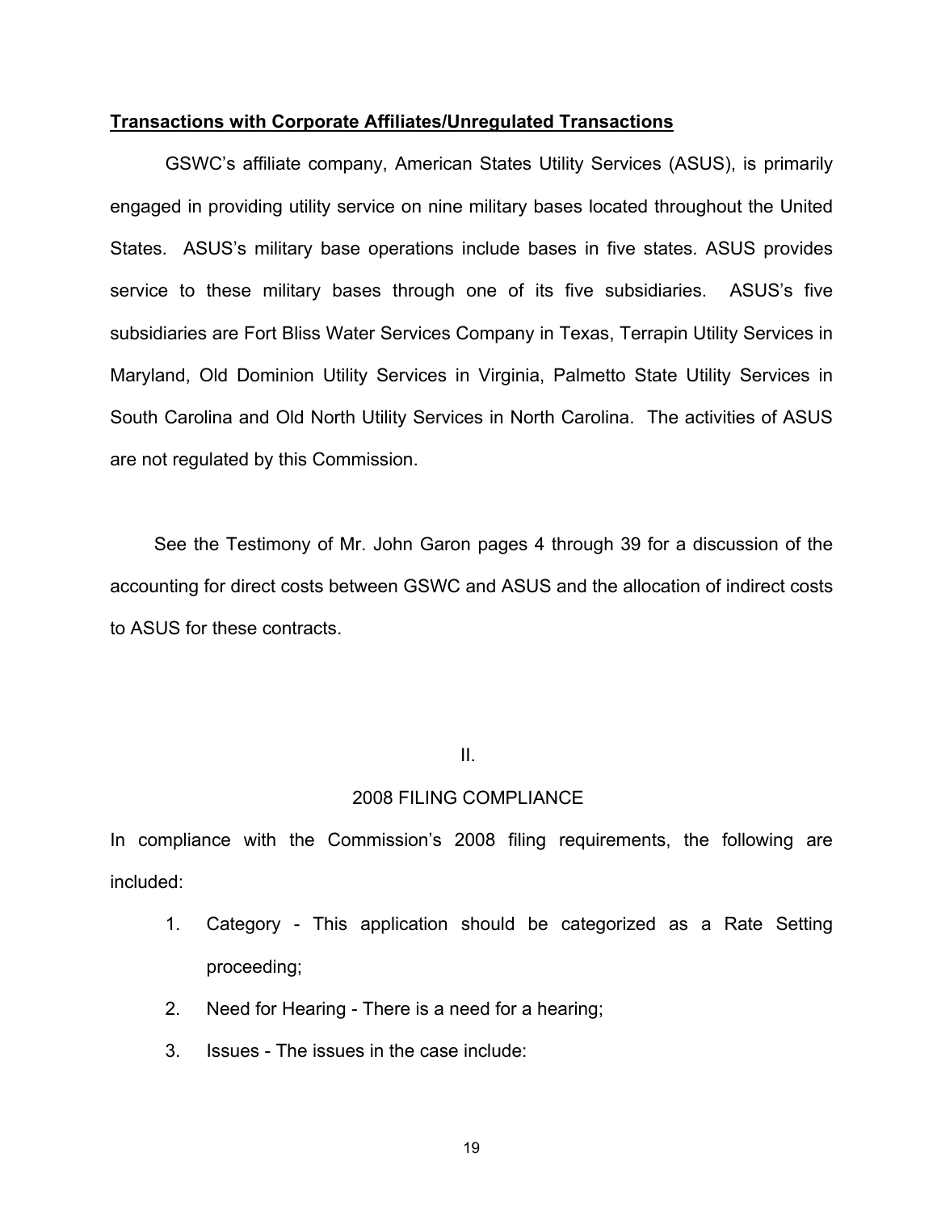**Transactions with Corporate Affiliates/Unregulated Transactions**

GSWC's affiliate company, American States Utility Services (ASUS), is primarily engaged in providing utility service on nine military bases located throughout the United States. ASUS's military base operations include bases in five states. ASUS provides service to these military bases through one of its five subsidiaries. ASUS's five subsidiaries are Fort Bliss Water Services Company in Texas, Terrapin Utility Services in Maryland, Old Dominion Utility Services in Virginia, Palmetto State Utility Services in South Carolina and Old North Utility Services in North Carolina. The activities of ASUS are not regulated by this Commission.

See the Testimony of Mr. John Garon pages 4 through 39 for a discussion of the accounting for direct costs between GSWC and ASUS and the allocation of indirect costs to ASUS for these contracts.

## II.

## 2008 FILING COMPLIANCE

In compliance with the Commission's 2008 filing requirements, the following are included:

1. Category - This application should be categorized as a Rate Setting proceeding;
2. Need for Hearing - There is a need for a hearing;
3. Issues - The issues in the case include: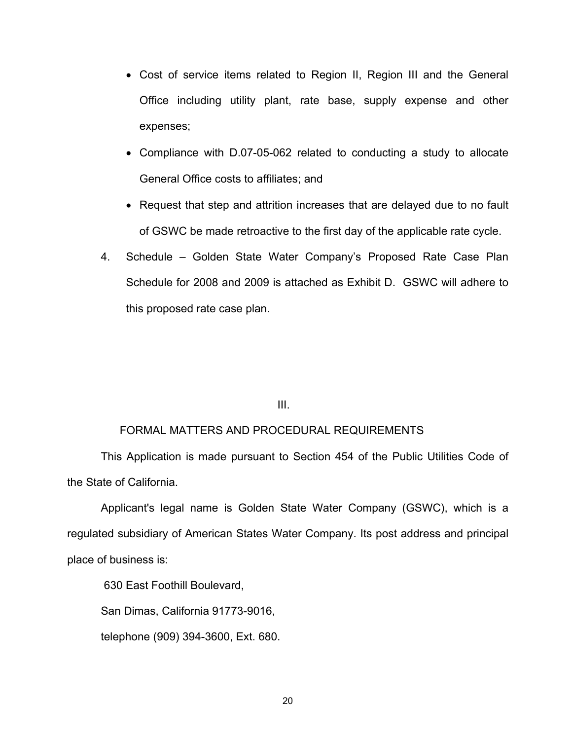- Cost of service items related to Region II, Region III and the General Office including utility plant, rate base, supply expense and other expenses;
- Compliance with D.07-05-062 related to conducting a study to allocate General Office costs to affiliates; and
- Request that step and attrition increases that are delayed due to no fault of GSWC be made retroactive to the first day of the applicable rate cycle.

4. Schedule – Golden State Water Company's Proposed Rate Case Plan Schedule for 2008 and 2009 is attached as Exhibit D. GSWC will adhere to this proposed rate case plan.

## III.

## FORMAL MATTERS AND PROCEDURAL REQUIREMENTS

This Application is made pursuant to Section 454 of the Public Utilities Code of the State of California.

Applicant's legal name is Golden State Water Company (GSWC), which is a regulated subsidiary of American States Water Company. Its post address and principal place of business is:

630 East Foothill Boulevard,

San Dimas, California 91773-9016,

telephone (909) 394-3600, Ext. 680.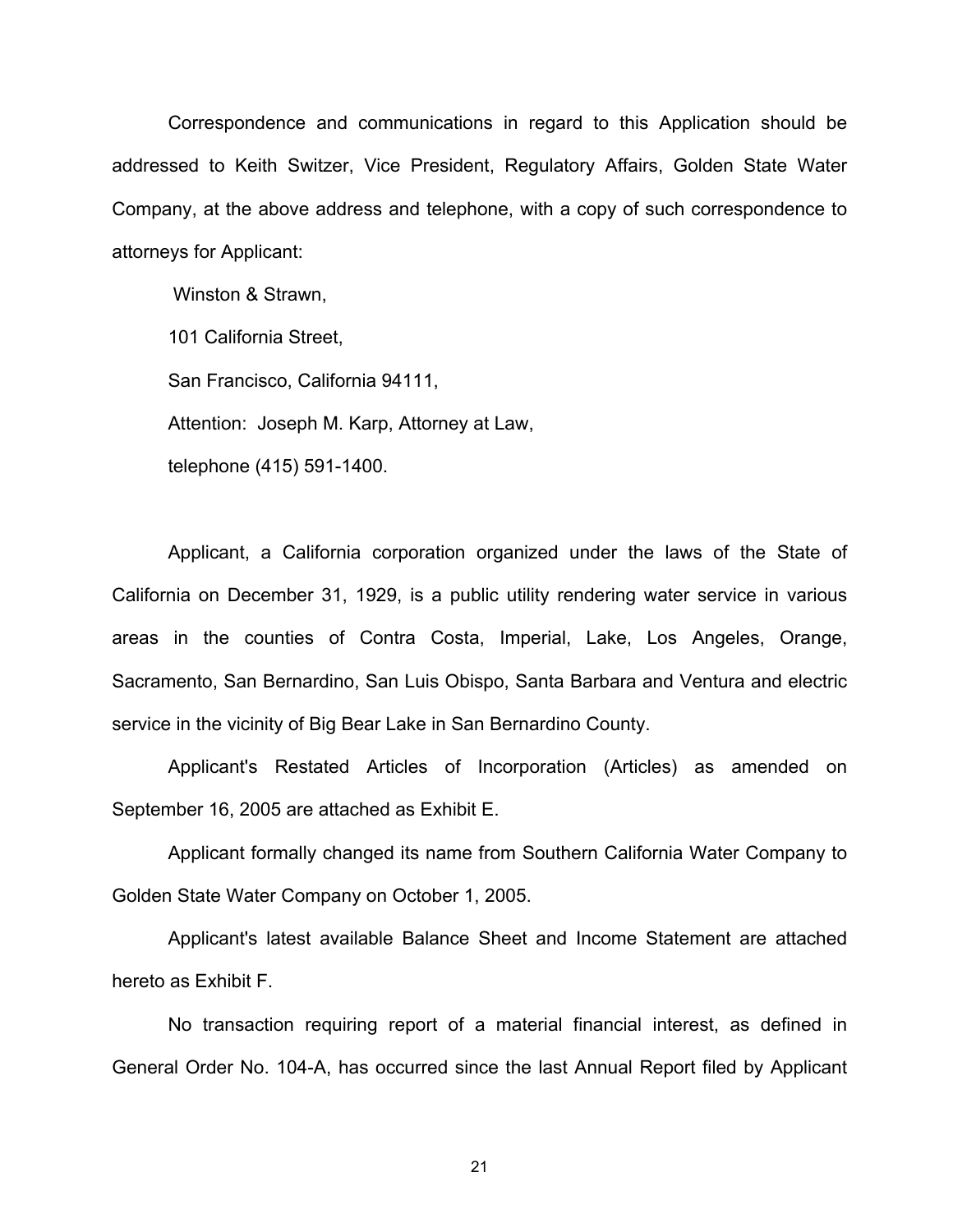Correspondence and communications in regard to this Application should be addressed to Keith Switzer, Vice President, Regulatory Affairs, Golden State Water Company, at the above address and telephone, with a copy of such correspondence to attorneys for Applicant:

Winston & Strawn,

101 California Street,

San Francisco, California 94111,

Attention: Joseph M. Karp, Attorney at Law,

telephone (415) 591-1400.

Applicant, a California corporation organized under the laws of the State of California on December 31, 1929, is a public utility rendering water service in various areas in the counties of Contra Costa, Imperial, Lake, Los Angeles, Orange, Sacramento, San Bernardino, San Luis Obispo, Santa Barbara and Ventura and electric service in the vicinity of Big Bear Lake in San Bernardino County.

Applicant's Restated Articles of Incorporation (Articles) as amended on September 16, 2005 are attached as Exhibit E.

Applicant formally changed its name from Southern California Water Company to Golden State Water Company on October 1, 2005.

Applicant's latest available Balance Sheet and Income Statement are attached hereto as Exhibit F.

No transaction requiring report of a material financial interest, as defined in General Order No. 104-A, has occurred since the last Annual Report filed by Applicant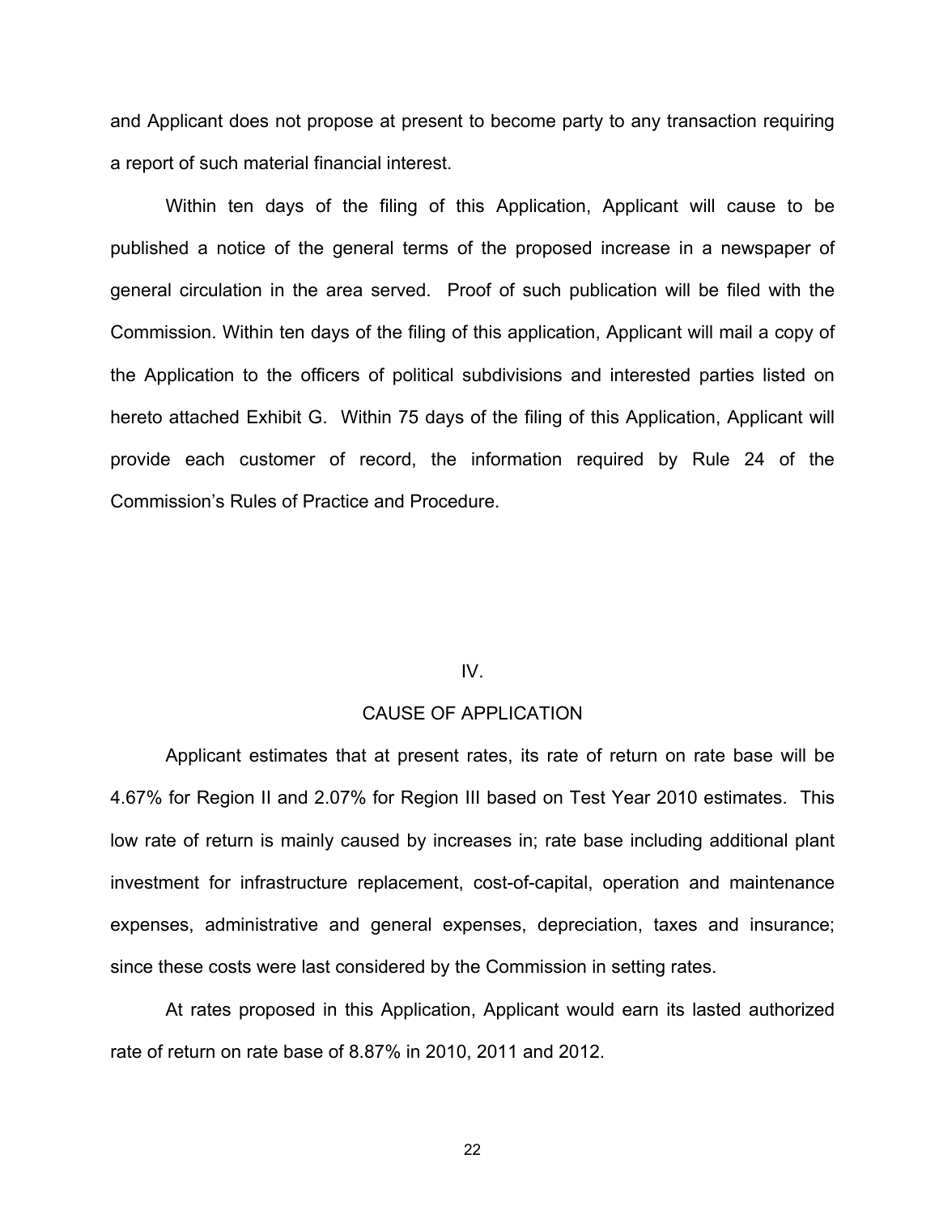and Applicant does not propose at present to become party to any transaction requiring a report of such material financial interest.

Within ten days of the filing of this Application, Applicant will cause to be published a notice of the general terms of the proposed increase in a newspaper of general circulation in the area served. Proof of such publication will be filed with the Commission. Within ten days of the filing of this application, Applicant will mail a copy of the Application to the officers of political subdivisions and interested parties listed on hereto attached Exhibit G. Within 75 days of the filing of this Application, Applicant will provide each customer of record, the information required by Rule 24 of the Commission's Rules of Practice and Procedure.

## IV.

## CAUSE OF APPLICATION

Applicant estimates that at present rates, its rate of return on rate base will be 4.67% for Region II and 2.07% for Region III based on Test Year 2010 estimates. This low rate of return is mainly caused by increases in; rate base including additional plant investment for infrastructure replacement, cost-of-capital, operation and maintenance expenses, administrative and general expenses, depreciation, taxes and insurance; since these costs were last considered by the Commission in setting rates.

At rates proposed in this Application, Applicant would earn its lasted authorized rate of return on rate base of 8.87% in 2010, 2011 and 2012.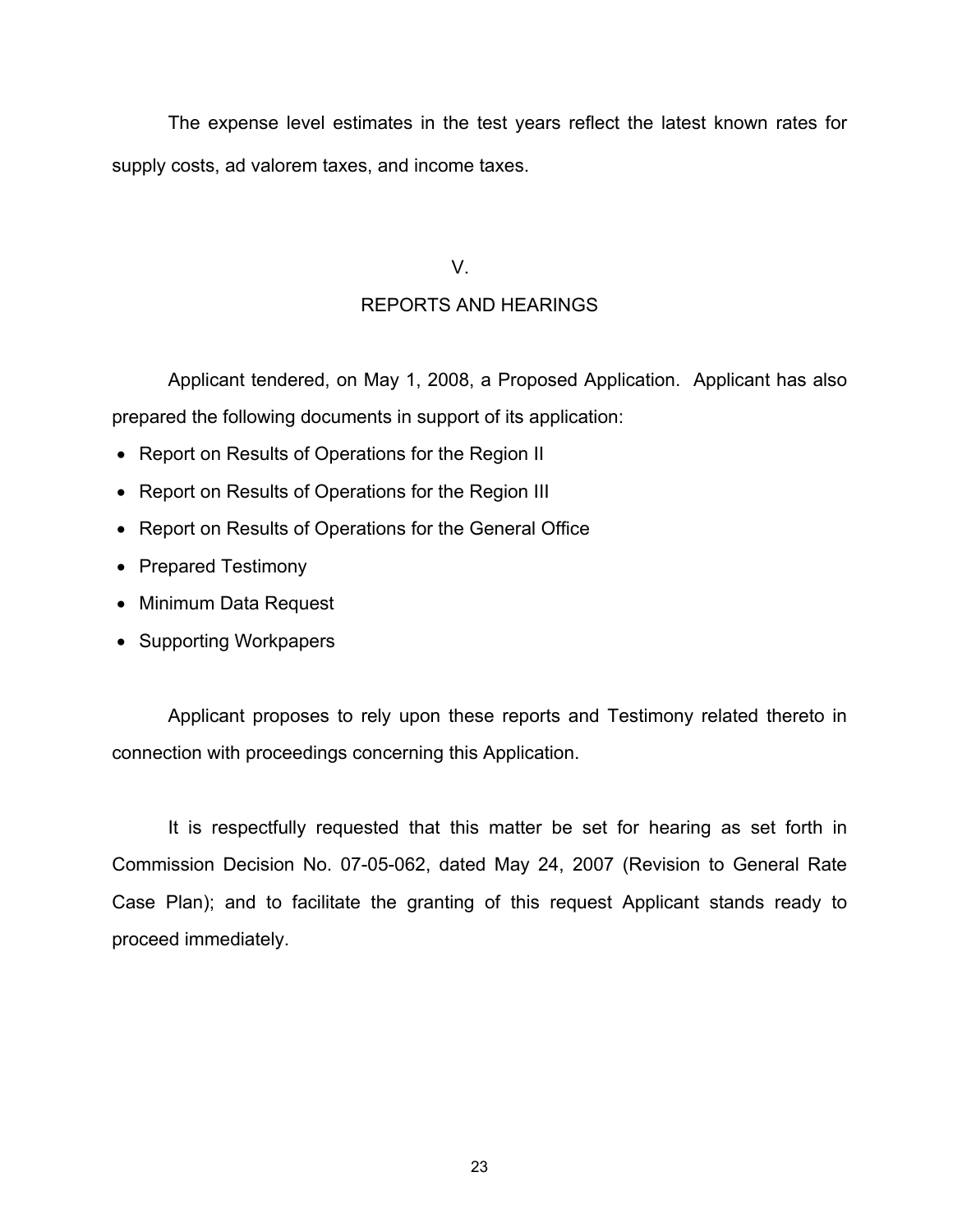The expense level estimates in the test years reflect the latest known rates for supply costs, ad valorem taxes, and income taxes.

## V.

## REPORTS AND HEARINGS

Applicant tendered, on May 1, 2008, a Proposed Application. Applicant has also prepared the following documents in support of its application:

- Report on Results of Operations for the Region II
- Report on Results of Operations for the Region III
- Report on Results of Operations for the General Office
- Prepared Testimony
- Minimum Data Request
- Supporting Workpapers

Applicant proposes to rely upon these reports and Testimony related thereto in connection with proceedings concerning this Application.

It is respectfully requested that this matter be set for hearing as set forth in Commission Decision No. 07-05-062, dated May 24, 2007 (Revision to General Rate Case Plan); and to facilitate the granting of this request Applicant stands ready to proceed immediately.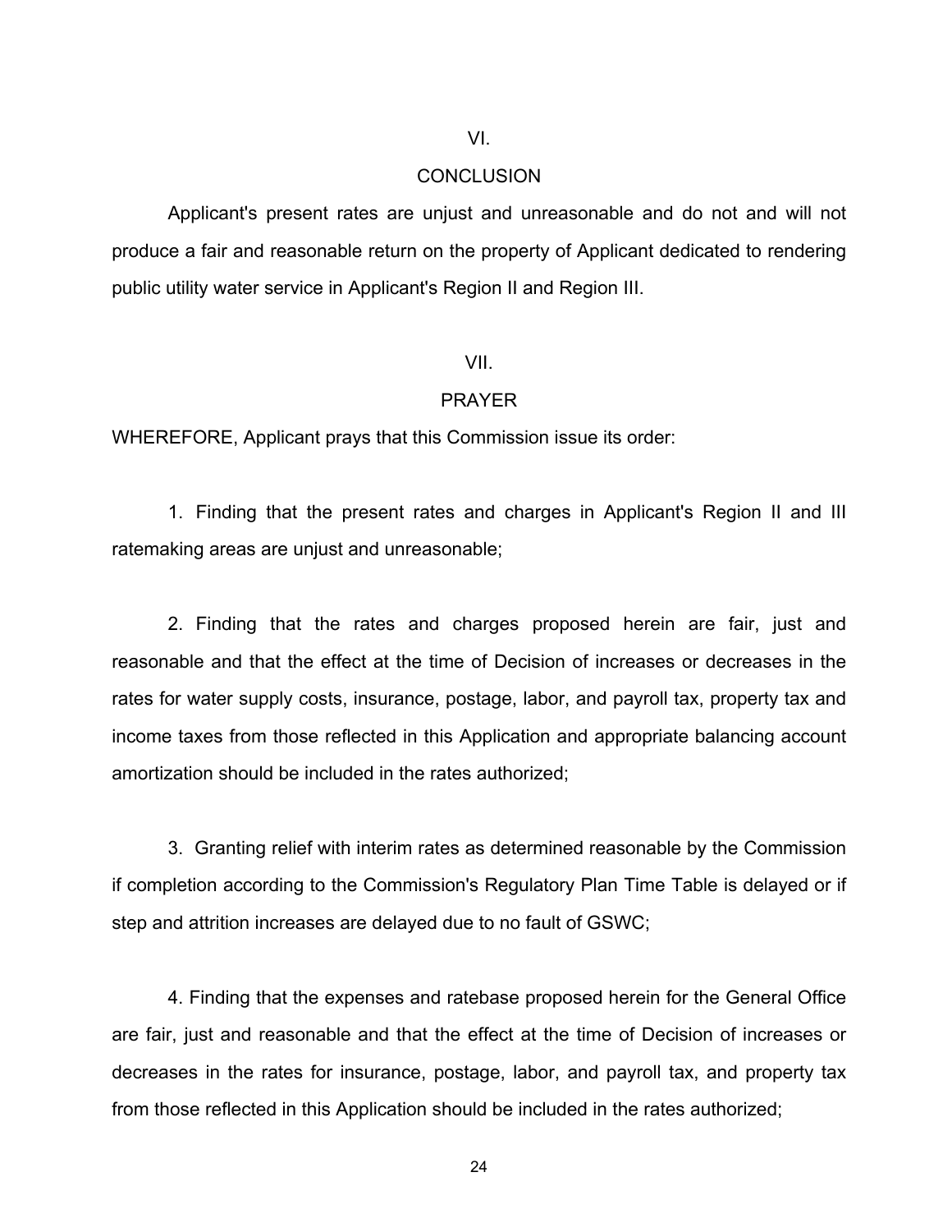## VI.

## CONCLUSION

Applicant's present rates are unjust and unreasonable and do not and will not produce a fair and reasonable return on the property of Applicant dedicated to rendering public utility water service in Applicant's Region II and Region III.

## VII.

## PRAYER

WHEREFORE, Applicant prays that this Commission issue its order:

1. Finding that the present rates and charges in Applicant's Region II and III ratemaking areas are unjust and unreasonable;

2. Finding that the rates and charges proposed herein are fair, just and reasonable and that the effect at the time of Decision of increases or decreases in the rates for water supply costs, insurance, postage, labor, and payroll tax, property tax and income taxes from those reflected in this Application and appropriate balancing account amortization should be included in the rates authorized;

3. Granting relief with interim rates as determined reasonable by the Commission if completion according to the Commission's Regulatory Plan Time Table is delayed or if step and attrition increases are delayed due to no fault of GSWC;

4. Finding that the expenses and ratebase proposed herein for the General Office are fair, just and reasonable and that the effect at the time of Decision of increases or decreases in the rates for insurance, postage, labor, and payroll tax, and property tax from those reflected in this Application should be included in the rates authorized;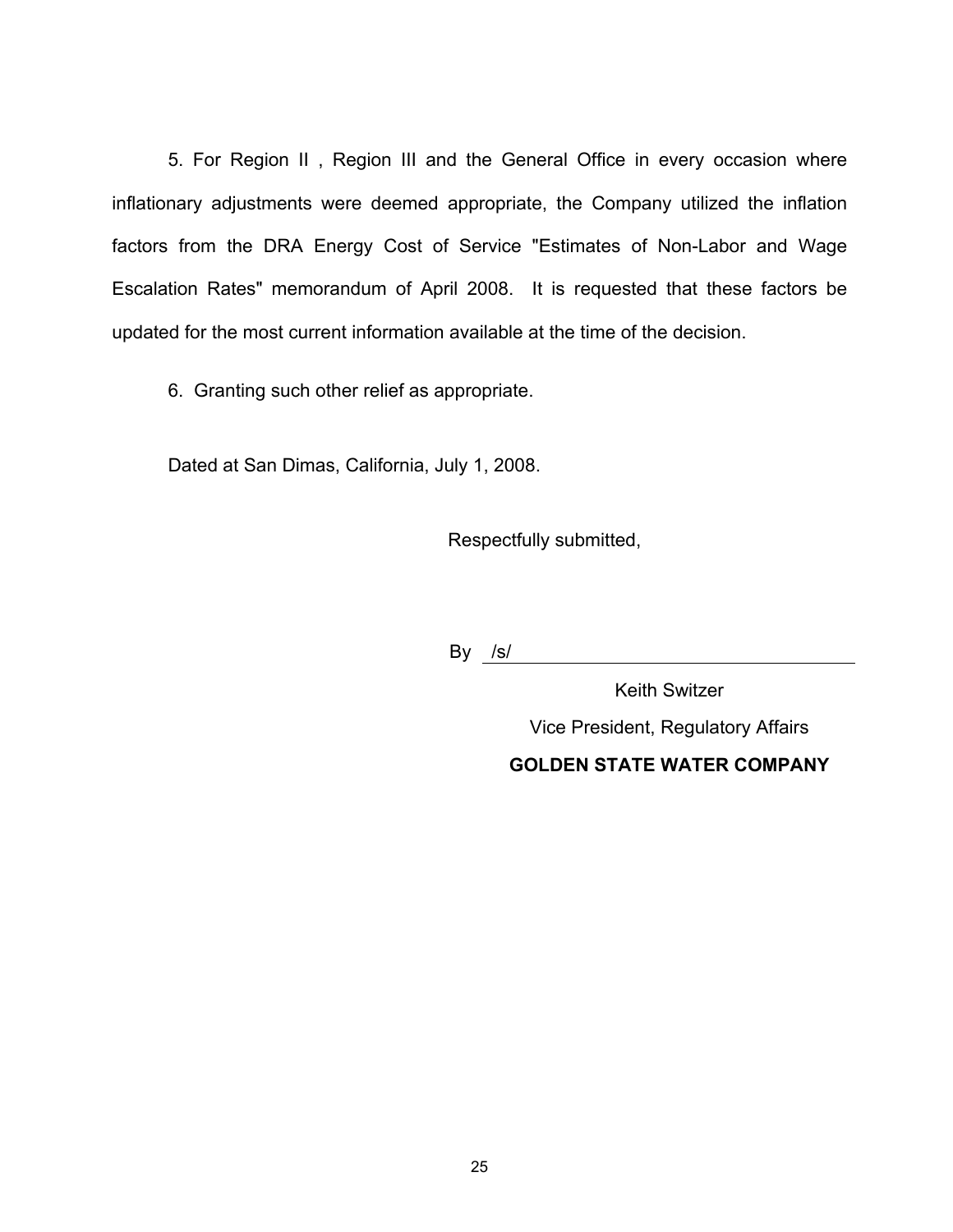5. For Region II , Region III and the General Office in every occasion where inflationary adjustments were deemed appropriate, the Company utilized the inflation factors from the DRA Energy Cost of Service "Estimates of Non-Labor and Wage Escalation Rates" memorandum of April 2008. It is requested that these factors be updated for the most current information available at the time of the decision.

6. Granting such other relief as appropriate.

Dated at San Dimas, California, July 1, 2008.

Respectfully submitted,

By /s/ ________________________________

Keith Switzer

Vice President, Regulatory Affairs

**GOLDEN STATE WATER COMPANY**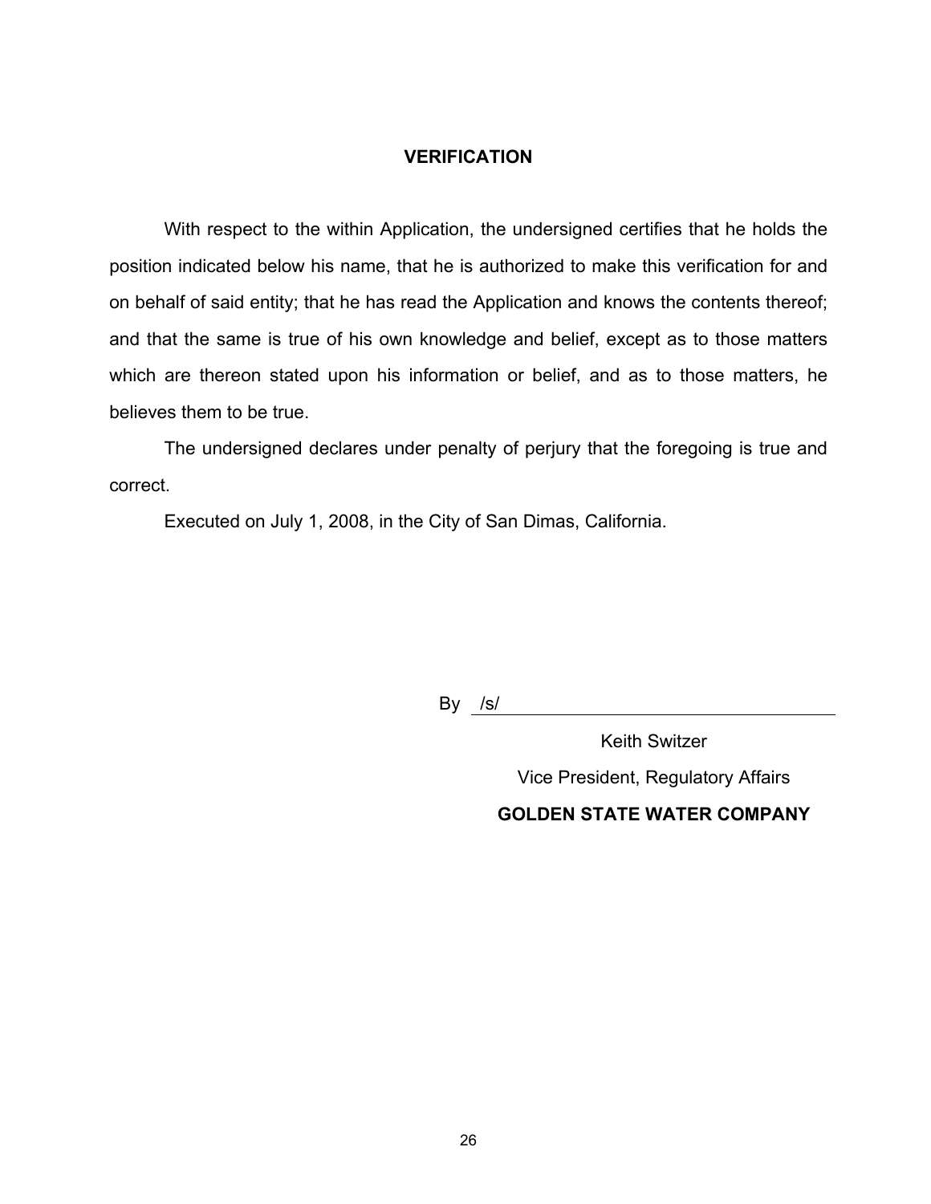## VERIFICATION

With respect to the within Application, the undersigned certifies that he holds the position indicated below his name, that he is authorized to make this verification for and on behalf of said entity; that he has read the Application and knows the contents thereof; and that the same is true of his own knowledge and belief, except as to those matters which are thereon stated upon his information or belief, and as to those matters, he believes them to be true.

The undersigned declares under penalty of perjury that the foregoing is true and correct.

Executed on July 1, 2008, in the City of San Dimas, California.

By /s/

Keith Switzer

Vice President, Regulatory Affairs

**GOLDEN STATE WATER COMPANY**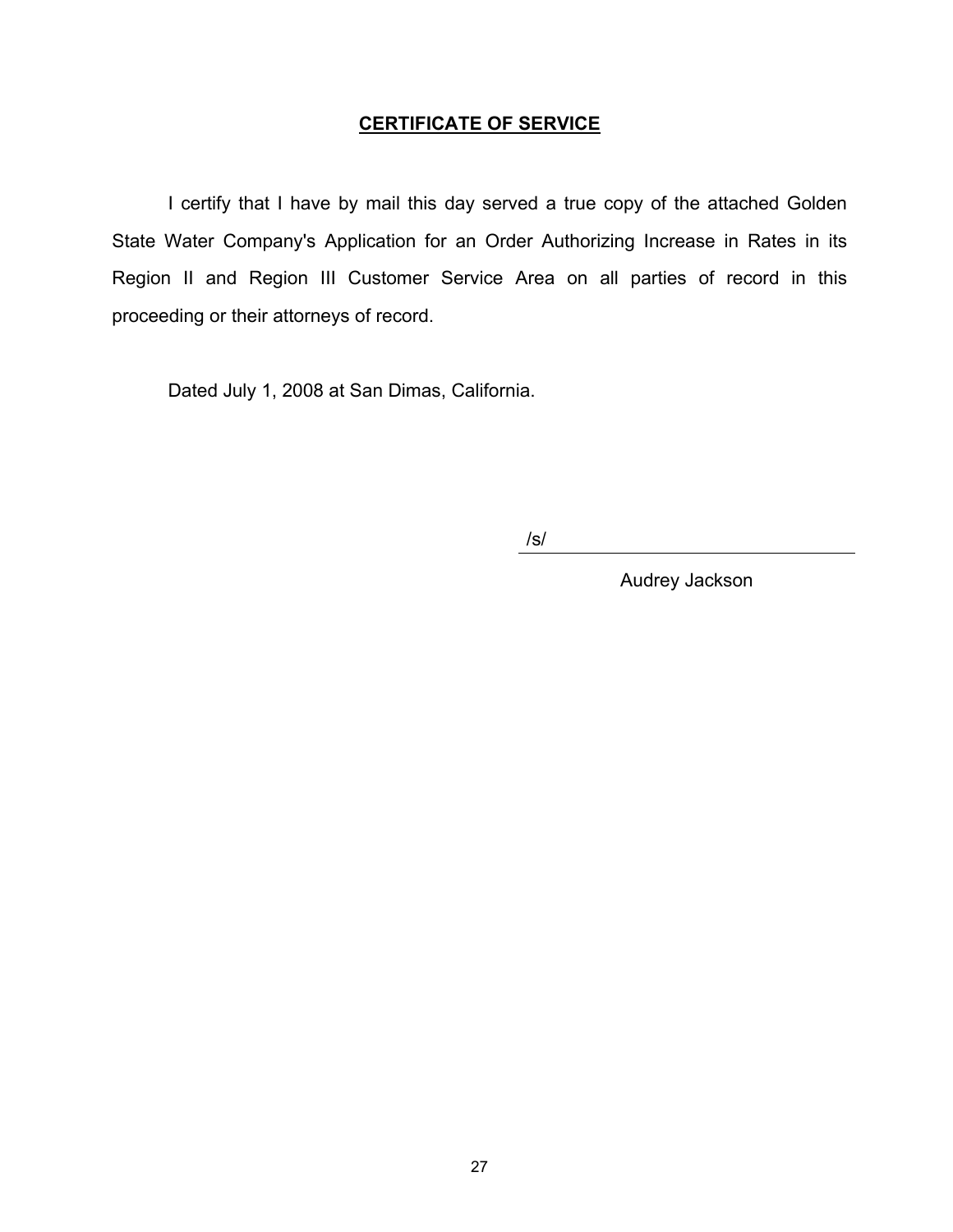## CERTIFICATE OF SERVICE

I certify that I have by mail this day served a true copy of the attached Golden State Water Company's Application for an Order Authorizing Increase in Rates in its Region II and Region III Customer Service Area on all parties of record in this proceeding or their attorneys of record.

Dated July 1, 2008 at San Dimas, California.

/s/ ______________________________

Audrey Jackson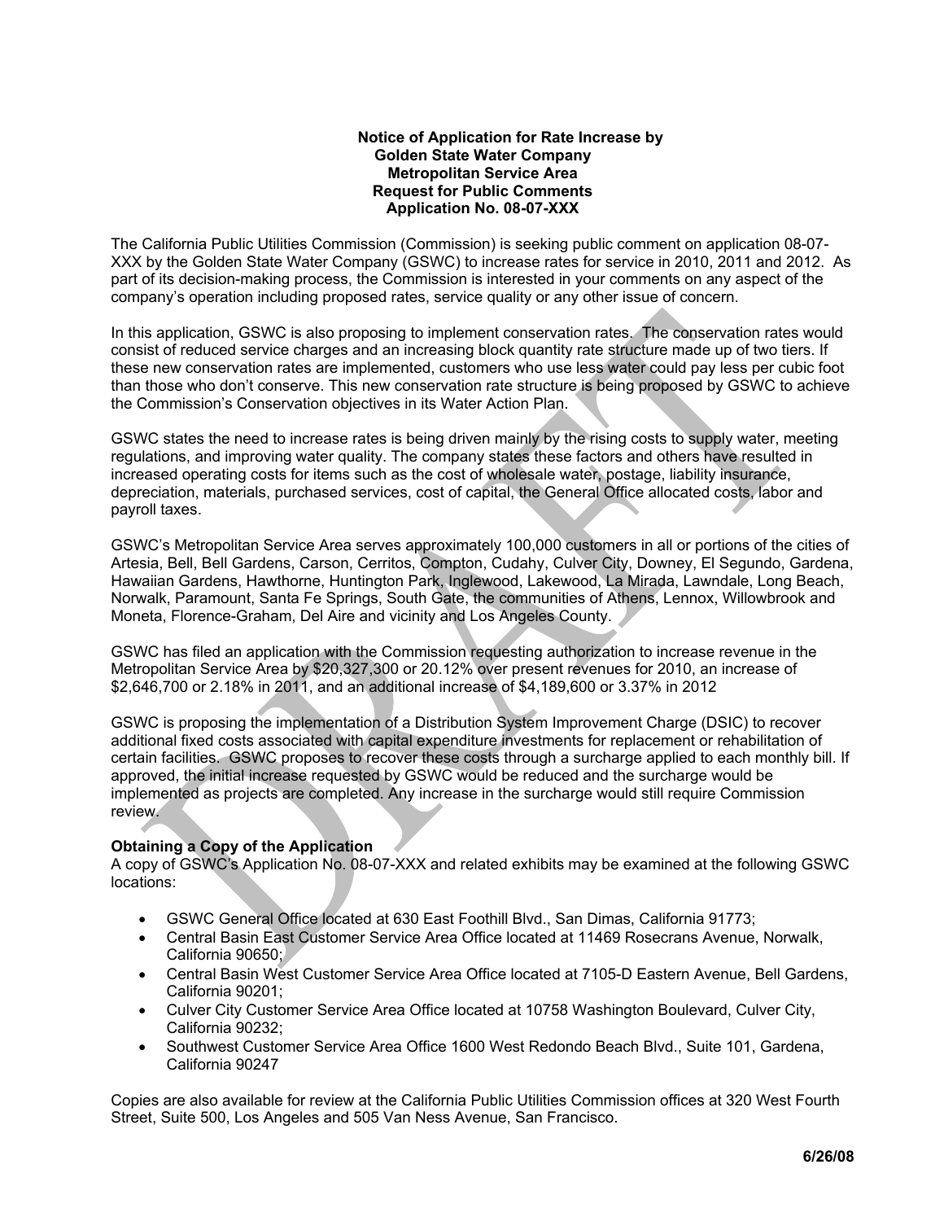**Notice of Application for Rate Increase by
Golden State Water Company
Metropolitan Service Area
Request for Public Comments
Application No. 08-07-XXX**

The California Public Utilities Commission (Commission) is seeking public comment on application 08-07-XXX by the Golden State Water Company (GSWC) to increase rates for service in 2010, 2011 and 2012. As part of its decision-making process, the Commission is interested in your comments on any aspect of the company's operation including proposed rates, service quality or any other issue of concern.

In this application, GSWC is also proposing to implement conservation rates. The conservation rates would consist of reduced service charges and an increasing block quantity rate structure made up of two tiers. If these new conservation rates are implemented, customers who use less water could pay less per cubic foot than those who don't conserve. This new conservation rate structure is being proposed by GSWC to achieve the Commission's Conservation objectives in its Water Action Plan.

GSWC states the need to increase rates is being driven mainly by the rising costs to supply water, meeting regulations, and improving water quality. The company states these factors and others have resulted in increased operating costs for items such as the cost of wholesale water, postage, liability insurance, depreciation, materials, purchased services, cost of capital, the General Office allocated costs, labor and payroll taxes.

GSWC's Metropolitan Service Area serves approximately 100,000 customers in all or portions of the cities of Artesia, Bell, Bell Gardens, Carson, Cerritos, Compton, Cudahy, Culver City, Downey, El Segundo, Gardena, Hawaiian Gardens, Hawthorne, Huntington Park, Inglewood, Lakewood, La Mirada, Lawndale, Long Beach, Norwalk, Paramount, Santa Fe Springs, South Gate, the communities of Athens, Lennox, Willowbrook and Moneta, Florence-Graham, Del Aire and vicinity and Los Angeles County.

GSWC has filed an application with the Commission requesting authorization to increase revenue in the Metropolitan Service Area by $20,327,300 or 20.12% over present revenues for 2010, an increase of $2,646,700 or 2.18% in 2011, and an additional increase of $4,189,600 or 3.37% in 2012

GSWC is proposing the implementation of a Distribution System Improvement Charge (DSIC) to recover additional fixed costs associated with capital expenditure investments for replacement or rehabilitation of certain facilities. GSWC proposes to recover these costs through a surcharge applied to each monthly bill. If approved, the initial increase requested by GSWC would be reduced and the surcharge would be implemented as projects are completed. Any increase in the surcharge would still require Commission review.

**Obtaining a Copy of the Application**

A copy of GSWC's Application No. 08-07-XXX and related exhibits may be examined at the following GSWC locations:

- GSWC General Office located at 630 East Foothill Blvd., San Dimas, California 91773;
- Central Basin East Customer Service Area Office located at 11469 Rosecrans Avenue, Norwalk, California 90650;
- Central Basin West Customer Service Area Office located at 7105-D Eastern Avenue, Bell Gardens, California 90201;
- Culver City Customer Service Area Office located at 10758 Washington Boulevard, Culver City, California 90232;
- Southwest Customer Service Area Office 1600 West Redondo Beach Blvd., Suite 101, Gardena, California 90247

Copies are also available for review at the California Public Utilities Commission offices at 320 West Fourth Street, Suite 500, Los Angeles and 505 Van Ness Avenue, San Francisco.

**6/26/08**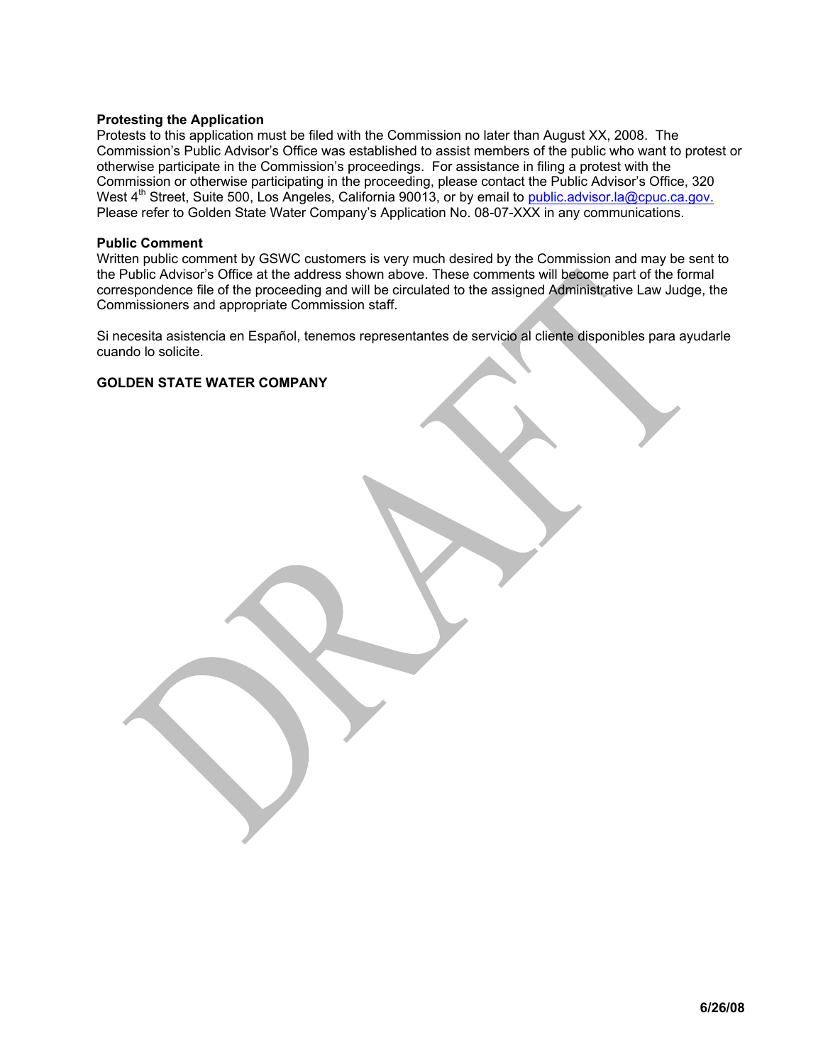**Protesting the Application**

Protests to this application must be filed with the Commission no later than August XX, 2008. The Commission's Public Advisor's Office was established to assist members of the public who want to protest or otherwise participate in the Commission's proceedings. For assistance in filing a protest with the Commission or otherwise participating in the proceeding, please contact the Public Advisor's Office, 320 West 4th Street, Suite 500, Los Angeles, California 90013, or by email to public.advisor.la@cpuc.ca.gov. Please refer to Golden State Water Company's Application No. 08-07-XXX in any communications.

**Public Comment**

Written public comment by GSWC customers is very much desired by the Commission and may be sent to the Public Advisor's Office at the address shown above. These comments will become part of the formal correspondence file of the proceeding and will be circulated to the assigned Administrative Law Judge, the Commissioners and appropriate Commission staff.

Si necesita asistencia en Español, tenemos representantes de servicio al cliente disponibles para ayudarle cuando lo solicite.

**GOLDEN STATE WATER COMPANY**

DRAFT

**6/26/08**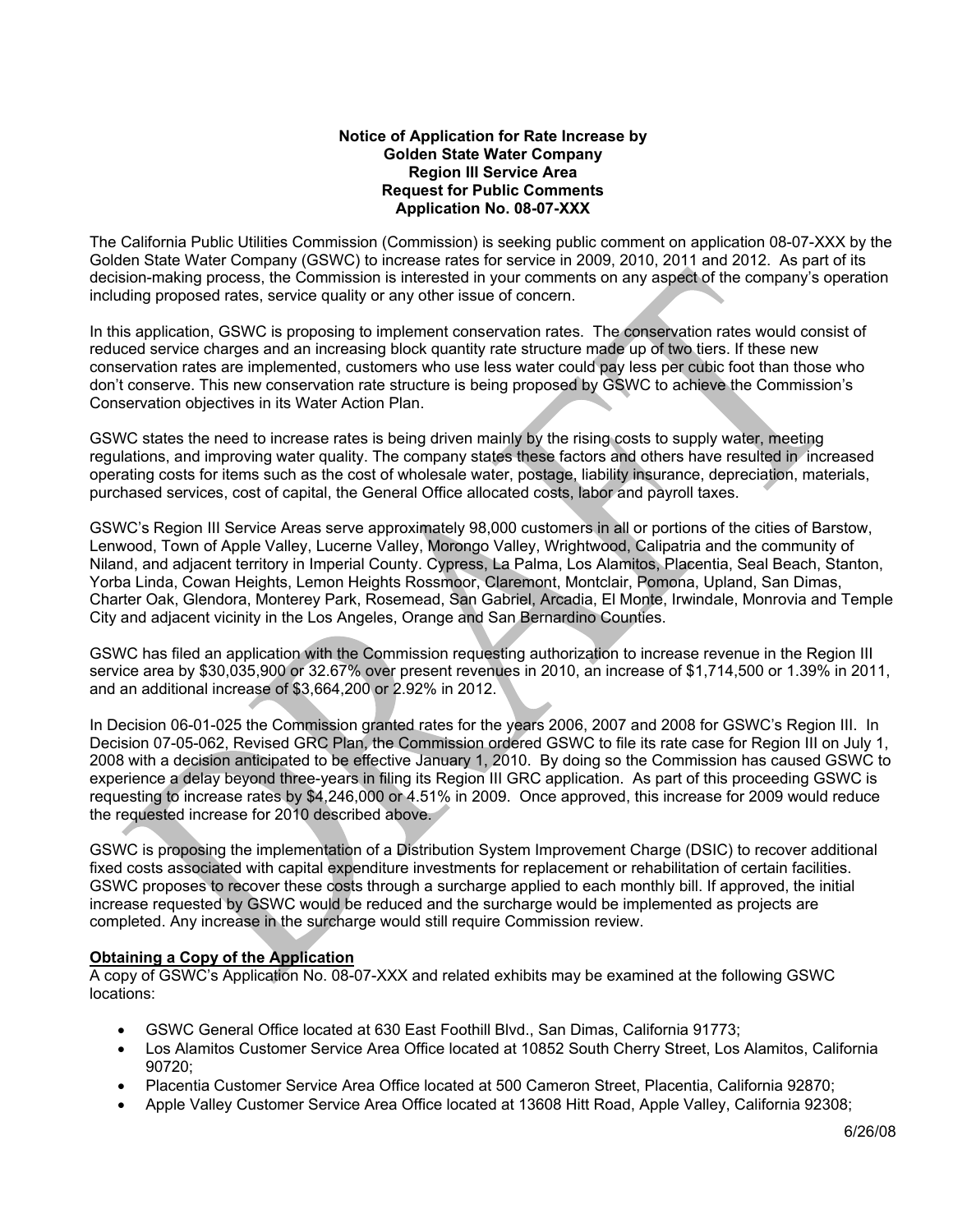**Notice of Application for Rate Increase by**
**Golden State Water Company**
**Region III Service Area**
**Request for Public Comments**
**Application No. 08-07-XXX**

The California Public Utilities Commission (Commission) is seeking public comment on application 08-07-XXX by the Golden State Water Company (GSWC) to increase rates for service in 2009, 2010, 2011 and 2012. As part of its decision-making process, the Commission is interested in your comments on any aspect of the company's operation including proposed rates, service quality or any other issue of concern.

In this application, GSWC is proposing to implement conservation rates. The conservation rates would consist of reduced service charges and an increasing block quantity rate structure made up of two tiers. If these new conservation rates are implemented, customers who use less water could pay less per cubic foot than those who don't conserve. This new conservation rate structure is being proposed by GSWC to achieve the Commission's Conservation objectives in its Water Action Plan.

GSWC states the need to increase rates is being driven mainly by the rising costs to supply water, meeting regulations, and improving water quality. The company states these factors and others have resulted in increased operating costs for items such as the cost of wholesale water, postage, liability insurance, depreciation, materials, purchased services, cost of capital, the General Office allocated costs, labor and payroll taxes.

GSWC's Region III Service Areas serve approximately 98,000 customers in all or portions of the cities of Barstow, Lenwood, Town of Apple Valley, Lucerne Valley, Morongo Valley, Wrightwood, Calipatria and the community of Niland, and adjacent territory in Imperial County. Cypress, La Palma, Los Alamitos, Placentia, Seal Beach, Stanton, Yorba Linda, Cowan Heights, Lemon Heights Rossmoor, Claremont, Montclair, Pomona, Upland, San Dimas, Charter Oak, Glendora, Monterey Park, Rosemead, San Gabriel, Arcadia, El Monte, Irwindale, Monrovia and Temple City and adjacent vicinity in the Los Angeles, Orange and San Bernardino Counties.

GSWC has filed an application with the Commission requesting authorization to increase revenue in the Region III service area by $30,035,900 or 32.67% over present revenues in 2010, an increase of $1,714,500 or 1.39% in 2011, and an additional increase of $3,664,200 or 2.92% in 2012.

In Decision 06-01-025 the Commission granted rates for the years 2006, 2007 and 2008 for GSWC's Region III. In Decision 07-05-062, Revised GRC Plan, the Commission ordered GSWC to file its rate case for Region III on July 1, 2008 with a decision anticipated to be effective January 1, 2010. By doing so the Commission has caused GSWC to experience a delay beyond three-years in filing its Region III GRC application. As part of this proceeding GSWC is requesting to increase rates by $4,246,000 or 4.51% in 2009. Once approved, this increase for 2009 would reduce the requested increase for 2010 described above.

GSWC is proposing the implementation of a Distribution System Improvement Charge (DSIC) to recover additional fixed costs associated with capital expenditure investments for replacement or rehabilitation of certain facilities. GSWC proposes to recover these costs through a surcharge applied to each monthly bill. If approved, the initial increase requested by GSWC would be reduced and the surcharge would be implemented as projects are completed. Any increase in the surcharge would still require Commission review.

**Obtaining a Copy of the Application**

A copy of GSWC's Application No. 08-07-XXX and related exhibits may be examined at the following GSWC locations:

- GSWC General Office located at 630 East Foothill Blvd., San Dimas, California 91773;
- Los Alamitos Customer Service Area Office located at 10852 South Cherry Street, Los Alamitos, California 90720;
- Placentia Customer Service Area Office located at 500 Cameron Street, Placentia, California 92870;
- Apple Valley Customer Service Area Office located at 13608 Hitt Road, Apple Valley, California 92308;

6/26/08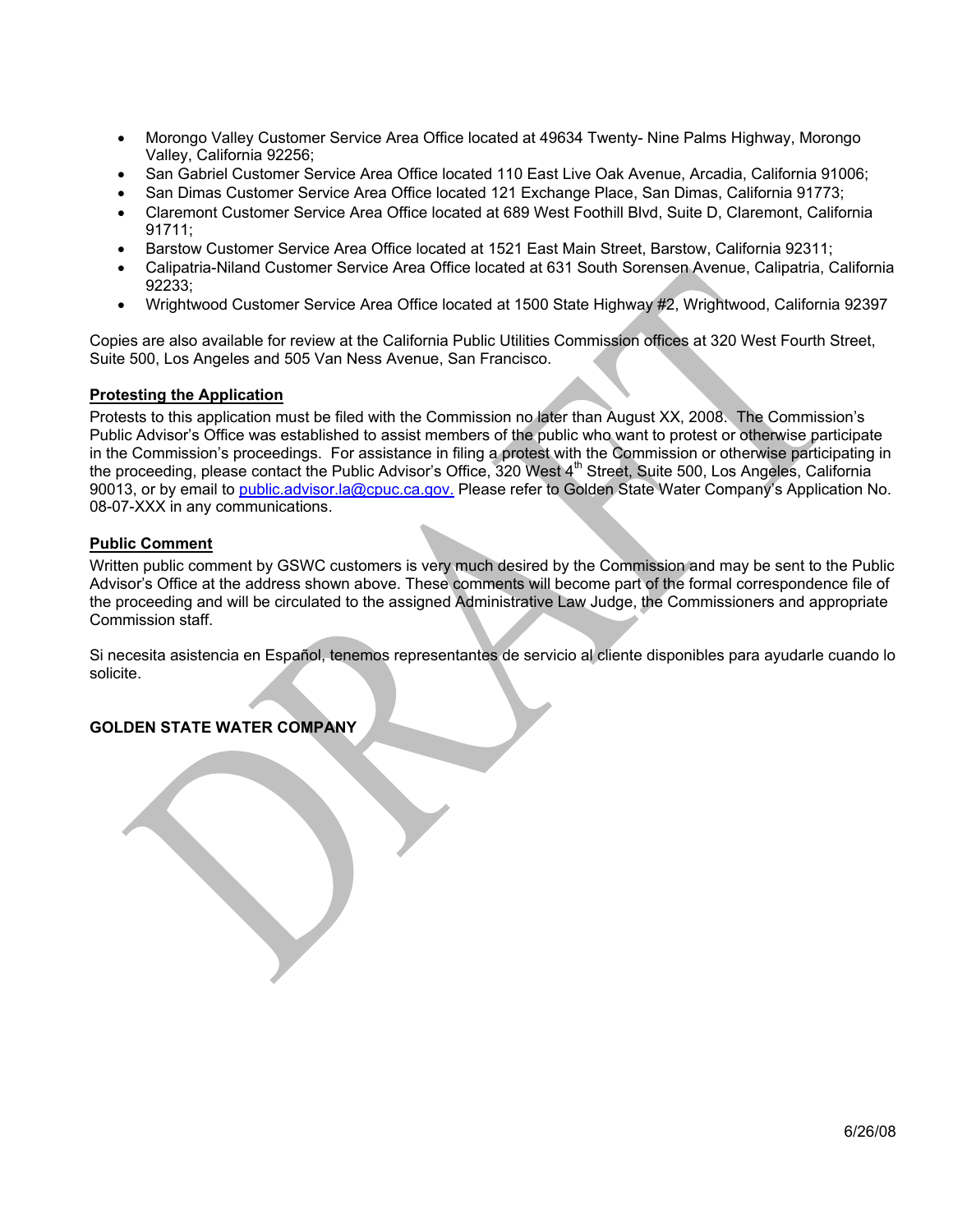- Morongo Valley Customer Service Area Office located at 49634 Twenty- Nine Palms Highway, Morongo Valley, California 92256;
- San Gabriel Customer Service Area Office located 110 East Live Oak Avenue, Arcadia, California 91006;
- San Dimas Customer Service Area Office located 121 Exchange Place, San Dimas, California 91773;
- Claremont Customer Service Area Office located at 689 West Foothill Blvd, Suite D, Claremont, California 91711;
- Barstow Customer Service Area Office located at 1521 East Main Street, Barstow, California 92311;
- Calipatria-Niland Customer Service Area Office located at 631 South Sorensen Avenue, Calipatria, California 92233;
- Wrightwood Customer Service Area Office located at 1500 State Highway #2, Wrightwood, California 92397

Copies are also available for review at the California Public Utilities Commission offices at 320 West Fourth Street, Suite 500, Los Angeles and 505 Van Ness Avenue, San Francisco.

**Protesting the Application**

Protests to this application must be filed with the Commission no later than August XX, 2008. The Commission's Public Advisor's Office was established to assist members of the public who want to protest or otherwise participate in the Commission's proceedings. For assistance in filing a protest with the Commission or otherwise participating in the proceeding, please contact the Public Advisor's Office, 320 West 4th Street, Suite 500, Los Angeles, California 90013, or by email to public.advisor.la@cpuc.ca.gov. Please refer to Golden State Water Company's Application No. 08-07-XXX in any communications.

**Public Comment**

Written public comment by GSWC customers is very much desired by the Commission and may be sent to the Public Advisor's Office at the address shown above. These comments will become part of the formal correspondence file of the proceeding and will be circulated to the assigned Administrative Law Judge, the Commissioners and appropriate Commission staff.

Si necesita asistencia en Español, tenemos representantes de servicio al cliente disponibles para ayudarle cuando lo solicite.

**GOLDEN STATE WATER COMPANY**

6/26/08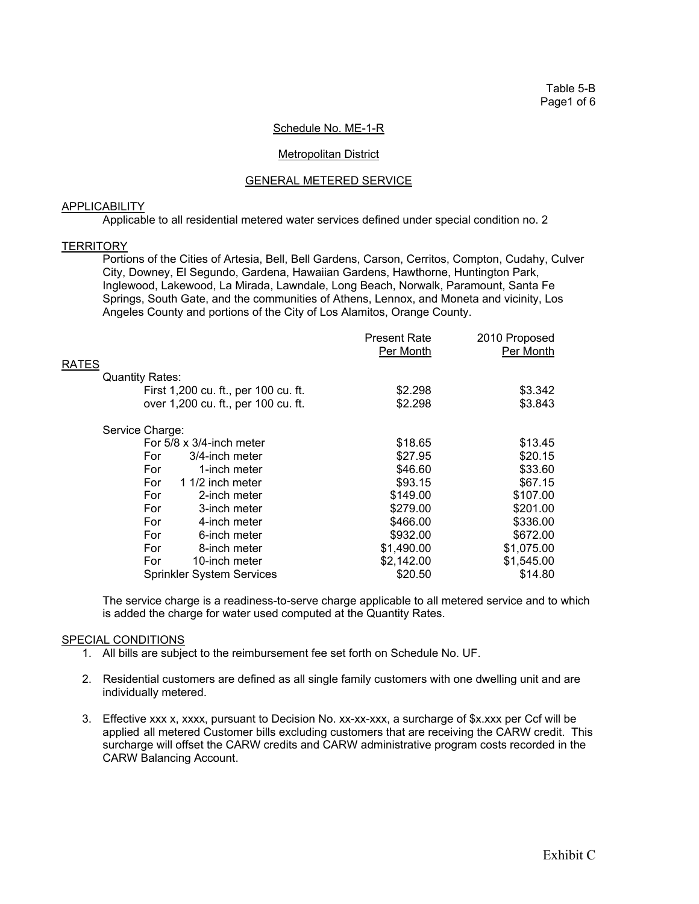Table 5-B
Page1 of 6

## Schedule No. ME-1-R

### Metropolitan District

### GENERAL METERED SERVICE

APPLICABILITY

Applicable to all residential metered water services defined under special condition no. 2

TERRITORY

Portions of the Cities of Artesia, Bell, Bell Gardens, Carson, Cerritos, Compton, Cudahy, Culver City, Downey, El Segundo, Gardena, Hawaiian Gardens, Hawthorne, Huntington Park, Inglewood, Lakewood, La Mirada, Lawndale, Long Beach, Norwalk, Paramount, Santa Fe Springs, South Gate, and the communities of Athens, Lennox, and Moneta and vicinity, Los Angeles County and portions of the City of Los Alamitos, Orange County.

| RATES | Present Rate Per Month | 2010 Proposed Per Month |
|---|---|---|
| Quantity Rates: | | |
| First 1,200 cu. ft., per 100 cu. ft. | $2.298 | $3.342 |
| over 1,200 cu. ft., per 100 cu. ft. | $2.298 | $3.843 |
| Service Charge: | | |
| For 5/8 x 3/4-inch meter | $18.65 | $13.45 |
| For 3/4-inch meter | $27.95 | $20.15 |
| For 1-inch meter | $46.60 | $33.60 |
| For 1 1/2 inch meter | $93.15 | $67.15 |
| For 2-inch meter | $149.00 | $107.00 |
| For 3-inch meter | $279.00 | $201.00 |
| For 4-inch meter | $466.00 | $336.00 |
| For 6-inch meter | $932.00 | $672.00 |
| For 8-inch meter | $1,490.00 | $1,075.00 |
| For 10-inch meter | $2,142.00 | $1,545.00 |
| Sprinkler System Services | $20.50 | $14.80 |

The service charge is a readiness-to-serve charge applicable to all metered service and to which is added the charge for water used computed at the Quantity Rates.

SPECIAL CONDITIONS

1. All bills are subject to the reimbursement fee set forth on Schedule No. UF.
2. Residential customers are defined as all single family customers with one dwelling unit and are individually metered.
3. Effective xxx x, xxxx, pursuant to Decision No. xx-xx-xxx, a surcharge of $x.xxx per Ccf will be applied all metered Customer bills excluding customers that are receiving the CARW credit. This surcharge will offset the CARW credits and CARW administrative program costs recorded in the CARW Balancing Account.

Exhibit C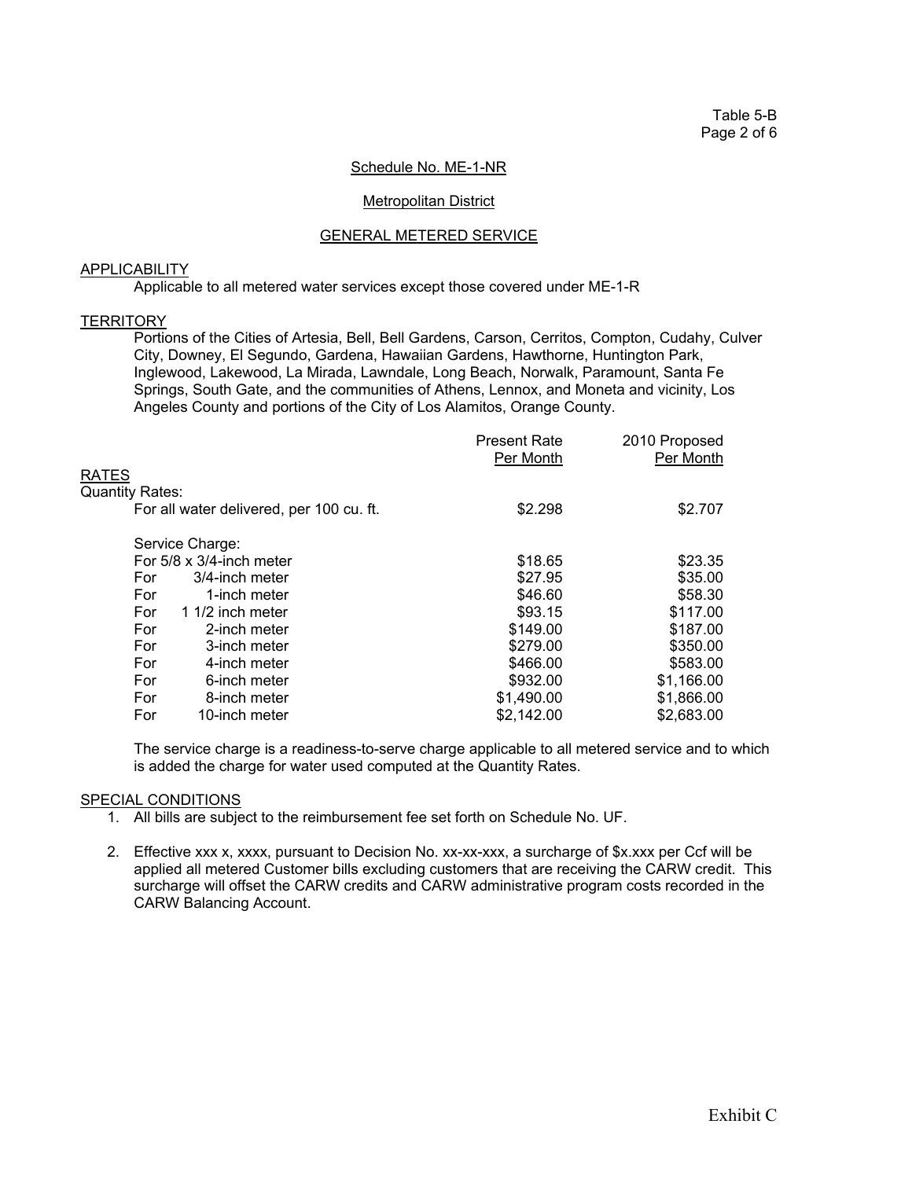Table 5-B

Schedule No. ME-1-NR

Metropolitan District

GENERAL METERED SERVICE

## APPLICABILITY

Applicable to all metered water services except those covered under ME-1-R

## TERRITORY

Portions of the Cities of Artesia, Bell, Bell Gardens, Carson, Cerritos, Compton, Cudahy, Culver City, Downey, El Segundo, Gardena, Hawaiian Gardens, Hawthorne, Huntington Park, Inglewood, Lakewood, La Mirada, Lawndale, Long Beach, Norwalk, Paramount, Santa Fe Springs, South Gate, and the communities of Athens, Lennox, and Moneta and vicinity, Los Angeles County and portions of the City of Los Alamitos, Orange County.

## RATES

| | Present Rate Per Month | 2010 Proposed Per Month |
|---|---|---|
| **Quantity Rates:** | | |
| For all water delivered, per 100 cu. ft. | $2.298 | $2.707 |
| **Service Charge:** | | |
| For 5/8 x 3/4-inch meter | $18.65 | $23.35 |
| For 3/4-inch meter | $27.95 | $35.00 |
| For 1-inch meter | $46.60 | $58.30 |
| For 1 1/2 inch meter | $93.15 | $117.00 |
| For 2-inch meter | $149.00 | $187.00 |
| For 3-inch meter | $279.00 | $350.00 |
| For 4-inch meter | $466.00 | $583.00 |
| For 6-inch meter | $932.00 | $1,166.00 |
| For 8-inch meter | $1,490.00 | $1,866.00 |
| For 10-inch meter | $2,142.00 | $2,683.00 |

The service charge is a readiness-to-serve charge applicable to all metered service and to which is added the charge for water used computed at the Quantity Rates.

## SPECIAL CONDITIONS

1. All bills are subject to the reimbursement fee set forth on Schedule No. UF.
2. Effective xxx x, xxxx, pursuant to Decision No. xx-xx-xxx, a surcharge of $x.xxx per Ccf will be applied all metered Customer bills excluding customers that are receiving the CARW credit. This surcharge will offset the CARW credits and CARW administrative program costs recorded in the CARW Balancing Account.

Exhibit C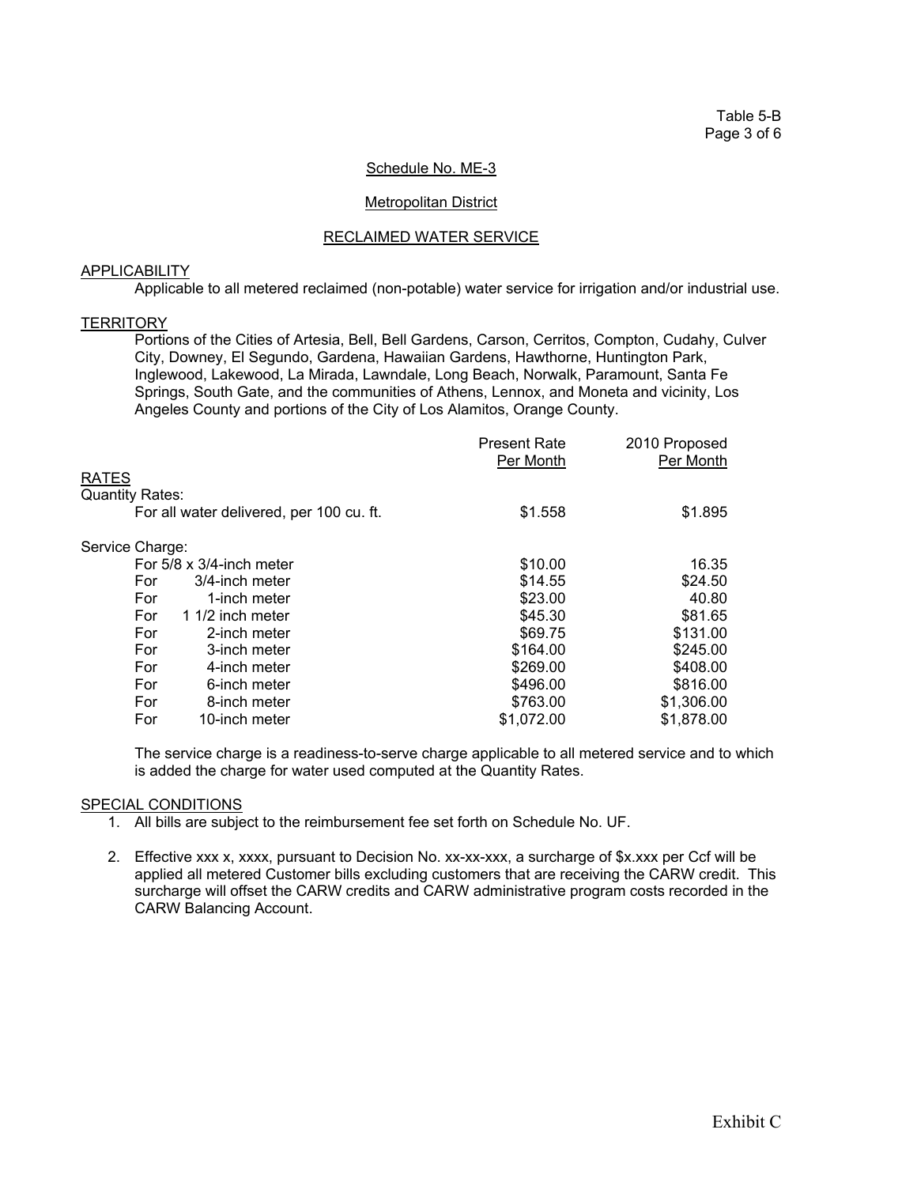Table 5-B
Page 3 of 6

Schedule No. ME-3

Metropolitan District

RECLAIMED WATER SERVICE

APPLICABILITY

Applicable to all metered reclaimed (non-potable) water service for irrigation and/or industrial use.

TERRITORY

Portions of the Cities of Artesia, Bell, Bell Gardens, Carson, Cerritos, Compton, Cudahy, Culver City, Downey, El Segundo, Gardena, Hawaiian Gardens, Hawthorne, Huntington Park, Inglewood, Lakewood, La Mirada, Lawndale, Long Beach, Norwalk, Paramount, Santa Fe Springs, South Gate, and the communities of Athens, Lennox, and Moneta and vicinity, Los Angeles County and portions of the City of Los Alamitos, Orange County.

| | Present Rate Per Month | 2010 Proposed Per Month |
|---|---|---|
| **RATES** | | |
| Quantity Rates: | | |
| For all water delivered, per 100 cu. ft. | $1.558 | $1.895 |
| Service Charge: | | |
| For 5/8 x 3/4-inch meter | $10.00 | 16.35 |
| For 3/4-inch meter | $14.55 | $24.50 |
| For 1-inch meter | $23.00 | 40.80 |
| For 1 1/2 inch meter | $45.30 | $81.65 |
| For 2-inch meter | $69.75 | $131.00 |
| For 3-inch meter | $164.00 | $245.00 |
| For 4-inch meter | $269.00 | $408.00 |
| For 6-inch meter | $496.00 | $816.00 |
| For 8-inch meter | $763.00 | $1,306.00 |
| For 10-inch meter | $1,072.00 | $1,878.00 |

The service charge is a readiness-to-serve charge applicable to all metered service and to which is added the charge for water used computed at the Quantity Rates.

SPECIAL CONDITIONS

1. All bills are subject to the reimbursement fee set forth on Schedule No. UF.
2. Effective xxx x, xxxx, pursuant to Decision No. xx-xx-xxx, a surcharge of $x.xxx per Ccf will be applied all metered Customer bills excluding customers that are receiving the CARW credit. This surcharge will offset the CARW credits and CARW administrative program costs recorded in the CARW Balancing Account.

Exhibit C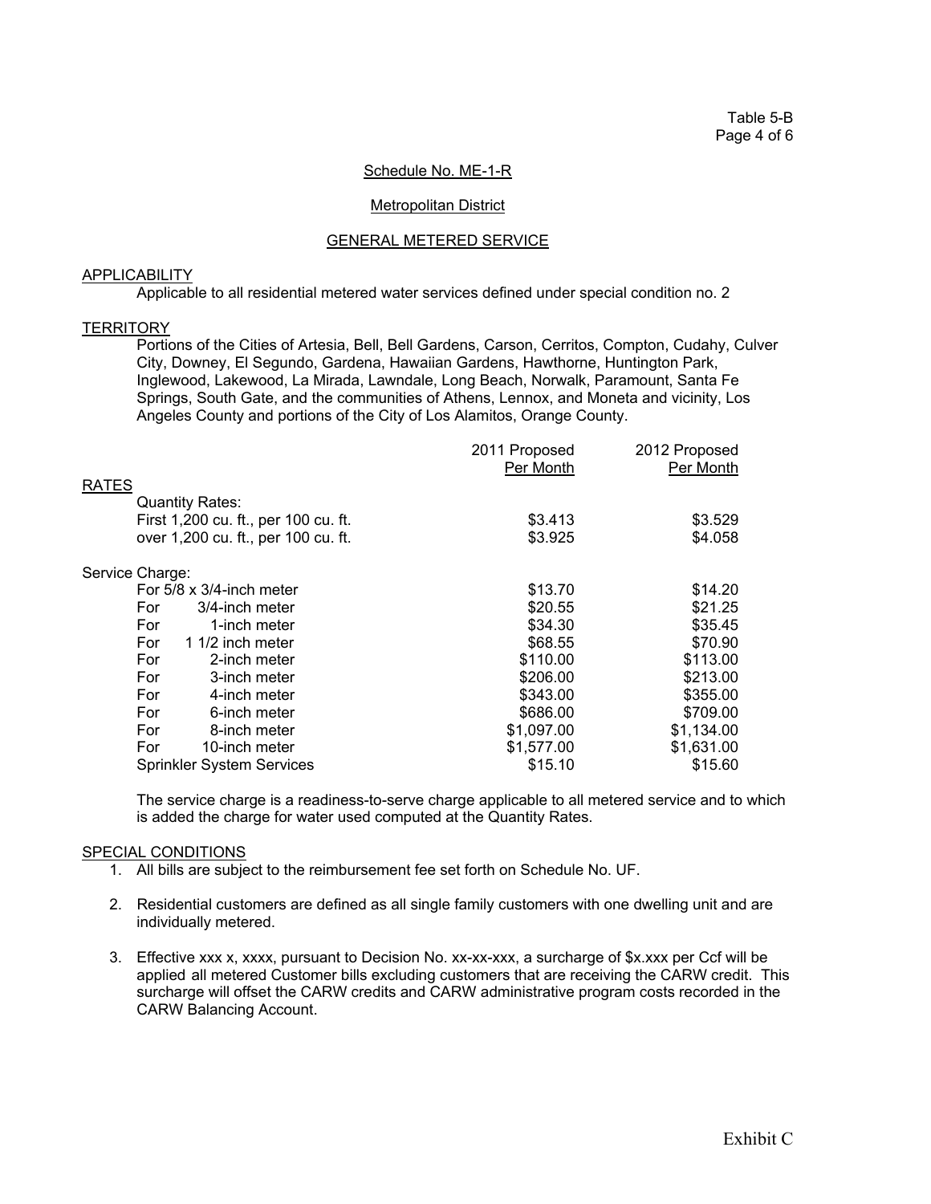Table 5-B
Page 4 of 6

Schedule No. ME-1-R

Metropolitan District

GENERAL METERED SERVICE

APPLICABILITY

Applicable to all residential metered water services defined under special condition no. 2

TERRITORY

Portions of the Cities of Artesia, Bell, Bell Gardens, Carson, Cerritos, Compton, Cudahy, Culver City, Downey, El Segundo, Gardena, Hawaiian Gardens, Hawthorne, Huntington Park, Inglewood, Lakewood, La Mirada, Lawndale, Long Beach, Norwalk, Paramount, Santa Fe Springs, South Gate, and the communities of Athens, Lennox, and Moneta and vicinity, Los Angeles County and portions of the City of Los Alamitos, Orange County.

| | 2011 Proposed Per Month | 2012 Proposed Per Month |
|---|---|---|
| RATES | | |
| Quantity Rates: | | |
| First 1,200 cu. ft., per 100 cu. ft. | $3.413 | $3.529 |
| over 1,200 cu. ft., per 100 cu. ft. | $3.925 | $4.058 |
| | | |
| Service Charge: | | |
| For 5/8 x 3/4-inch meter | $13.70 | $14.20 |
| For 3/4-inch meter | $20.55 | $21.25 |
| For 1-inch meter | $34.30 | $35.45 |
| For 1 1/2 inch meter | $68.55 | $70.90 |
| For 2-inch meter | $110.00 | $113.00 |
| For 3-inch meter | $206.00 | $213.00 |
| For 4-inch meter | $343.00 | $355.00 |
| For 6-inch meter | $686.00 | $709.00 |
| For 8-inch meter | $1,097.00 | $1,134.00 |
| For 10-inch meter | $1,577.00 | $1,631.00 |
| Sprinkler System Services | $15.10 | $15.60 |

The service charge is a readiness-to-serve charge applicable to all metered service and to which is added the charge for water used computed at the Quantity Rates.

SPECIAL CONDITIONS

1. All bills are subject to the reimbursement fee set forth on Schedule No. UF.
2. Residential customers are defined as all single family customers with one dwelling unit and are individually metered.
3. Effective xxx x, xxxx, pursuant to Decision No. xx-xx-xxx, a surcharge of $x.xxx per Ccf will be applied all metered Customer bills excluding customers that are receiving the CARW credit. This surcharge will offset the CARW credits and CARW administrative program costs recorded in the CARW Balancing Account.

Exhibit C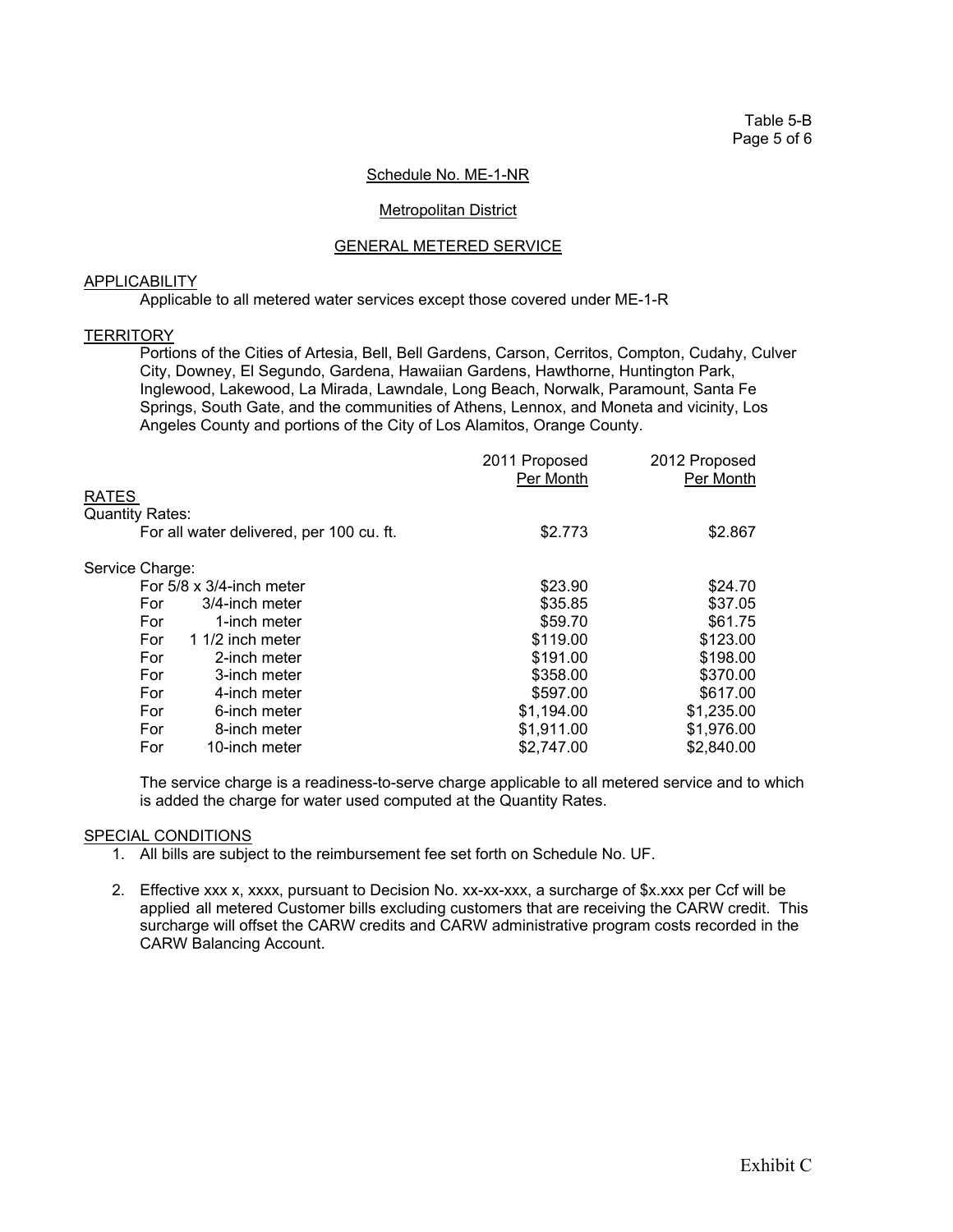Table 5-B

## Schedule No. ME-1-NR

## Metropolitan District

## GENERAL METERED SERVICE

### APPLICABILITY

Applicable to all metered water services except those covered under ME-1-R

### TERRITORY

Portions of the Cities of Artesia, Bell, Bell Gardens, Carson, Cerritos, Compton, Cudahy, Culver City, Downey, El Segundo, Gardena, Hawaiian Gardens, Hawthorne, Huntington Park, Inglewood, Lakewood, La Mirada, Lawndale, Long Beach, Norwalk, Paramount, Santa Fe Springs, South Gate, and the communities of Athens, Lennox, and Moneta and vicinity, Los Angeles County and portions of the City of Los Alamitos, Orange County.

### RATES

| | 2011 Proposed Per Month | 2012 Proposed Per Month |
|---|---|---|
| **Quantity Rates:** | | |
| For all water delivered, per 100 cu. ft. | $2.773 | $2.867 |
| **Service Charge:** | | |
| For 5/8 x 3/4-inch meter | $23.90 | $24.70 |
| For 3/4-inch meter | $35.85 | $37.05 |
| For 1-inch meter | $59.70 | $61.75 |
| For 1 1/2 inch meter | $119.00 | $123.00 |
| For 2-inch meter | $191.00 | $198.00 |
| For 3-inch meter | $358.00 | $370.00 |
| For 4-inch meter | $597.00 | $617.00 |
| For 6-inch meter | $1,194.00 | $1,235.00 |
| For 8-inch meter | $1,911.00 | $1,976.00 |
| For 10-inch meter | $2,747.00 | $2,840.00 |

The service charge is a readiness-to-serve charge applicable to all metered service and to which is added the charge for water used computed at the Quantity Rates.

### SPECIAL CONDITIONS

1. All bills are subject to the reimbursement fee set forth on Schedule No. UF.

2. Effective xxx x, xxxx, pursuant to Decision No. xx-xx-xxx, a surcharge of $x.xxx per Ccf will be applied all metered Customer bills excluding customers that are receiving the CARW credit. This surcharge will offset the CARW credits and CARW administrative program costs recorded in the CARW Balancing Account.

Exhibit C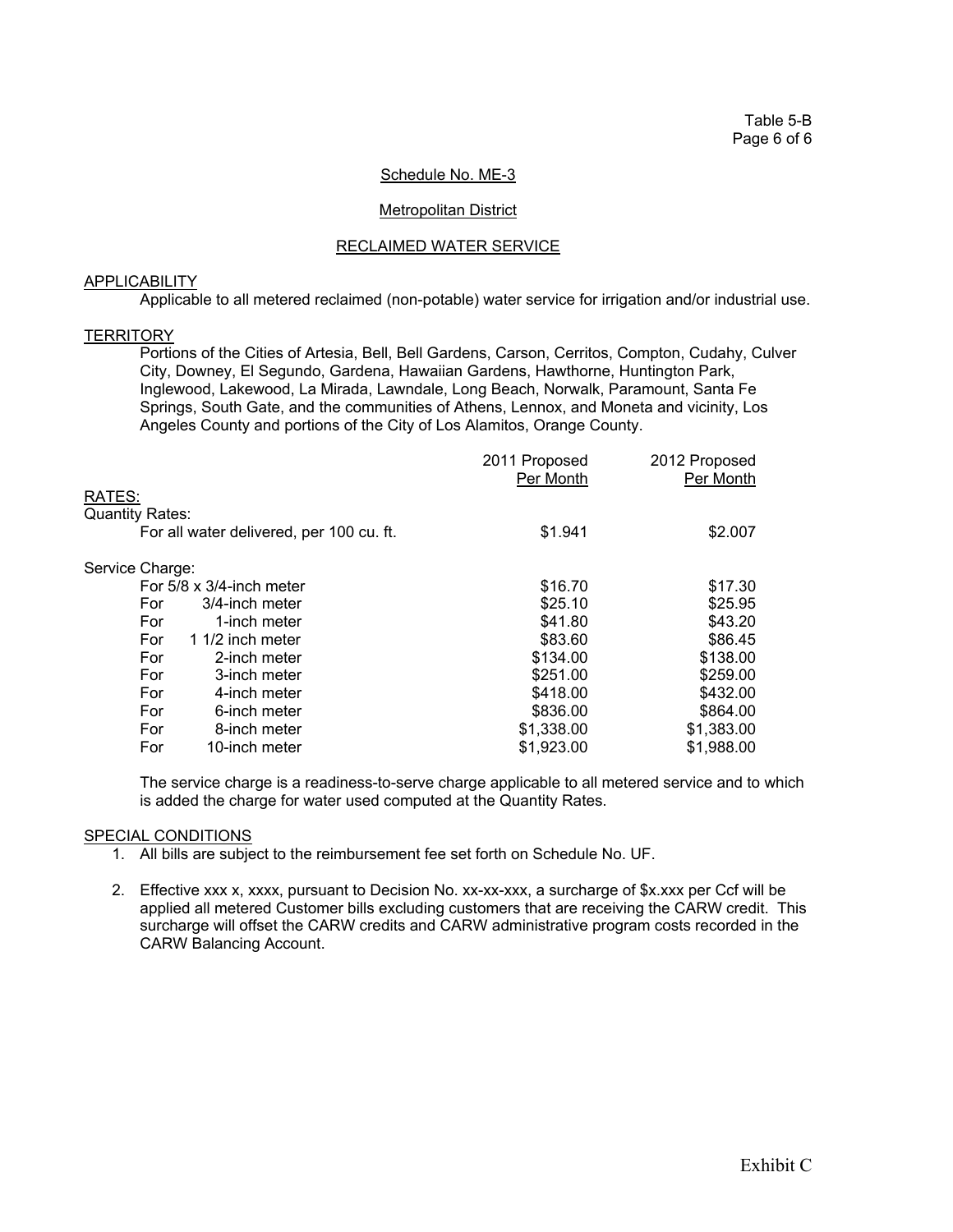Table 5-B

Schedule No. ME-3

Metropolitan District

RECLAIMED WATER SERVICE

APPLICABILITY

Applicable to all metered reclaimed (non-potable) water service for irrigation and/or industrial use.

TERRITORY

Portions of the Cities of Artesia, Bell, Bell Gardens, Carson, Cerritos, Compton, Cudahy, Culver City, Downey, El Segundo, Gardena, Hawaiian Gardens, Hawthorne, Huntington Park, Inglewood, Lakewood, La Mirada, Lawndale, Long Beach, Norwalk, Paramount, Santa Fe Springs, South Gate, and the communities of Athens, Lennox, and Moneta and vicinity, Los Angeles County and portions of the City of Los Alamitos, Orange County.

| | 2011 Proposed Per Month | 2012 Proposed Per Month |
|---|---|---|
| RATES: | | |
| Quantity Rates: | | |
| For all water delivered, per 100 cu. ft. | $1.941 | $2.007 |
| Service Charge: | | |
| For 5/8 x 3/4-inch meter | $16.70 | $17.30 |
| For 3/4-inch meter | $25.10 | $25.95 |
| For 1-inch meter | $41.80 | $43.20 |
| For 1 1/2 inch meter | $83.60 | $86.45 |
| For 2-inch meter | $134.00 | $138.00 |
| For 3-inch meter | $251.00 | $259.00 |
| For 4-inch meter | $418.00 | $432.00 |
| For 6-inch meter | $836.00 | $864.00 |
| For 8-inch meter | $1,338.00 | $1,383.00 |
| For 10-inch meter | $1,923.00 | $1,988.00 |

The service charge is a readiness-to-serve charge applicable to all metered service and to which is added the charge for water used computed at the Quantity Rates.

SPECIAL CONDITIONS

1. All bills are subject to the reimbursement fee set forth on Schedule No. UF.
2. Effective xxx x, xxxx, pursuant to Decision No. xx-xx-xxx, a surcharge of $x.xxx per Ccf will be applied all metered Customer bills excluding customers that are receiving the CARW credit. This surcharge will offset the CARW credits and CARW administrative program costs recorded in the CARW Balancing Account.

Exhibit C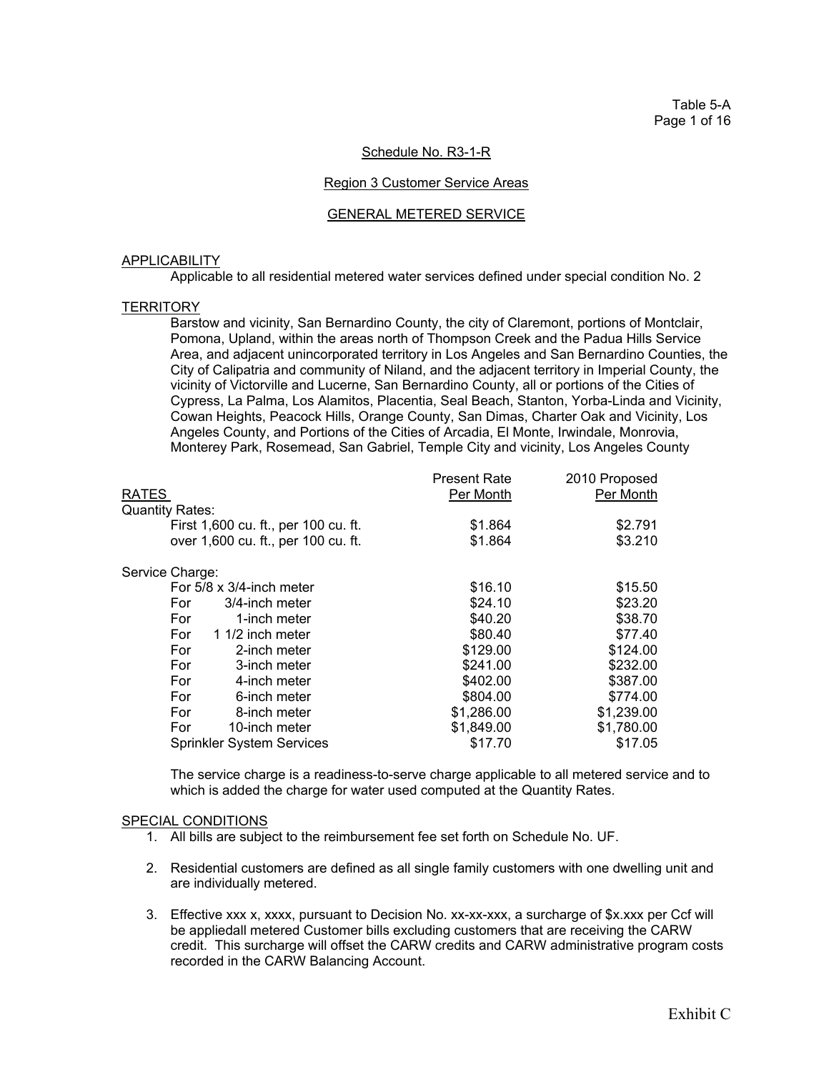Table 5-A

Schedule No. R3-1-R

Region 3 Customer Service Areas

GENERAL METERED SERVICE

## APPLICABILITY

Applicable to all residential metered water services defined under special condition No. 2

## TERRITORY

Barstow and vicinity, San Bernardino County, the city of Claremont, portions of Montclair, Pomona, Upland, within the areas north of Thompson Creek and the Padua Hills Service Area, and adjacent unincorporated territory in Los Angeles and San Bernardino Counties, the City of Calipatria and community of Niland, and the adjacent territory in Imperial County, the vicinity of Victorville and Lucerne, San Bernardino County, all or portions of the Cities of Cypress, La Palma, Los Alamitos, Placentia, Seal Beach, Stanton, Yorba-Linda and Vicinity, Cowan Heights, Peacock Hills, Orange County, San Dimas, Charter Oak and Vicinity, Los Angeles County, and Portions of the Cities of Arcadia, El Monte, Irwindale, Monrovia, Monterey Park, Rosemead, San Gabriel, Temple City and vicinity, Los Angeles County

| RATES | Present Rate Per Month | 2010 Proposed Per Month |
|---|---|---|
| **Quantity Rates:** | | |
| First 1,600 cu. ft., per 100 cu. ft. | $1.864 | $2.791 |
| over 1,600 cu. ft., per 100 cu. ft. | $1.864 | $3.210 |
| **Service Charge:** | | |
| For 5/8 x 3/4-inch meter | $16.10 | $15.50 |
| For 3/4-inch meter | $24.10 | $23.20 |
| For 1-inch meter | $40.20 | $38.70 |
| For 1 1/2 inch meter | $80.40 | $77.40 |
| For 2-inch meter | $129.00 | $124.00 |
| For 3-inch meter | $241.00 | $232.00 |
| For 4-inch meter | $402.00 | $387.00 |
| For 6-inch meter | $804.00 | $774.00 |
| For 8-inch meter | $1,286.00 | $1,239.00 |
| For 10-inch meter | $1,849.00 | $1,780.00 |
| Sprinkler System Services | $17.70 | $17.05 |

The service charge is a readiness-to-serve charge applicable to all metered service and to which is added the charge for water used computed at the Quantity Rates.

## SPECIAL CONDITIONS

1. All bills are subject to the reimbursement fee set forth on Schedule No. UF.
2. Residential customers are defined as all single family customers with one dwelling unit and are individually metered.
3. Effective xxx x, xxxx, pursuant to Decision No. xx-xx-xxx, a surcharge of $x.xxx per Ccf will be appliedall metered Customer bills excluding customers that are receiving the CARW credit. This surcharge will offset the CARW credits and CARW administrative program costs recorded in the CARW Balancing Account.

Exhibit C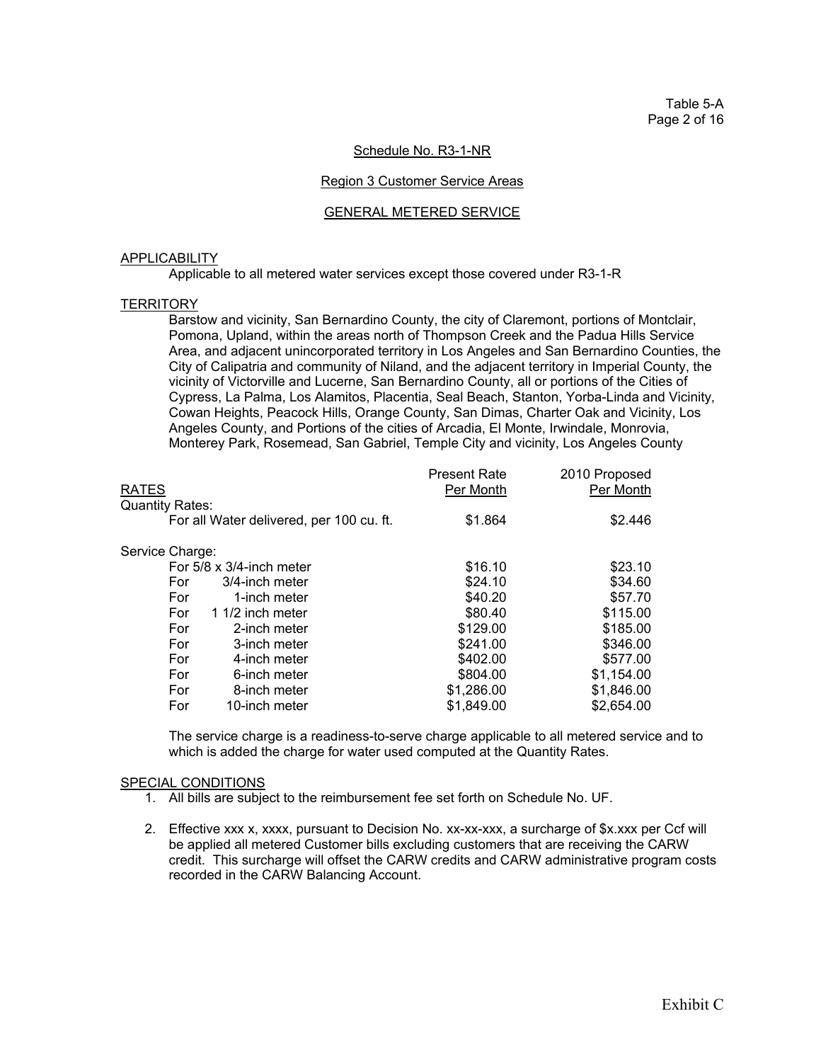Table 5-A

Schedule No. R3-1-NR

Region 3 Customer Service Areas

GENERAL METERED SERVICE

APPLICABILITY

Applicable to all metered water services except those covered under R3-1-R

TERRITORY

Barstow and vicinity, San Bernardino County, the city of Claremont, portions of Montclair, Pomona, Upland, within the areas north of Thompson Creek and the Padua Hills Service Area, and adjacent unincorporated territory in Los Angeles and San Bernardino Counties, the City of Calipatria and community of Niland, and the adjacent territory in Imperial County, the vicinity of Victorville and Lucerne, San Bernardino County, all or portions of the Cities of Cypress, La Palma, Los Alamitos, Placentia, Seal Beach, Stanton, Yorba-Linda and Vicinity, Cowan Heights, Peacock Hills, Orange County, San Dimas, Charter Oak and Vicinity, Los Angeles County, and Portions of the cities of Arcadia, El Monte, Irwindale, Monrovia, Monterey Park, Rosemead, San Gabriel, Temple City and vicinity, Los Angeles County

| RATES | Present Rate Per Month | 2010 Proposed Per Month |
|---|---|---|
| Quantity Rates: | | |
| For all Water delivered, per 100 cu. ft. | $1.864 | $2.446 |
| Service Charge: | | |
| For 5/8 x 3/4-inch meter | $16.10 | $23.10 |
| For 3/4-inch meter | $24.10 | $34.60 |
| For 1-inch meter | $40.20 | $57.70 |
| For 1 1/2 inch meter | $80.40 | $115.00 |
| For 2-inch meter | $129.00 | $185.00 |
| For 3-inch meter | $241.00 | $346.00 |
| For 4-inch meter | $402.00 | $577.00 |
| For 6-inch meter | $804.00 | $1,154.00 |
| For 8-inch meter | $1,286.00 | $1,846.00 |
| For 10-inch meter | $1,849.00 | $2,654.00 |

The service charge is a readiness-to-serve charge applicable to all metered service and to which is added the charge for water used computed at the Quantity Rates.

SPECIAL CONDITIONS

1. All bills are subject to the reimbursement fee set forth on Schedule No. UF.
2. Effective xxx x, xxxx, pursuant to Decision No. xx-xx-xxx, a surcharge of $x.xxx per Ccf will be applied all metered Customer bills excluding customers that are receiving the CARW credit. This surcharge will offset the CARW credits and CARW administrative program costs recorded in the CARW Balancing Account.

Exhibit C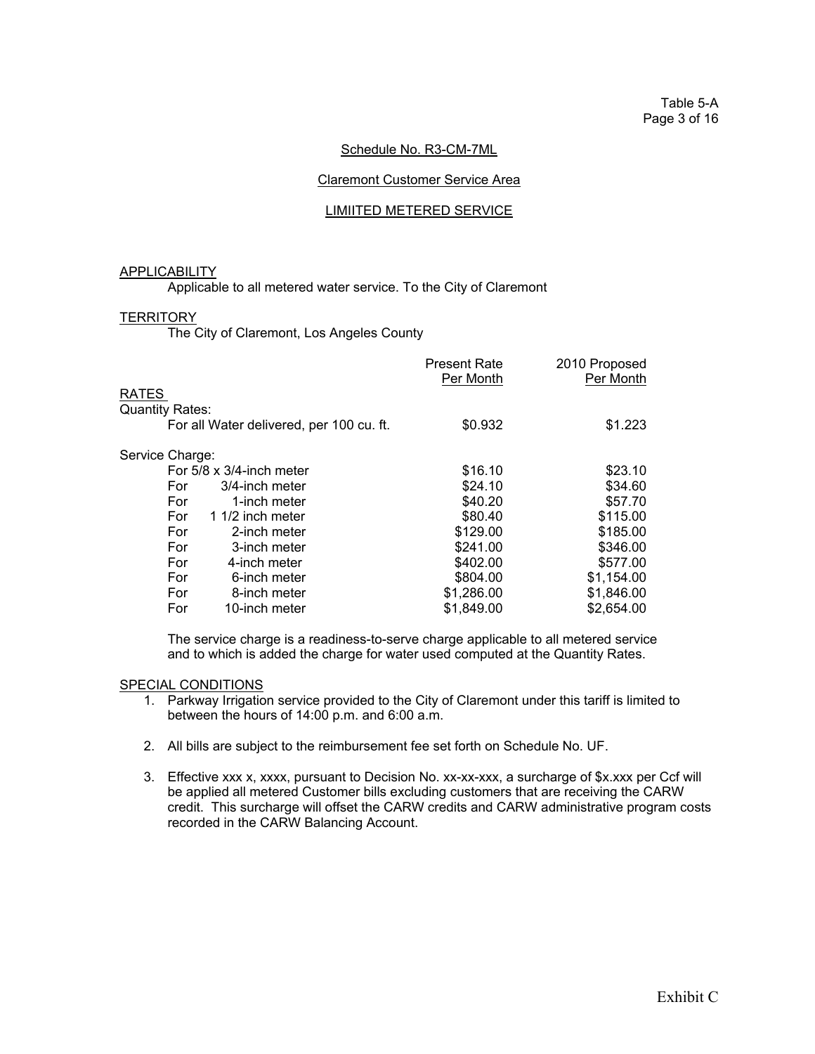Table 5-A
Page 3 of 16

Schedule No. R3-CM-7ML

Claremont Customer Service Area

LIMIITED METERED SERVICE

APPLICABILITY

Applicable to all metered water service. To the City of Claremont

TERRITORY

The City of Claremont, Los Angeles County

| RATES | Present Rate Per Month | 2010 Proposed Per Month |
|---|---|---|
| Quantity Rates: | | |
| For all Water delivered, per 100 cu. ft. | $0.932 | $1.223 |
| Service Charge: | | |
| For 5/8 x 3/4-inch meter | $16.10 | $23.10 |
| For 3/4-inch meter | $24.10 | $34.60 |
| For 1-inch meter | $40.20 | $57.70 |
| For 1 1/2 inch meter | $80.40 | $115.00 |
| For 2-inch meter | $129.00 | $185.00 |
| For 3-inch meter | $241.00 | $346.00 |
| For 4-inch meter | $402.00 | $577.00 |
| For 6-inch meter | $804.00 | $1,154.00 |
| For 8-inch meter | $1,286.00 | $1,846.00 |
| For 10-inch meter | $1,849.00 | $2,654.00 |

The service charge is a readiness-to-serve charge applicable to all metered service and to which is added the charge for water used computed at the Quantity Rates.

SPECIAL CONDITIONS

1. Parkway Irrigation service provided to the City of Claremont under this tariff is limited to between the hours of 14:00 p.m. and 6:00 a.m.

2. All bills are subject to the reimbursement fee set forth on Schedule No. UF.

3. Effective xxx x, xxxx, pursuant to Decision No. xx-xx-xxx, a surcharge of $x.xxx per Ccf will be applied all metered Customer bills excluding customers that are receiving the CARW credit. This surcharge will offset the CARW credits and CARW administrative program costs recorded in the CARW Balancing Account.

Exhibit C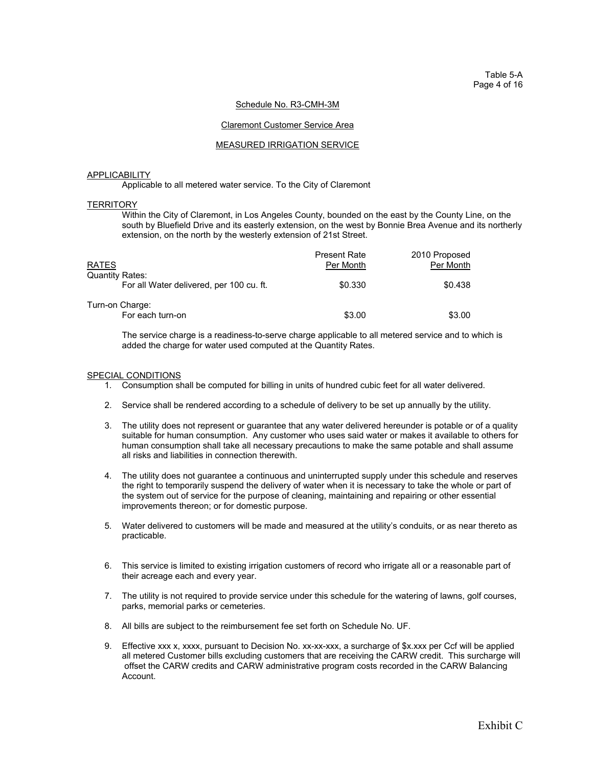Table 5-A
Page 4 of 16

Schedule No. R3-CMH-3M

Claremont Customer Service Area

MEASURED IRRIGATION SERVICE

APPLICABILITY

Applicable to all metered water service. To the City of Claremont

TERRITORY

Within the City of Claremont, in Los Angeles County, bounded on the east by the County Line, on the south by Bluefield Drive and its easterly extension, on the west by Bonnie Brea Avenue and its northerly extension, on the north by the westerly extension of 21st Street.

| RATES | Present Rate Per Month | 2010 Proposed Per Month |
|---|---|---|
| Quantity Rates: | | |
| For all Water delivered, per 100 cu. ft. | $0.330 | $0.438 |
| Turn-on Charge: | | |
| For each turn-on | $3.00 | $3.00 |

The service charge is a readiness-to-serve charge applicable to all metered service and to which is added the charge for water used computed at the Quantity Rates.

SPECIAL CONDITIONS

1. Consumption shall be computed for billing in units of hundred cubic feet for all water delivered.
2. Service shall be rendered according to a schedule of delivery to be set up annually by the utility.
3. The utility does not represent or guarantee that any water delivered hereunder is potable or of a quality suitable for human consumption. Any customer who uses said water or makes it available to others for human consumption shall take all necessary precautions to make the same potable and shall assume all risks and liabilities in connection therewith.
4. The utility does not guarantee a continuous and uninterrupted supply under this schedule and reserves the right to temporarily suspend the delivery of water when it is necessary to take the whole or part of the system out of service for the purpose of cleaning, maintaining and repairing or other essential improvements thereon; or for domestic purpose.
5. Water delivered to customers will be made and measured at the utility's conduits, or as near thereto as practicable.
6. This service is limited to existing irrigation customers of record who irrigate all or a reasonable part of their acreage each and every year.
7. The utility is not required to provide service under this schedule for the watering of lawns, golf courses, parks, memorial parks or cemeteries.
8. All bills are subject to the reimbursement fee set forth on Schedule No. UF.
9. Effective xxx x, xxxx, pursuant to Decision No. xx-xx-xxx, a surcharge of $x.xxx per Ccf will be applied all metered Customer bills excluding customers that are receiving the CARW credit. This surcharge will offset the CARW credits and CARW administrative program costs recorded in the CARW Balancing Account.

Exhibit C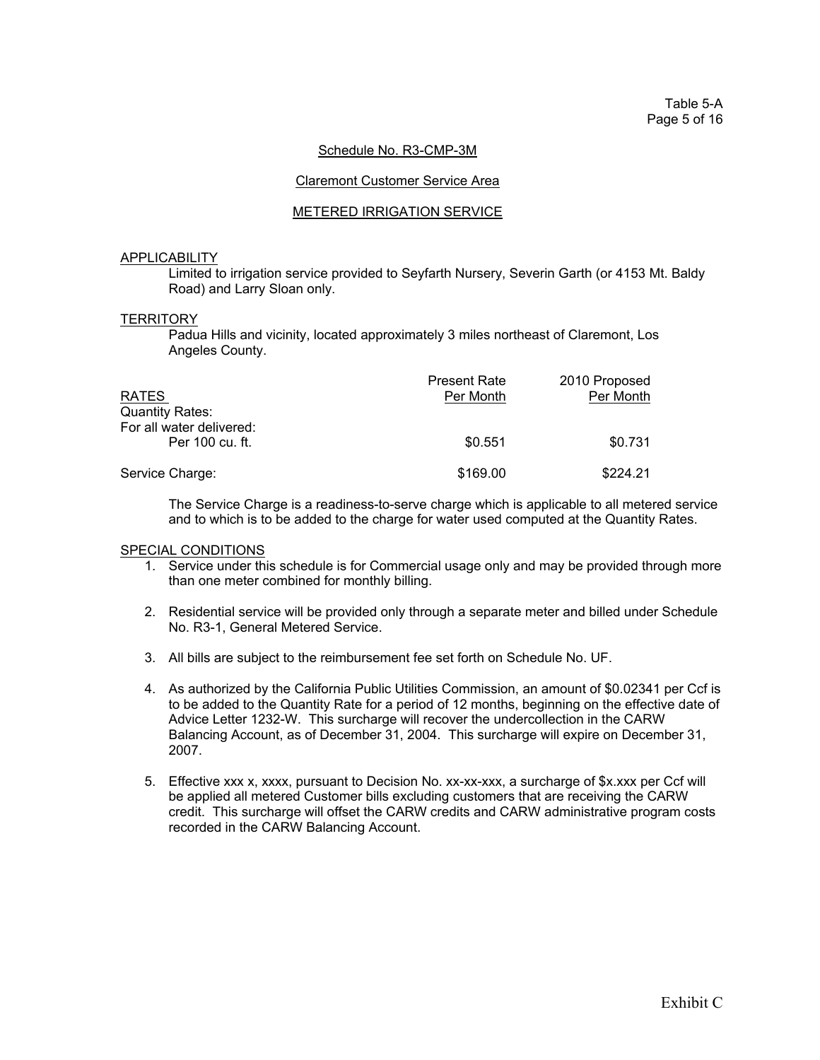Table 5-A

Schedule No. R3-CMP-3M

Claremont Customer Service Area

METERED IRRIGATION SERVICE

APPLICABILITY

Limited to irrigation service provided to Seyfarth Nursery, Severin Garth (or 4153 Mt. Baldy Road) and Larry Sloan only.

TERRITORY

Padua Hills and vicinity, located approximately 3 miles northeast of Claremont, Los Angeles County.

| RATES | Present Rate Per Month | 2010 Proposed Per Month |
|---|---|---|
| Quantity Rates: | | |
| For all water delivered: | | |
| Per 100 cu. ft. | $0.551 | $0.731 |
| Service Charge: | $169.00 | $224.21 |

The Service Charge is a readiness-to-serve charge which is applicable to all metered service and to which is to be added to the charge for water used computed at the Quantity Rates.

SPECIAL CONDITIONS

1. Service under this schedule is for Commercial usage only and may be provided through more than one meter combined for monthly billing.
2. Residential service will be provided only through a separate meter and billed under Schedule No. R3-1, General Metered Service.
3. All bills are subject to the reimbursement fee set forth on Schedule No. UF.
4. As authorized by the California Public Utilities Commission, an amount of $0.02341 per Ccf is to be added to the Quantity Rate for a period of 12 months, beginning on the effective date of Advice Letter 1232-W. This surcharge will recover the undercollection in the CARW Balancing Account, as of December 31, 2004. This surcharge will expire on December 31, 2007.
5. Effective xxx x, xxxx, pursuant to Decision No. xx-xx-xxx, a surcharge of $x.xxx per Ccf will be applied all metered Customer bills excluding customers that are receiving the CARW credit. This surcharge will offset the CARW credits and CARW administrative program costs recorded in the CARW Balancing Account.

Exhibit C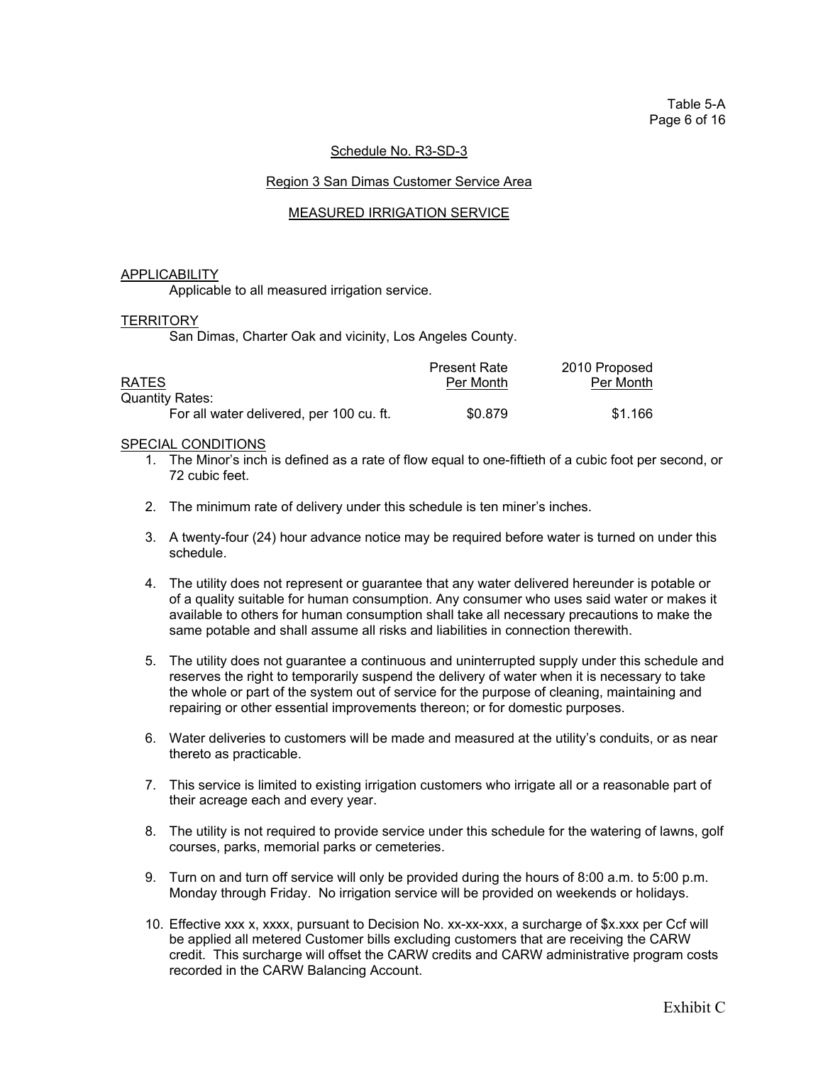Table 5-A

Schedule No. R3-SD-3

Region 3 San Dimas Customer Service Area

MEASURED IRRIGATION SERVICE

APPLICABILITY

Applicable to all measured irrigation service.

TERRITORY

San Dimas, Charter Oak and vicinity, Los Angeles County.

| RATES | Present Rate Per Month | 2010 Proposed Per Month |
|---|---|---|
| Quantity Rates: | | |
| For all water delivered, per 100 cu. ft. | \$0.879 | \$1.166 |

SPECIAL CONDITIONS

1. The Minor's inch is defined as a rate of flow equal to one-fiftieth of a cubic foot per second, or 72 cubic feet.
2. The minimum rate of delivery under this schedule is ten miner's inches.
3. A twenty-four (24) hour advance notice may be required before water is turned on under this schedule.
4. The utility does not represent or guarantee that any water delivered hereunder is potable or of a quality suitable for human consumption. Any consumer who uses said water or makes it available to others for human consumption shall take all necessary precautions to make the same potable and shall assume all risks and liabilities in connection therewith.
5. The utility does not guarantee a continuous and uninterrupted supply under this schedule and reserves the right to temporarily suspend the delivery of water when it is necessary to take the whole or part of the system out of service for the purpose of cleaning, maintaining and repairing or other essential improvements thereon; or for domestic purposes.
6. Water deliveries to customers will be made and measured at the utility's conduits, or as near thereto as practicable.
7. This service is limited to existing irrigation customers who irrigate all or a reasonable part of their acreage each and every year.
8. The utility is not required to provide service under this schedule for the watering of lawns, golf courses, parks, memorial parks or cemeteries.
9. Turn on and turn off service will only be provided during the hours of 8:00 a.m. to 5:00 p.m. Monday through Friday. No irrigation service will be provided on weekends or holidays.
10. Effective xxx x, xxxx, pursuant to Decision No. xx-xx-xxx, a surcharge of \$x.xxx per Ccf will be applied all metered Customer bills excluding customers that are receiving the CARW credit. This surcharge will offset the CARW credits and CARW administrative program costs recorded in the CARW Balancing Account.

Exhibit C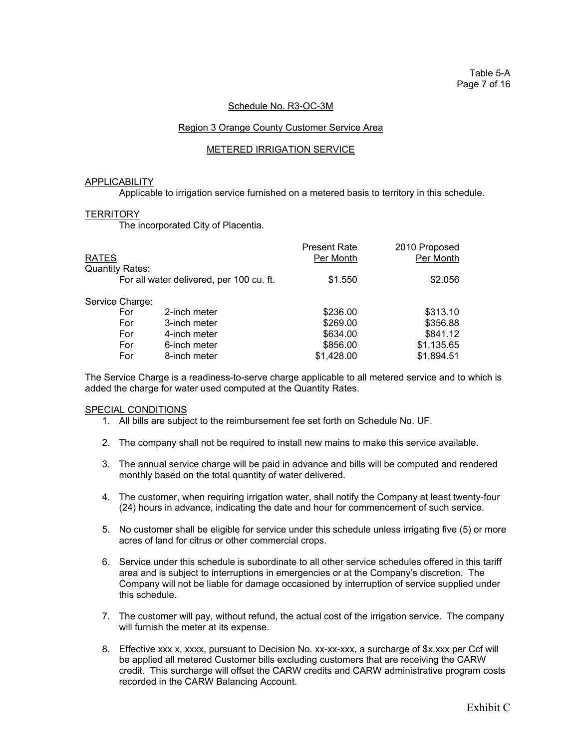Table 5-A
Page 7 of 16

Schedule No. R3-OC-3M

Region 3 Orange County Customer Service Area

METERED IRRIGATION SERVICE

APPLICABILITY

Applicable to irrigation service furnished on a metered basis to territory in this schedule.

TERRITORY

The incorporated City of Placentia.

| RATES | | Present Rate Per Month | 2010 Proposed Per Month |
|---|---|---|---|
| Quantity Rates: | | | |
| For all water delivered, per 100 cu. ft. | | $1.550 | $2.056 |
| Service Charge: | | | |
| For | 2-inch meter | $236.00 | $313.10 |
| For | 3-inch meter | $269.00 | $356.88 |
| For | 4-inch meter | $634.00 | $841.12 |
| For | 6-inch meter | $856.00 | $1,135.65 |
| For | 8-inch meter | $1,428.00 | $1,894.51 |

The Service Charge is a readiness-to-serve charge applicable to all metered service and to which is added the charge for water used computed at the Quantity Rates.

SPECIAL CONDITIONS

1. All bills are subject to the reimbursement fee set forth on Schedule No. UF.
2. The company shall not be required to install new mains to make this service available.
3. The annual service charge will be paid in advance and bills will be computed and rendered monthly based on the total quantity of water delivered.
4. The customer, when requiring irrigation water, shall notify the Company at least twenty-four (24) hours in advance, indicating the date and hour for commencement of such service.
5. No customer shall be eligible for service under this schedule unless irrigating five (5) or more acres of land for citrus or other commercial crops.
6. Service under this schedule is subordinate to all other service schedules offered in this tariff area and is subject to interruptions in emergencies or at the Company's discretion. The Company will not be liable for damage occasioned by interruption of service supplied under this schedule.
7. The customer will pay, without refund, the actual cost of the irrigation service. The company will furnish the meter at its expense.
8. Effective xxx x, xxxx, pursuant to Decision No. xx-xx-xxx, a surcharge of $x.xxx per Ccf will be applied all metered Customer bills excluding customers that are receiving the CARW credit. This surcharge will offset the CARW credits and CARW administrative program costs recorded in the CARW Balancing Account.

Exhibit C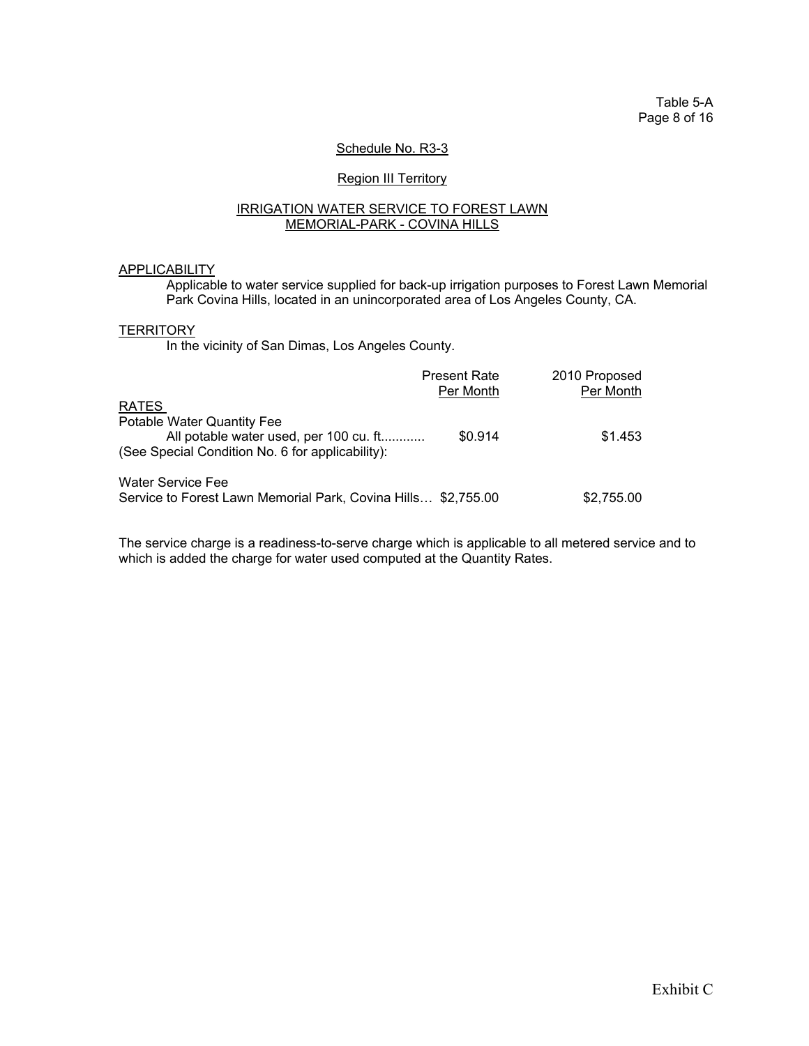Table 5-A

Schedule No. R3-3

Region III Territory

IRRIGATION WATER SERVICE TO FOREST LAWN MEMORIAL-PARK - COVINA HILLS

APPLICABILITY

Applicable to water service supplied for back-up irrigation purposes to Forest Lawn Memorial Park Covina Hills, located in an unincorporated area of Los Angeles County, CA.

TERRITORY

In the vicinity of San Dimas, Los Angeles County.

| | Present Rate Per Month | 2010 Proposed Per Month |
|---|---|---|
| RATES | | |
| Potable Water Quantity Fee | | |
| All potable water used, per 100 cu. ft............ | $0.914 | $1.453 |
| (See Special Condition No. 6 for applicability): | | |
| Water Service Fee | | |
| Service to Forest Lawn Memorial Park, Covina Hills… | $2,755.00 | $2,755.00 |

The service charge is a readiness-to-serve charge which is applicable to all metered service and to which is added the charge for water used computed at the Quantity Rates.

Exhibit C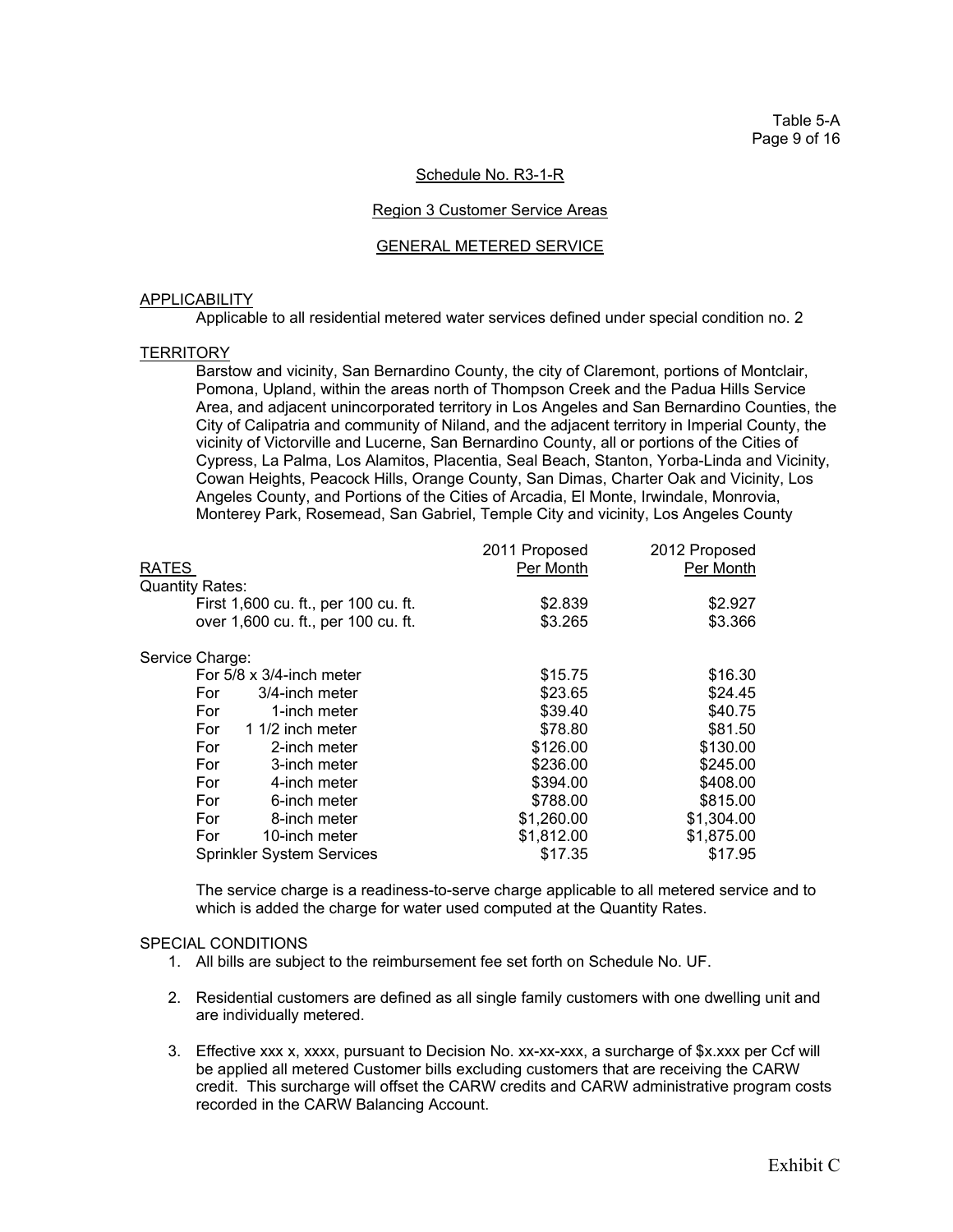Table 5-A
Page 9 of 16

Schedule No. R3-1-R

Region 3 Customer Service Areas

GENERAL METERED SERVICE

APPLICABILITY

Applicable to all residential metered water services defined under special condition no. 2

TERRITORY

Barstow and vicinity, San Bernardino County, the city of Claremont, portions of Montclair, Pomona, Upland, within the areas north of Thompson Creek and the Padua Hills Service Area, and adjacent unincorporated territory in Los Angeles and San Bernardino Counties, the City of Calipatria and community of Niland, and the adjacent territory in Imperial County, the vicinity of Victorville and Lucerne, San Bernardino County, all or portions of the Cities of Cypress, La Palma, Los Alamitos, Placentia, Seal Beach, Stanton, Yorba-Linda and Vicinity, Cowan Heights, Peacock Hills, Orange County, San Dimas, Charter Oak and Vicinity, Los Angeles County, and Portions of the Cities of Arcadia, El Monte, Irwindale, Monrovia, Monterey Park, Rosemead, San Gabriel, Temple City and vicinity, Los Angeles County

| RATES | 2011 Proposed Per Month | 2012 Proposed Per Month |
|---|---|---|
| Quantity Rates: | | |
| First 1,600 cu. ft., per 100 cu. ft. | $2.839 | $2.927 |
| over 1,600 cu. ft., per 100 cu. ft. | $3.265 | $3.366 |
| | | |
| Service Charge: | | |
| For 5/8 x 3/4-inch meter | $15.75 | $16.30 |
| For 3/4-inch meter | $23.65 | $24.45 |
| For 1-inch meter | $39.40 | $40.75 |
| For 1 1/2 inch meter | $78.80 | $81.50 |
| For 2-inch meter | $126.00 | $130.00 |
| For 3-inch meter | $236.00 | $245.00 |
| For 4-inch meter | $394.00 | $408.00 |
| For 6-inch meter | $788.00 | $815.00 |
| For 8-inch meter | $1,260.00 | $1,304.00 |
| For 10-inch meter | $1,812.00 | $1,875.00 |
| Sprinkler System Services | $17.35 | $17.95 |

The service charge is a readiness-to-serve charge applicable to all metered service and to which is added the charge for water used computed at the Quantity Rates.

SPECIAL CONDITIONS

1. All bills are subject to the reimbursement fee set forth on Schedule No. UF.

2. Residential customers are defined as all single family customers with one dwelling unit and are individually metered.

3. Effective xxx x, xxxx, pursuant to Decision No. xx-xx-xxx, a surcharge of $x.xxx per Ccf will be applied all metered Customer bills excluding customers that are receiving the CARW credit. This surcharge will offset the CARW credits and CARW administrative program costs recorded in the CARW Balancing Account.

Exhibit C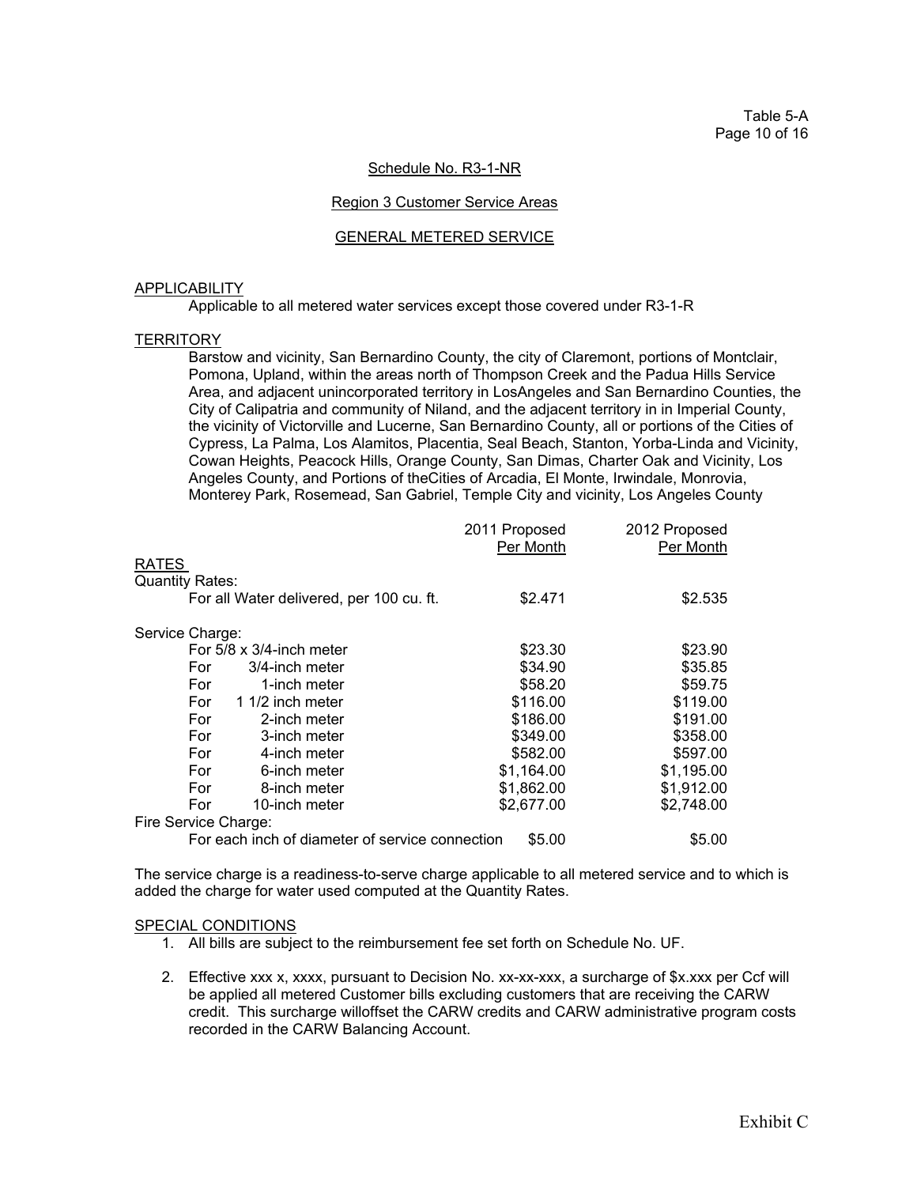Table 5-A

Schedule No. R3-1-NR

Region 3 Customer Service Areas

GENERAL METERED SERVICE

APPLICABILITY

Applicable to all metered water services except those covered under R3-1-R

TERRITORY

Barstow and vicinity, San Bernardino County, the city of Claremont, portions of Montclair, Pomona, Upland, within the areas north of Thompson Creek and the Padua Hills Service Area, and adjacent unincorporated territory in LosAngeles and San Bernardino Counties, the City of Calipatria and community of Niland, and the adjacent territory in in Imperial County, the vicinity of Victorville and Lucerne, San Bernardino County, all or portions of the Cities of Cypress, La Palma, Los Alamitos, Placentia, Seal Beach, Stanton, Yorba-Linda and Vicinity, Cowan Heights, Peacock Hills, Orange County, San Dimas, Charter Oak and Vicinity, Los Angeles County, and Portions of theCities of Arcadia, El Monte, Irwindale, Monrovia, Monterey Park, Rosemead, San Gabriel, Temple City and vicinity, Los Angeles County

| RATES | 2011 Proposed Per Month | 2012 Proposed Per Month |
|---|---|---|
| Quantity Rates: | | |
| For all Water delivered, per 100 cu. ft. | $2.471 | $2.535 |
| Service Charge: | | |
| For 5/8 x 3/4-inch meter | $23.30 | $23.90 |
| For 3/4-inch meter | $34.90 | $35.85 |
| For 1-inch meter | $58.20 | $59.75 |
| For 1 1/2 inch meter | $116.00 | $119.00 |
| For 2-inch meter | $186.00 | $191.00 |
| For 3-inch meter | $349.00 | $358.00 |
| For 4-inch meter | $582.00 | $597.00 |
| For 6-inch meter | $1,164.00 | $1,195.00 |
| For 8-inch meter | $1,862.00 | $1,912.00 |
| For 10-inch meter | $2,677.00 | $2,748.00 |
| Fire Service Charge: | | |
| For each inch of diameter of service connection | $5.00 | $5.00 |

The service charge is a readiness-to-serve charge applicable to all metered service and to which is added the charge for water used computed at the Quantity Rates.

SPECIAL CONDITIONS

1. All bills are subject to the reimbursement fee set forth on Schedule No. UF.
2. Effective xxx x, xxxx, pursuant to Decision No. xx-xx-xxx, a surcharge of $x.xxx per Ccf will be applied all metered Customer bills excluding customers that are receiving the CARW credit. This surcharge willoffset the CARW credits and CARW administrative program costs recorded in the CARW Balancing Account.

Exhibit C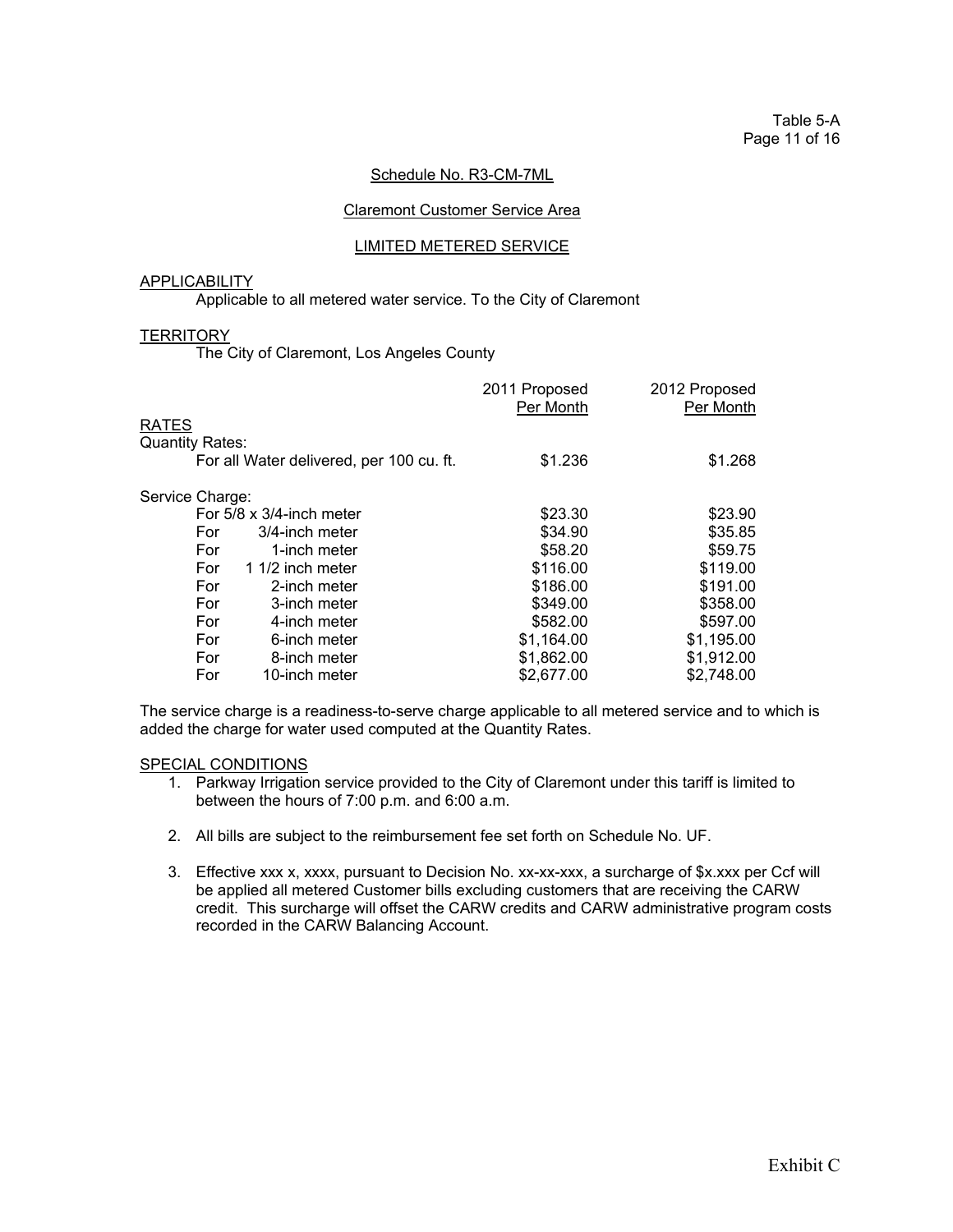Table 5-A

Schedule No. R3-CM-7ML

Claremont Customer Service Area

LIMITED METERED SERVICE

APPLICABILITY

Applicable to all metered water service. To the City of Claremont

TERRITORY

The City of Claremont, Los Angeles County

| | 2011 Proposed Per Month | 2012 Proposed Per Month |
|---|---|---|
| **RATES** | | |
| Quantity Rates: | | |
| For all Water delivered, per 100 cu. ft. | $1.236 | $1.268 |
| Service Charge: | | |
| For 5/8 x 3/4-inch meter | $23.30 | $23.90 |
| For 3/4-inch meter | $34.90 | $35.85 |
| For 1-inch meter | $58.20 | $59.75 |
| For 1 1/2 inch meter | $116.00 | $119.00 |
| For 2-inch meter | $186.00 | $191.00 |
| For 3-inch meter | $349.00 | $358.00 |
| For 4-inch meter | $582.00 | $597.00 |
| For 6-inch meter | $1,164.00 | $1,195.00 |
| For 8-inch meter | $1,862.00 | $1,912.00 |
| For 10-inch meter | $2,677.00 | $2,748.00 |

The service charge is a readiness-to-serve charge applicable to all metered service and to which is added the charge for water used computed at the Quantity Rates.

SPECIAL CONDITIONS

1. Parkway Irrigation service provided to the City of Claremont under this tariff is limited to between the hours of 7:00 p.m. and 6:00 a.m.
2. All bills are subject to the reimbursement fee set forth on Schedule No. UF.
3. Effective xxx x, xxxx, pursuant to Decision No. xx-xx-xxx, a surcharge of $x.xxx per Ccf will be applied all metered Customer bills excluding customers that are receiving the CARW credit. This surcharge will offset the CARW credits and CARW administrative program costs recorded in the CARW Balancing Account.

Exhibit C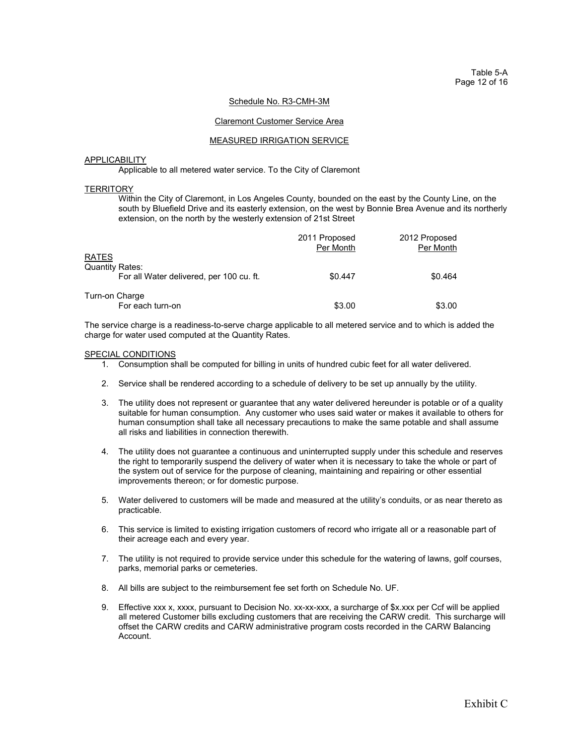Table 5-A

Schedule No. R3-CMH-3M

Claremont Customer Service Area

MEASURED IRRIGATION SERVICE

APPLICABILITY

Applicable to all metered water service. To the City of Claremont

TERRITORY

Within the City of Claremont, in Los Angeles County, bounded on the east by the County Line, on the south by Bluefield Drive and its easterly extension, on the west by Bonnie Brea Avenue and its northerly extension, on the north by the westerly extension of 21st Street

| | 2011 Proposed Per Month | 2012 Proposed Per Month |
|---|---|---|
| RATES | | |
| Quantity Rates: | | |
| For all Water delivered, per 100 cu. ft. | $0.447 | $0.464 |
| Turn-on Charge | | |
| For each turn-on | $3.00 | $3.00 |

The service charge is a readiness-to-serve charge applicable to all metered service and to which is added the charge for water used computed at the Quantity Rates.

SPECIAL CONDITIONS

1. Consumption shall be computed for billing in units of hundred cubic feet for all water delivered.
2. Service shall be rendered according to a schedule of delivery to be set up annually by the utility.
3. The utility does not represent or guarantee that any water delivered hereunder is potable or of a quality suitable for human consumption. Any customer who uses said water or makes it available to others for human consumption shall take all necessary precautions to make the same potable and shall assume all risks and liabilities in connection therewith.
4. The utility does not guarantee a continuous and uninterrupted supply under this schedule and reserves the right to temporarily suspend the delivery of water when it is necessary to take the whole or part of the system out of service for the purpose of cleaning, maintaining and repairing or other essential improvements thereon; or for domestic purpose.
5. Water delivered to customers will be made and measured at the utility's conduits, or as near thereto as practicable.
6. This service is limited to existing irrigation customers of record who irrigate all or a reasonable part of their acreage each and every year.
7. The utility is not required to provide service under this schedule for the watering of lawns, golf courses, parks, memorial parks or cemeteries.
8. All bills are subject to the reimbursement fee set forth on Schedule No. UF.
9. Effective xxx x, xxxx, pursuant to Decision No. xx-xx-xxx, a surcharge of $x.xxx per Ccf will be applied all metered Customer bills excluding customers that are receiving the CARW credit. This surcharge will offset the CARW credits and CARW administrative program costs recorded in the CARW Balancing Account.

Exhibit C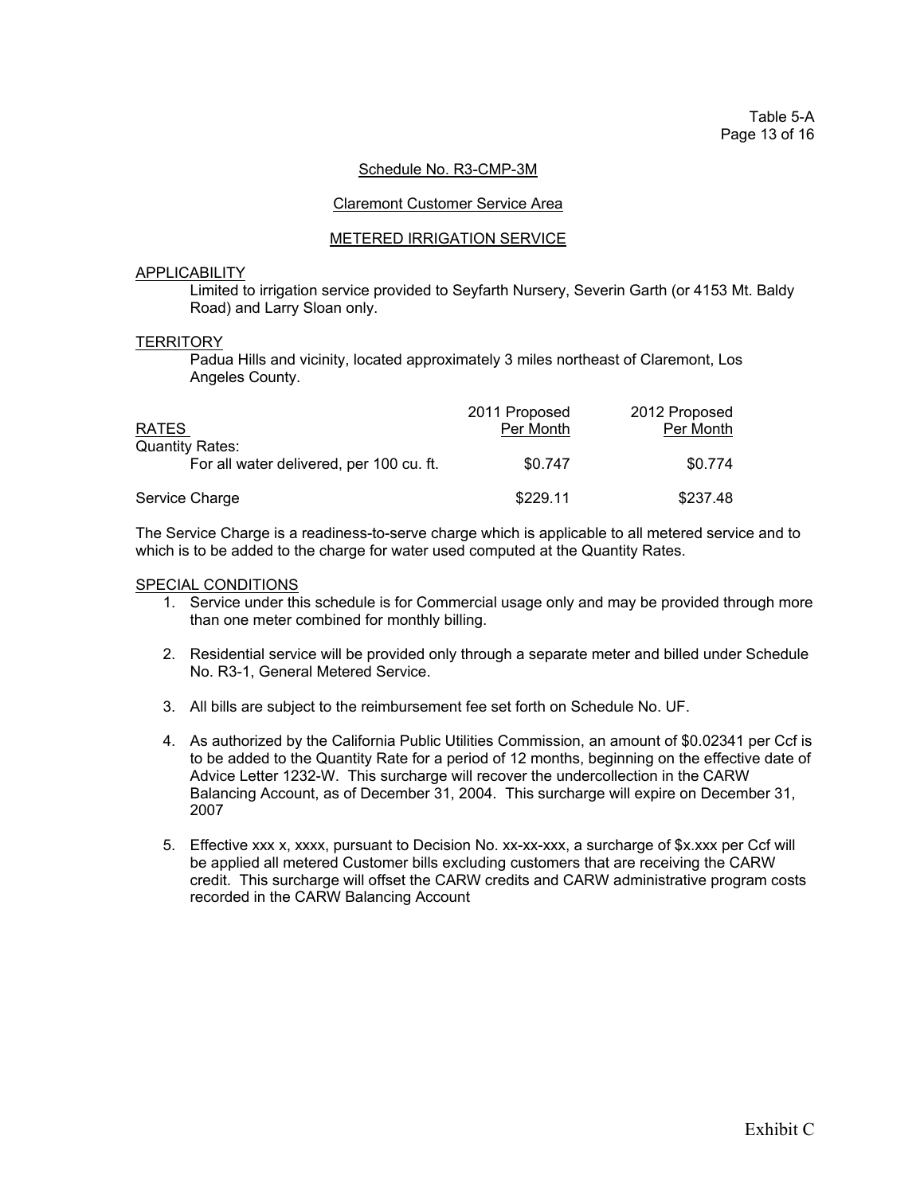Table 5-A

Schedule No. R3-CMP-3M

Claremont Customer Service Area

METERED IRRIGATION SERVICE

APPLICABILITY

Limited to irrigation service provided to Seyfarth Nursery, Severin Garth (or 4153 Mt. Baldy Road) and Larry Sloan only.

TERRITORY

Padua Hills and vicinity, located approximately 3 miles northeast of Claremont, Los Angeles County.

| RATES | 2011 Proposed Per Month | 2012 Proposed Per Month |
|---|---|---|
| Quantity Rates: | | |
| For all water delivered, per 100 cu. ft. | $0.747 | $0.774 |
| Service Charge | $229.11 | $237.48 |

The Service Charge is a readiness-to-serve charge which is applicable to all metered service and to which is to be added to the charge for water used computed at the Quantity Rates.

SPECIAL CONDITIONS

1. Service under this schedule is for Commercial usage only and may be provided through more than one meter combined for monthly billing.

2. Residential service will be provided only through a separate meter and billed under Schedule No. R3-1, General Metered Service.

3. All bills are subject to the reimbursement fee set forth on Schedule No. UF.

4. As authorized by the California Public Utilities Commission, an amount of $0.02341 per Ccf is to be added to the Quantity Rate for a period of 12 months, beginning on the effective date of Advice Letter 1232-W. This surcharge will recover the undercollection in the CARW Balancing Account, as of December 31, 2004. This surcharge will expire on December 31, 2007

5. Effective xxx x, xxxx, pursuant to Decision No. xx-xx-xxx, a surcharge of $x.xxx per Ccf will be applied all metered Customer bills excluding customers that are receiving the CARW credit. This surcharge will offset the CARW credits and CARW administrative program costs recorded in the CARW Balancing Account

Exhibit C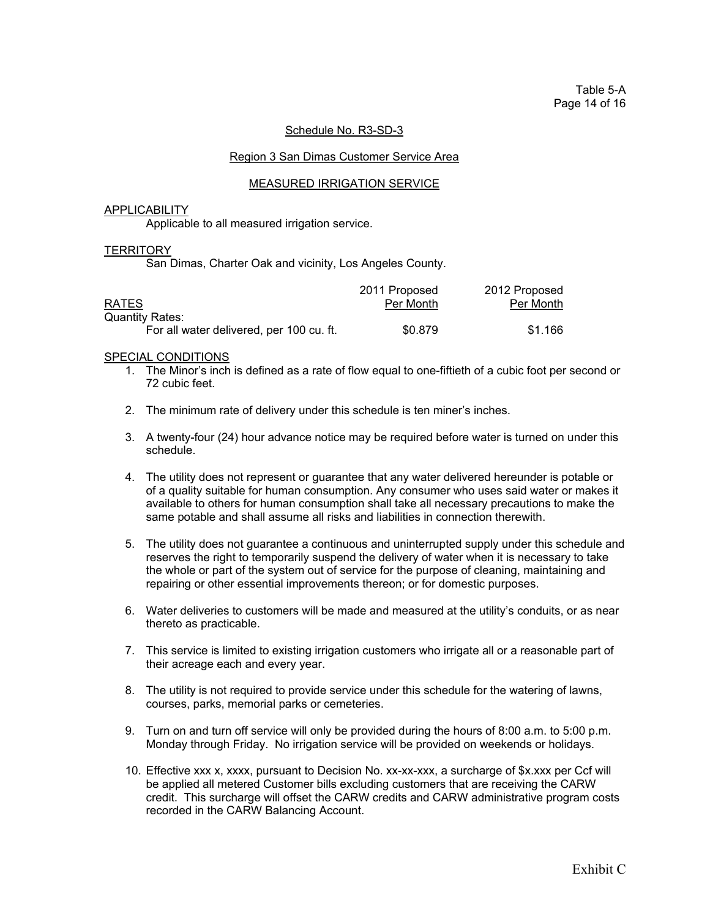Table 5-A

Schedule No. R3-SD-3

Region 3 San Dimas Customer Service Area

MEASURED IRRIGATION SERVICE

APPLICABILITY

Applicable to all measured irrigation service.

TERRITORY

San Dimas, Charter Oak and vicinity, Los Angeles County.

| RATES | 2011 Proposed Per Month | 2012 Proposed Per Month |
|---|---|---|
| Quantity Rates: | | |
| For all water delivered, per 100 cu. ft. | $0.879 | $1.166 |

SPECIAL CONDITIONS

1. The Minor's inch is defined as a rate of flow equal to one-fiftieth of a cubic foot per second or 72 cubic feet.
2. The minimum rate of delivery under this schedule is ten miner's inches.
3. A twenty-four (24) hour advance notice may be required before water is turned on under this schedule.
4. The utility does not represent or guarantee that any water delivered hereunder is potable or of a quality suitable for human consumption. Any consumer who uses said water or makes it available to others for human consumption shall take all necessary precautions to make the same potable and shall assume all risks and liabilities in connection therewith.
5. The utility does not guarantee a continuous and uninterrupted supply under this schedule and reserves the right to temporarily suspend the delivery of water when it is necessary to take the whole or part of the system out of service for the purpose of cleaning, maintaining and repairing or other essential improvements thereon; or for domestic purposes.
6. Water deliveries to customers will be made and measured at the utility's conduits, or as near thereto as practicable.
7. This service is limited to existing irrigation customers who irrigate all or a reasonable part of their acreage each and every year.
8. The utility is not required to provide service under this schedule for the watering of lawns, courses, parks, memorial parks or cemeteries.
9. Turn on and turn off service will only be provided during the hours of 8:00 a.m. to 5:00 p.m. Monday through Friday. No irrigation service will be provided on weekends or holidays.
10. Effective xxx x, xxxx, pursuant to Decision No. xx-xx-xxx, a surcharge of $x.xxx per Ccf will be applied all metered Customer bills excluding customers that are receiving the CARW credit. This surcharge will offset the CARW credits and CARW administrative program costs recorded in the CARW Balancing Account.

Exhibit C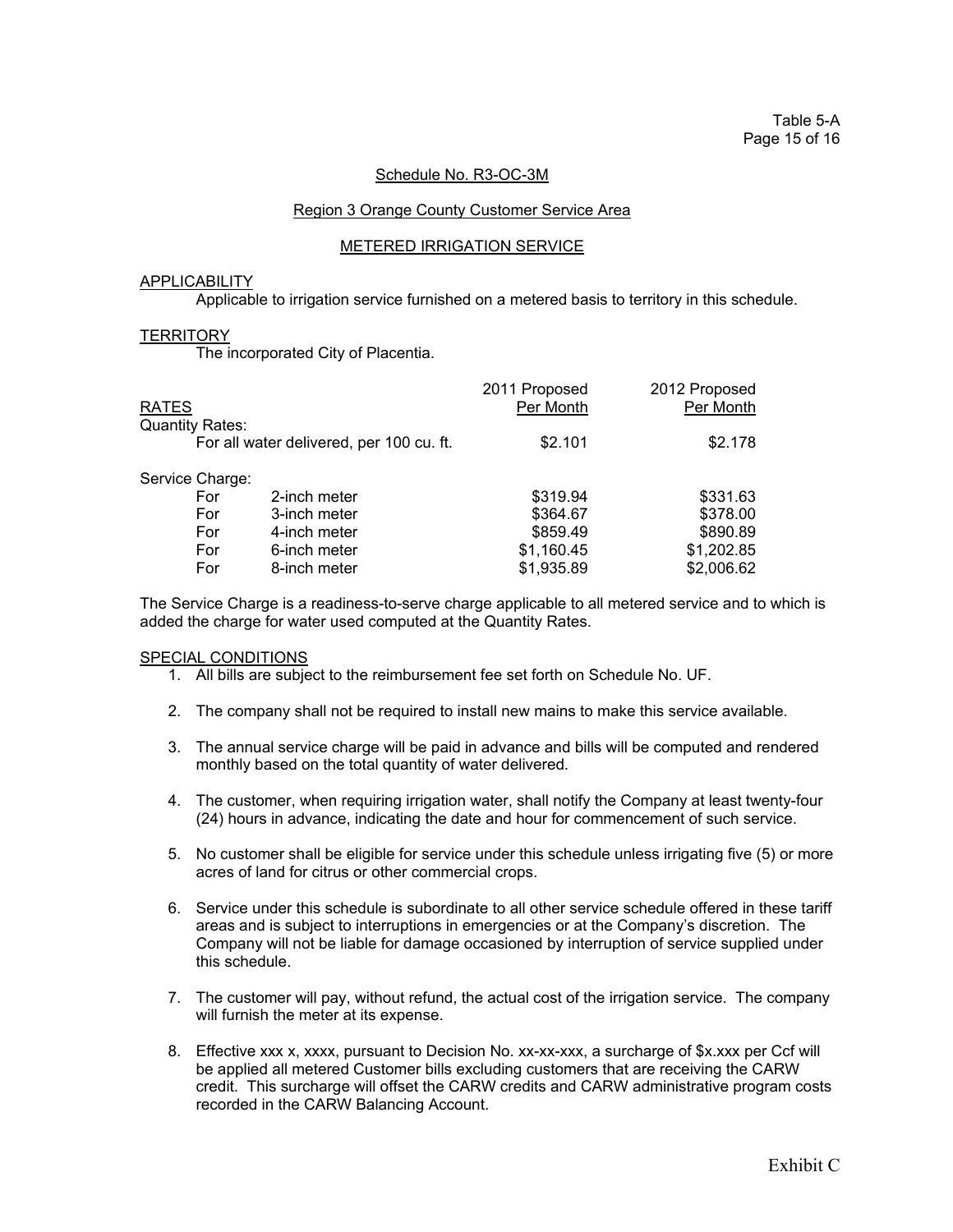Table 5-A

Schedule No. R3-OC-3M

Region 3 Orange County Customer Service Area

METERED IRRIGATION SERVICE

APPLICABILITY

Applicable to irrigation service furnished on a metered basis to territory in this schedule.

TERRITORY

The incorporated City of Placentia.

| RATES | | 2011 Proposed Per Month | 2012 Proposed Per Month |
|---|---|---|---|
| Quantity Rates: | | | |
| For all water delivered, per 100 cu. ft. | | $2.101 | $2.178 |
| Service Charge: | | | |
| For | 2-inch meter | $319.94 | $331.63 |
| For | 3-inch meter | $364.67 | $378.00 |
| For | 4-inch meter | $859.49 | $890.89 |
| For | 6-inch meter | $1,160.45 | $1,202.85 |
| For | 8-inch meter | $1,935.89 | $2,006.62 |

The Service Charge is a readiness-to-serve charge applicable to all metered service and to which is added the charge for water used computed at the Quantity Rates.

SPECIAL CONDITIONS

1. All bills are subject to the reimbursement fee set forth on Schedule No. UF.
2. The company shall not be required to install new mains to make this service available.
3. The annual service charge will be paid in advance and bills will be computed and rendered monthly based on the total quantity of water delivered.
4. The customer, when requiring irrigation water, shall notify the Company at least twenty-four (24) hours in advance, indicating the date and hour for commencement of such service.
5. No customer shall be eligible for service under this schedule unless irrigating five (5) or more acres of land for citrus or other commercial crops.
6. Service under this schedule is subordinate to all other service schedule offered in these tariff areas and is subject to interruptions in emergencies or at the Company's discretion. The Company will not be liable for damage occasioned by interruption of service supplied under this schedule.
7. The customer will pay, without refund, the actual cost of the irrigation service. The company will furnish the meter at its expense.
8. Effective xxx x, xxxx, pursuant to Decision No. xx-xx-xxx, a surcharge of $x.xxx per Ccf will be applied all metered Customer bills excluding customers that are receiving the CARW credit. This surcharge will offset the CARW credits and CARW administrative program costs recorded in the CARW Balancing Account.

Exhibit C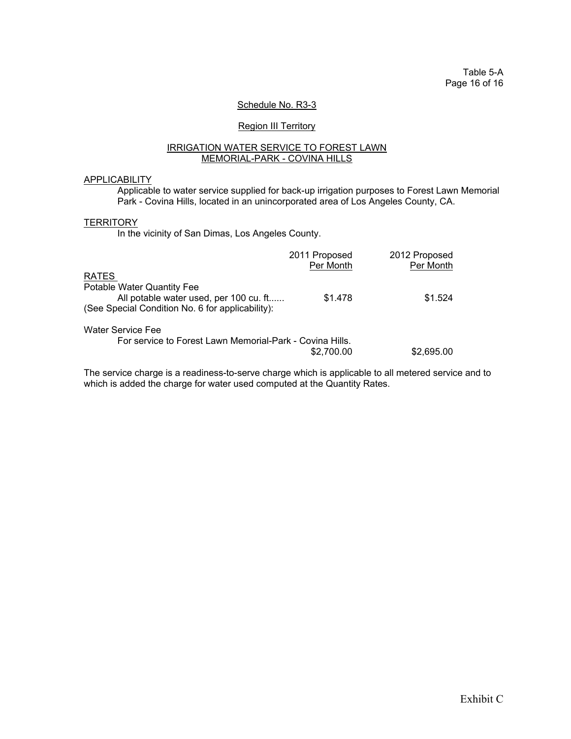Table 5-A

Schedule No. R3-3

Region III Territory

IRRIGATION WATER SERVICE TO FOREST LAWN MEMORIAL-PARK - COVINA HILLS

APPLICABILITY

Applicable to water service supplied for back-up irrigation purposes to Forest Lawn Memorial Park - Covina Hills, located in an unincorporated area of Los Angeles County, CA.

TERRITORY

In the vicinity of San Dimas, Los Angeles County.

| | 2011 Proposed Per Month | 2012 Proposed Per Month |
|---|---|---|
| RATES | | |
| Potable Water Quantity Fee | | |
| All potable water used, per 100 cu. ft...... | $1.478 | $1.524 |
| (See Special Condition No. 6 for applicability): | | |
| Water Service Fee | | |
| For service to Forest Lawn Memorial-Park - Covina Hills. | $2,700.00 | $2,695.00 |

The service charge is a readiness-to-serve charge which is applicable to all metered service and to which is added the charge for water used computed at the Quantity Rates.

Exhibit C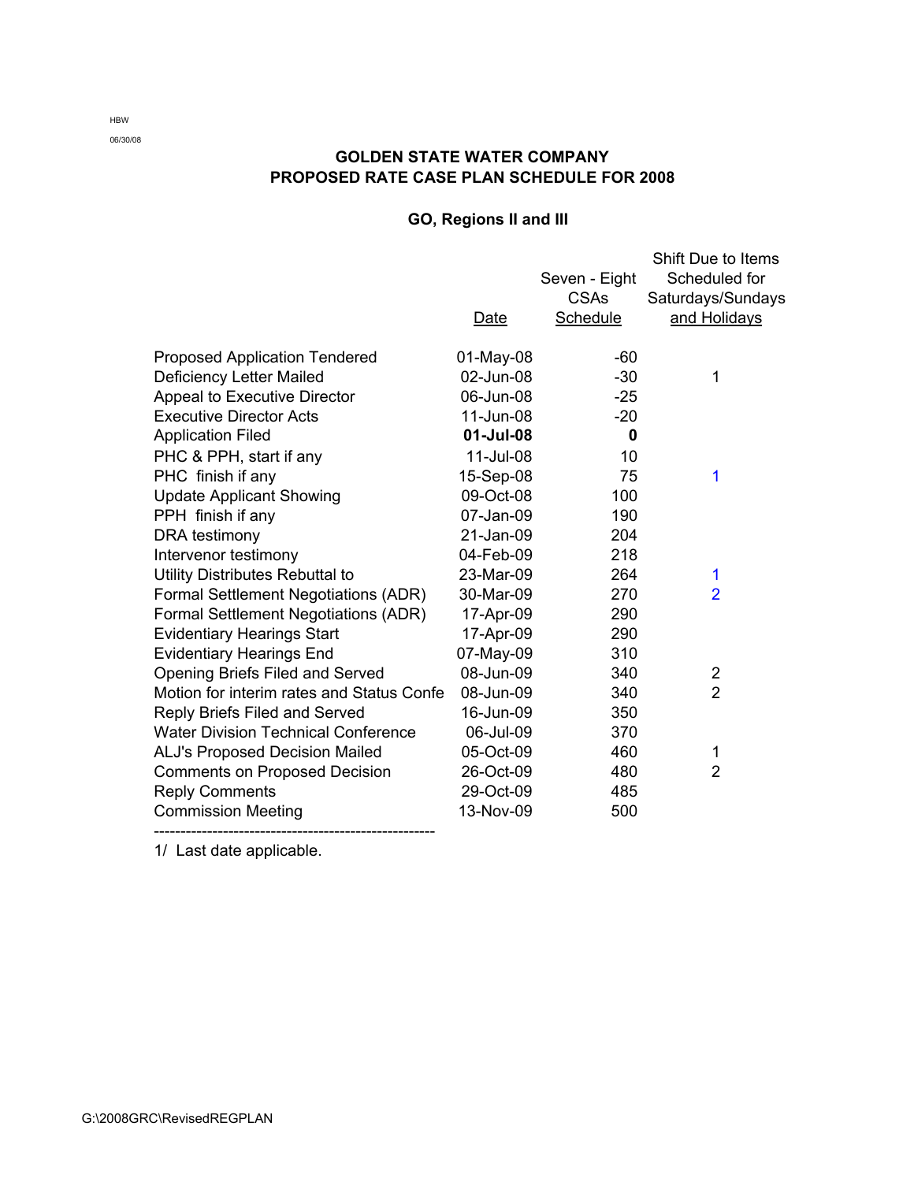HBW

06/30/08

# GOLDEN STATE WATER COMPANY
# PROPOSED RATE CASE PLAN SCHEDULE FOR 2008

## GO, Regions II and III

| | Date | Seven - Eight CSAs Schedule | Shift Due to Items Scheduled for Saturdays/Sundays and Holidays |
|---|---|---|---|
| Proposed Application Tendered | 01-May-08 | -60 | |
| Deficiency Letter Mailed | 02-Jun-08 | -30 | 1 |
| Appeal to Executive Director | 06-Jun-08 | -25 | |
| Executive Director Acts | 11-Jun-08 | -20 | |
| Application Filed | **01-Jul-08** | **0** | |
| PHC & PPH, start if any | 11-Jul-08 | 10 | |
| PHC finish if any | 15-Sep-08 | 75 | 1 |
| Update Applicant Showing | 09-Oct-08 | 100 | |
| PPH finish if any | 07-Jan-09 | 190 | |
| DRA testimony | 21-Jan-09 | 204 | |
| Intervenor testimony | 04-Feb-09 | 218 | |
| Utility Distributes Rebuttal to | 23-Mar-09 | 264 | 1 |
| Formal Settlement Negotiations (ADR) | 30-Mar-09 | 270 | 2 |
| Formal Settlement Negotiations (ADR) | 17-Apr-09 | 290 | |
| Evidentiary Hearings Start | 17-Apr-09 | 290 | |
| Evidentiary Hearings End | 07-May-09 | 310 | |
| Opening Briefs Filed and Served | 08-Jun-09 | 340 | 2 |
| Motion for interim rates and Status Confe | 08-Jun-09 | 340 | 2 |
| Reply Briefs Filed and Served | 16-Jun-09 | 350 | |
| Water Division Technical Conference | 06-Jul-09 | 370 | |
| ALJ's Proposed Decision Mailed | 05-Oct-09 | 460 | 1 |
| Comments on Proposed Decision | 26-Oct-09 | 480 | 2 |
| Reply Comments | 29-Oct-09 | 485 | |
| Commission Meeting | 13-Nov-09 | 500 | |

1/ Last date applicable.

G:\2008GRC\RevisedREGPLAN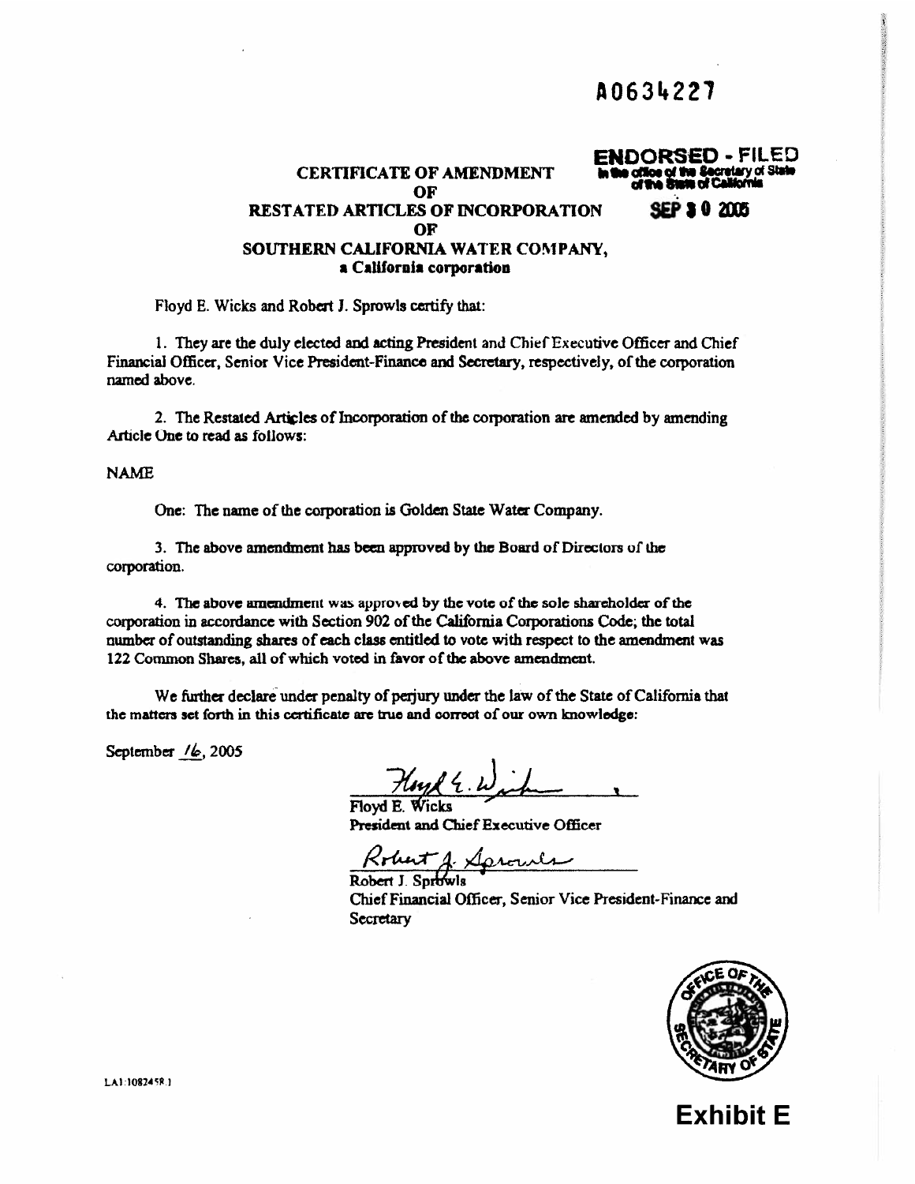A0634227

ENDORSED - FILED
In the office of the Secretary of State of the State of California

SEP 30 2005

# CERTIFICATE OF AMENDMENT
# OF
# RESTATED ARTICLES OF INCORPORATION
# OF
# SOUTHERN CALIFORNIA WATER COMPANY,
**a California corporation**

Floyd E. Wicks and Robert J. Sprowls certify that:

1. They are the duly elected and acting President and Chief Executive Officer and Chief Financial Officer, Senior Vice President-Finance and Secretary, respectively, of the corporation named above.

2. The Restated Articles of Incorporation of the corporation are amended by amending Article One to read as follows:

NAME

One: The name of the corporation is Golden State Water Company.

3. The above amendment has been approved by the Board of Directors of the corporation.

4. The above amendment was approved by the vote of the sole shareholder of the corporation in accordance with Section 902 of the California Corporations Code; the total number of outstanding shares of each class entitled to vote with respect to the amendment was 122 Common Shares, all of which voted in favor of the above amendment.

We further declare under penalty of perjury under the law of the State of California that the matters set forth in this certificate are true and correct of our own knowledge:

September 16, 2005

Floyd E. Wicks
President and Chief Executive Officer

Robert J. Sprowls
Chief Financial Officer, Senior Vice President-Finance and Secretary

LA1:1082458.1

**Exhibit E**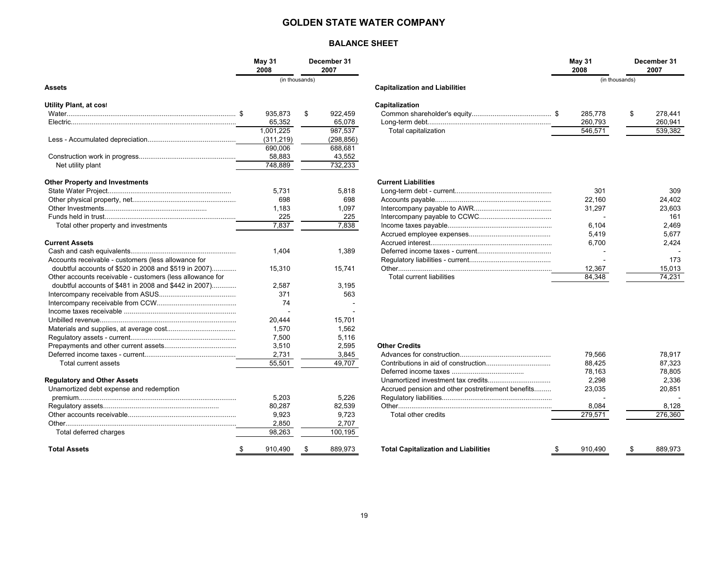# GOLDEN STATE WATER COMPANY

## BALANCE SHEET

| | May 31 2008 | December 31 2007 |
|---|---|---|
| | (in thousands) | |
| **Assets** | | |
| **Utility Plant, at cost** | | |
| Water | $ 935,873 | $ 922,459 |
| Electric | 65,352 | 65,078 |
| | 1,001,225 | 987,537 |
| Less - Accumulated depreciation | (311,219) | (298,856) |
| | 690,006 | 688,681 |
| Construction work in progress | 58,883 | 43,552 |
| Net utility plant | 748,889 | 732,233 |
| **Other Property and Investments** | | |
| State Water Project | 5,731 | 5,818 |
| Other physical property, net | 698 | 698 |
| Other Investments | 1,183 | 1,097 |
| Funds held in trust | 225 | 225 |
| Total other property and investments | 7,837 | 7,838 |
| **Current Assets** | | |
| Cash and cash equivalents | 1,404 | 1,389 |
| Accounts receivable - customers (less allowance for doubtful accounts of $520 in 2008 and $519 in 2007) | 15,310 | 15,741 |
| Other accounts receivable - customers (less allowance for doubtful accounts of $481 in 2008 and $442 in 2007) | 2,587 | 3,195 |
| Intercompany receivable from ASUS | 371 | 563 |
| Intercompany receivable from CCW | 74 | - |
| Income taxes receivable | - | - |
| Unbilled revenue | 20,444 | 15,701 |
| Materials and supplies, at average cost | 1,570 | 1,562 |
| Regulatory assets - current | 7,500 | 5,116 |
| Prepayments and other current assets | 3,510 | 2,595 |
| Deferred income taxes - current | 2,731 | 3,845 |
| Total current assets | 55,501 | 49,707 |
| **Regulatory and Other Assets** | | |
| Unamortized debt expense and redemption premium | 5,203 | 5,226 |
| Regulatory assets | 80,287 | 82,539 |
| Other accounts receivable | 9,923 | 9,723 |
| Other | 2,850 | 2,707 |
| Total deferred charges | 98,263 | 100,195 |
| **Total Assets** | $ 910,490 | $ 889,973 |

| | May 31 2008 | December 31 2007 |
|---|---|---|
| | (in thousands) | |
| **Capitalization and Liabilities** | | |
| **Capitalization** | | |
| Common shareholder's equity | $ 285,778 | $ 278,441 |
| Long-term debt | 260,793 | 260,941 |
| Total capitalization | 546,571 | 539,382 |
| **Current Liabilities** | | |
| Long-term debt - current | 301 | 309 |
| Accounts payable | 22,160 | 24,402 |
| Intercompany payable to AWR | 31,297 | 23,603 |
| Intercompany payable to CCWC | - | 161 |
| Income taxes payable | 6,104 | 2,469 |
| Accrued employee expenses | 5,419 | 5,677 |
| Accrued interest | 6,700 | 2,424 |
| Deferred income taxes - current | - | - |
| Regulatory liabilities - current | - | 173 |
| Other | 12,367 | 15,013 |
| Total current liabilities | 84,348 | 74,231 |
| **Other Credits** | | |
| Advances for construction | 79,566 | 78,917 |
| Contributions in aid of construction | 88,425 | 87,323 |
| Deferred income taxes | 78,163 | 78,805 |
| Unamortized investment tax credits | 2,298 | 2,336 |
| Accrued pension and other postretirement benefits | 23,035 | 20,851 |
| Regulatory liabilities | - | - |
| Other | 8,084 | 8,128 |
| Total other credits | 279,571 | 276,360 |
| **Total Capitalization and Liabilities** | $ 910,490 | $ 889,973 |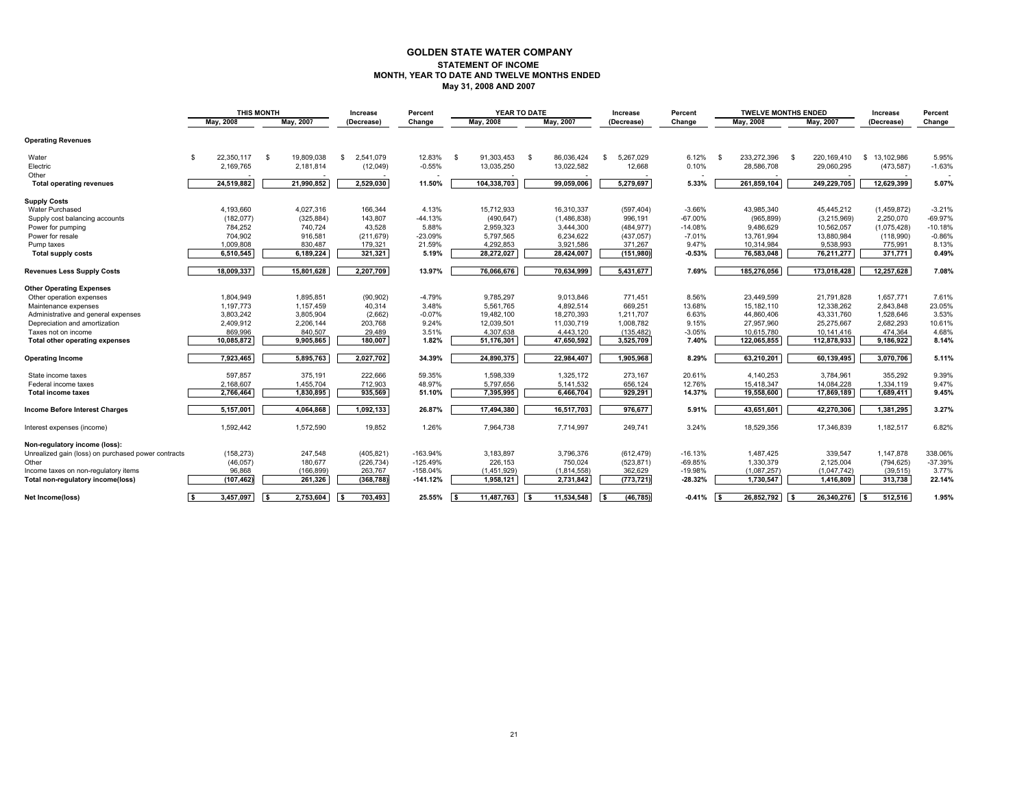# GOLDEN STATE WATER COMPANY

## STATEMENT OF INCOME
## MONTH, YEAR TO DATE AND TWELVE MONTHS ENDED
## May 31, 2008 AND 2007

| | THIS MONTH | | Increase | Percent | YEAR TO DATE | | Increase | Percent | TWELVE MONTHS ENDED | | Increase | Percent |
|---|---|---|---|---|---|---|---|---|---|---|---|---|
| | May, 2008 | May, 2007 | (Decrease) | Change | May, 2008 | May, 2007 | (Decrease) | Change | May, 2008 | May, 2007 | (Decrease) | Change |
| **Operating Revenues** | | | | | | | | | | | | |
| Water | $ 22,350,117 | $ 19,809,038 | $ 2,541,079 | 12.83% | $ 91,303,453 | $ 86,036,424 | $ 5,267,029 | 6.12% | $ 233,272,396 | $ 220,169,410 | $ 13,102,986 | 5.95% |
| Electric | 2,169,765 | 2,181,814 | (12,049) | -0.55% | 13,035,250 | 13,022,582 | 12,668 | 0.10% | 28,586,708 | 29,060,295 | (473,587) | -1.63% |
| Other | - | - | - | - | - | - | - | - | - | - | - | - |
| **Total operating revenues** | **24,519,882** | **21,990,852** | **2,529,030** | **11.50%** | **104,338,703** | **99,059,006** | **5,279,697** | **5.33%** | **261,859,104** | **249,229,705** | **12,629,399** | **5.07%** |
| **Supply Costs** | | | | | | | | | | | | |
| Water Purchased | 4,193,660 | 4,027,316 | 166,344 | 4.13% | 15,712,933 | 16,310,337 | (597,404) | -3.66% | 43,985,340 | 45,445,212 | (1,459,872) | -3.21% |
| Supply cost balancing accounts | (182,077) | (325,884) | 143,807 | -44.13% | (490,647) | (1,486,838) | 996,191 | -67.00% | (965,899) | (3,215,969) | 2,250,070 | -69.97% |
| Power for pumping | 784,252 | 740,724 | 43,528 | 5.88% | 2,959,323 | 3,444,300 | (484,977) | -14.08% | 9,486,629 | 10,562,057 | (1,075,428) | -10.18% |
| Power for resale | 704,902 | 916,581 | (211,679) | -23.09% | 5,797,565 | 6,234,622 | (437,057) | -7.01% | 13,761,994 | 13,880,984 | (118,990) | -0.86% |
| Pump taxes | 1,009,808 | 830,487 | 179,321 | 21.59% | 4,292,853 | 3,921,586 | 371,267 | 9.47% | 10,314,984 | 9,538,993 | 775,991 | 8.13% |
| **Total supply costs** | **6,510,545** | **6,189,224** | **321,321** | **5.19%** | **28,272,027** | **28,424,007** | **(151,980)** | **-0.53%** | **76,583,048** | **76,211,277** | **371,771** | **0.49%** |
| **Revenues Less Supply Costs** | **18,009,337** | **15,801,628** | **2,207,709** | **13.97%** | **76,066,676** | **70,634,999** | **5,431,677** | **7.69%** | **185,276,056** | **173,018,428** | **12,257,628** | **7.08%** |
| **Other Operating Expenses** | | | | | | | | | | | | |
| Other operation expenses | 1,804,949 | 1,895,851 | (90,902) | -4.79% | 9,785,297 | 9,013,846 | 771,451 | 8.56% | 23,449,599 | 21,791,828 | 1,657,771 | 7.61% |
| Maintenance expenses | 1,197,773 | 1,157,459 | 40,314 | 3.48% | 5,561,765 | 4,892,514 | 669,251 | 13.68% | 15,182,110 | 12,338,262 | 2,843,848 | 23.05% |
| Administrative and general expenses | 3,803,242 | 3,805,904 | (2,662) | -0.07% | 19,482,100 | 18,270,393 | 1,211,707 | 6.63% | 44,860,406 | 43,331,760 | 1,528,646 | 3.53% |
| Depreciation and amortization | 2,409,912 | 2,206,144 | 203,768 | 9.24% | 12,039,501 | 11,030,719 | 1,008,782 | 9.15% | 27,957,960 | 25,275,667 | 2,682,293 | 10.61% |
| Taxes not on income | 869,996 | 840,507 | 29,489 | 3.51% | 4,307,638 | 4,443,120 | (135,482) | -3.05% | 10,615,780 | 10,141,416 | 474,364 | 4.68% |
| **Total other operating expenses** | **10,085,872** | **9,905,865** | **180,007** | **1.82%** | **51,176,301** | **47,650,592** | **3,525,709** | **7.40%** | **122,065,855** | **112,878,933** | **9,186,922** | **8.14%** |
| **Operating Income** | **7,923,465** | **5,895,763** | **2,027,702** | **34.39%** | **24,890,375** | **22,984,407** | **1,905,968** | **8.29%** | **63,210,201** | **60,139,495** | **3,070,706** | **5.11%** |
| State income taxes | 597,857 | 375,191 | 222,666 | 59.35% | 1,598,339 | 1,325,172 | 273,167 | 20.61% | 4,140,253 | 3,784,961 | 355,292 | 9.39% |
| Federal income taxes | 2,168,607 | 1,455,704 | 712,903 | 48.97% | 5,797,656 | 5,141,532 | 656,124 | 12.76% | 15,418,347 | 14,084,228 | 1,334,119 | 9.47% |
| **Total income taxes** | **2,766,464** | **1,830,895** | **935,569** | **51.10%** | **7,395,995** | **6,466,704** | **929,291** | **14.37%** | **19,558,600** | **17,869,189** | **1,689,411** | **9.45%** |
| **Income Before Interest Charges** | **5,157,001** | **4,064,868** | **1,092,133** | **26.87%** | **17,494,380** | **16,517,703** | **976,677** | **5.91%** | **43,651,601** | **42,270,306** | **1,381,295** | **3.27%** |
| Interest expenses (income) | 1,592,442 | 1,572,590 | 19,852 | 1.26% | 7,964,738 | 7,714,997 | 249,741 | 3.24% | 18,529,356 | 17,346,839 | 1,182,517 | 6.82% |
| **Non-regulatory income (loss):** | | | | | | | | | | | | |
| Unrealized gain (loss) on purchased power contracts | (158,273) | 247,548 | (405,821) | -163.94% | 3,183,897 | 3,796,376 | (612,479) | -16.13% | 1,487,425 | 339,547 | 1,147,878 | 338.06% |
| Other | (46,057) | 180,677 | (226,734) | -125.49% | 226,153 | 750,024 | (523,871) | -69.85% | 1,330,379 | 2,125,004 | (794,625) | -37.39% |
| Income taxes on non-regulatory items | 96,868 | (166,899) | 263,767 | -158.04% | (1,451,929) | (1,814,558) | 362,629 | -19.98% | (1,087,257) | (1,047,742) | (39,515) | 3.77% |
| **Total non-regulatory income(loss)** | **(107,462)** | **261,326** | **(368,788)** | **-141.12%** | **1,958,121** | **2,731,842** | **(773,721)** | **-28.32%** | **1,730,547** | **1,416,809** | **313,738** | **22.14%** |
| **Net Income(loss)** | **$ 3,457,097** | **$ 2,753,604** | **$ 703,493** | **25.55%** | **$ 11,487,763** | **$ 11,534,548** | **$ (46,785)** | **-0.41%** | **$ 26,852,792** | **$ 26,340,276** | **$ 512,516** | **1.95%** |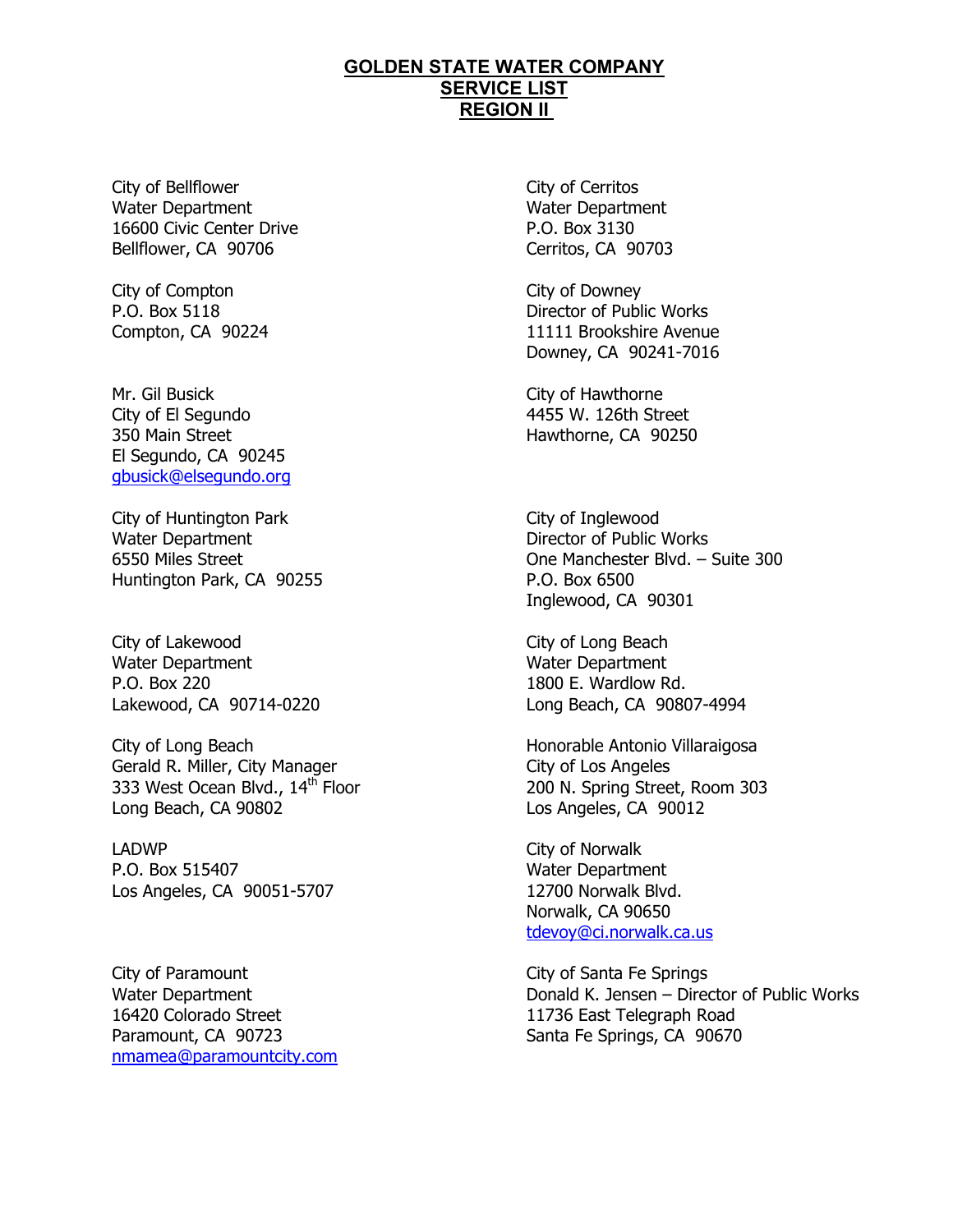**GOLDEN STATE WATER COMPANY**
**SERVICE LIST**
**REGION II**

City of Bellflower
Water Department
16600 Civic Center Drive
Bellflower, CA 90706

City of Cerritos
Water Department
P.O. Box 3130
Cerritos, CA 90703

City of Compton
P.O. Box 5118
Compton, CA 90224

City of Downey
Director of Public Works
11111 Brookshire Avenue
Downey, CA 90241-7016

Mr. Gil Busick
City of El Segundo
350 Main Street
El Segundo, CA 90245
gbusick@elsegundo.org

City of Hawthorne
4455 W. 126th Street
Hawthorne, CA 90250

City of Huntington Park
Water Department
6550 Miles Street
Huntington Park, CA 90255

City of Inglewood
Director of Public Works
One Manchester Blvd. – Suite 300
P.O. Box 6500
Inglewood, CA 90301

City of Lakewood
Water Department
P.O. Box 220
Lakewood, CA 90714-0220

City of Long Beach
Water Department
1800 E. Wardlow Rd.
Long Beach, CA 90807-4994

City of Long Beach
Gerald R. Miller, City Manager
333 West Ocean Blvd., 14th Floor
Long Beach, CA 90802

Honorable Antonio Villaraigosa
City of Los Angeles
200 N. Spring Street, Room 303
Los Angeles, CA 90012

LADWP
P.O. Box 515407
Los Angeles, CA 90051-5707

City of Norwalk
Water Department
12700 Norwalk Blvd.
Norwalk, CA 90650
tdevoy@ci.norwalk.ca.us

City of Paramount
Water Department
16420 Colorado Street
Paramount, CA 90723
nmamea@paramountcity.com

City of Santa Fe Springs
Donald K. Jensen – Director of Public Works
11736 East Telegraph Road
Santa Fe Springs, CA 90670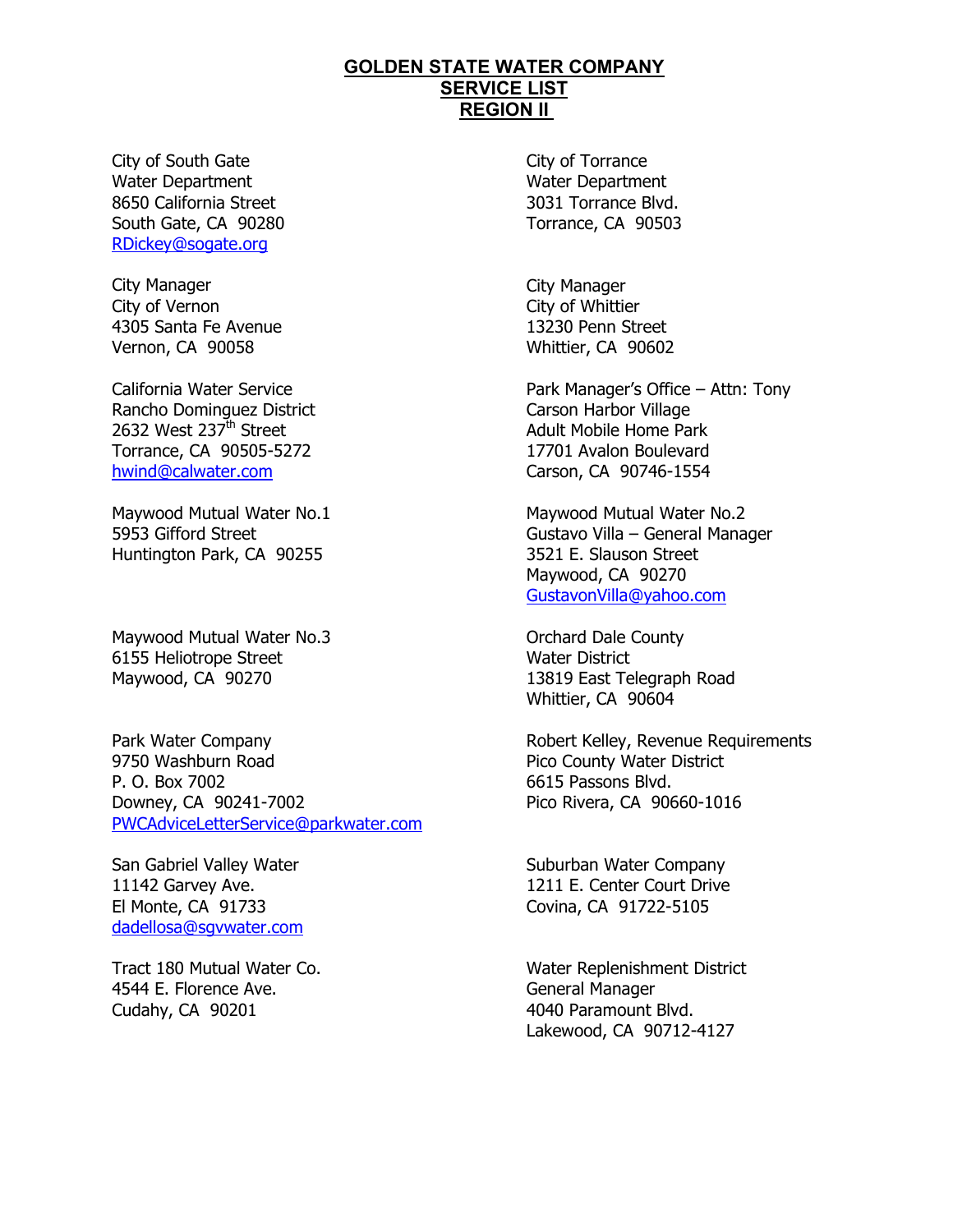# GOLDEN STATE WATER COMPANY
## SERVICE LIST
## REGION II

City of South Gate
Water Department
8650 California Street
South Gate, CA 90280
RDickey@sogate.org

City of Torrance
Water Department
3031 Torrance Blvd.
Torrance, CA 90503

City Manager
City of Vernon
4305 Santa Fe Avenue
Vernon, CA 90058

City Manager
City of Whittier
13230 Penn Street
Whittier, CA 90602

California Water Service
Rancho Dominguez District
2632 West 237th Street
Torrance, CA 90505-5272
hwind@calwater.com

Park Manager's Office – Attn: Tony
Carson Harbor Village
Adult Mobile Home Park
17701 Avalon Boulevard
Carson, CA 90746-1554

Maywood Mutual Water No.1
5953 Gifford Street
Huntington Park, CA 90255

Maywood Mutual Water No.2
Gustavo Villa – General Manager
3521 E. Slauson Street
Maywood, CA 90270
GustavonVilla@yahoo.com

Maywood Mutual Water No.3
6155 Heliotrope Street
Maywood, CA 90270

Orchard Dale County
Water District
13819 East Telegraph Road
Whittier, CA 90604

Park Water Company
9750 Washburn Road
P. O. Box 7002
Downey, CA 90241-7002
PWCAdviceLetterService@parkwater.com

Robert Kelley, Revenue Requirements
Pico County Water District
6615 Passons Blvd.
Pico Rivera, CA 90660-1016

San Gabriel Valley Water
11142 Garvey Ave.
El Monte, CA 91733
dadellosa@sgvwater.com

Suburban Water Company
1211 E. Center Court Drive
Covina, CA 91722-5105

Tract 180 Mutual Water Co.
4544 E. Florence Ave.
Cudahy, CA 90201

Water Replenishment District
General Manager
4040 Paramount Blvd.
Lakewood, CA 90712-4127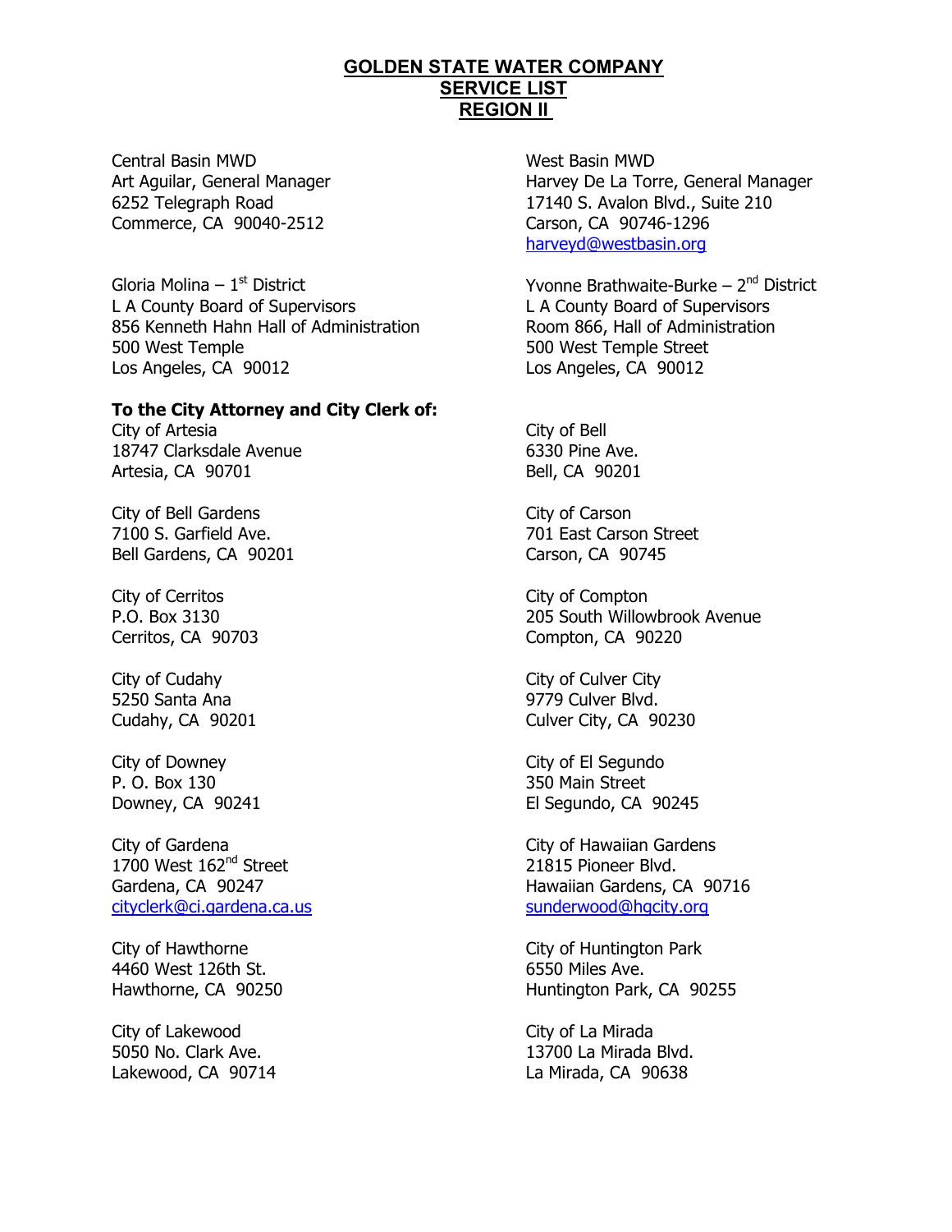# GOLDEN STATE WATER COMPANY
## SERVICE LIST
## REGION II

Central Basin MWD
Art Aguilar, General Manager
6252 Telegraph Road
Commerce, CA 90040-2512

West Basin MWD
Harvey De La Torre, General Manager
17140 S. Avalon Blvd., Suite 210
Carson, CA 90746-1296
harveyd@westbasin.org

Gloria Molina – 1st District
L A County Board of Supervisors
856 Kenneth Hahn Hall of Administration
500 West Temple
Los Angeles, CA 90012

Yvonne Brathwaite-Burke – 2nd District
L A County Board of Supervisors
Room 866, Hall of Administration
500 West Temple Street
Los Angeles, CA 90012

**To the City Attorney and City Clerk of:**

City of Artesia
18747 Clarksdale Avenue
Artesia, CA 90701

City of Bell
6330 Pine Ave.
Bell, CA 90201

City of Bell Gardens
7100 S. Garfield Ave.
Bell Gardens, CA 90201

City of Carson
701 East Carson Street
Carson, CA 90745

City of Cerritos
P.O. Box 3130
Cerritos, CA 90703

City of Compton
205 South Willowbrook Avenue
Compton, CA 90220

City of Cudahy
5250 Santa Ana
Cudahy, CA 90201

City of Culver City
9779 Culver Blvd.
Culver City, CA 90230

City of Downey
P. O. Box 130
Downey, CA 90241

City of El Segundo
350 Main Street
El Segundo, CA 90245

City of Gardena
1700 West 162nd Street
Gardena, CA 90247
cityclerk@ci.gardena.ca.us

City of Hawaiian Gardens
21815 Pioneer Blvd.
Hawaiian Gardens, CA 90716
sunderwood@hgcity.org

City of Hawthorne
4460 West 126th St.
Hawthorne, CA 90250

City of Huntington Park
6550 Miles Ave.
Huntington Park, CA 90255

City of Lakewood
5050 No. Clark Ave.
Lakewood, CA 90714

City of La Mirada
13700 La Mirada Blvd.
La Mirada, CA 90638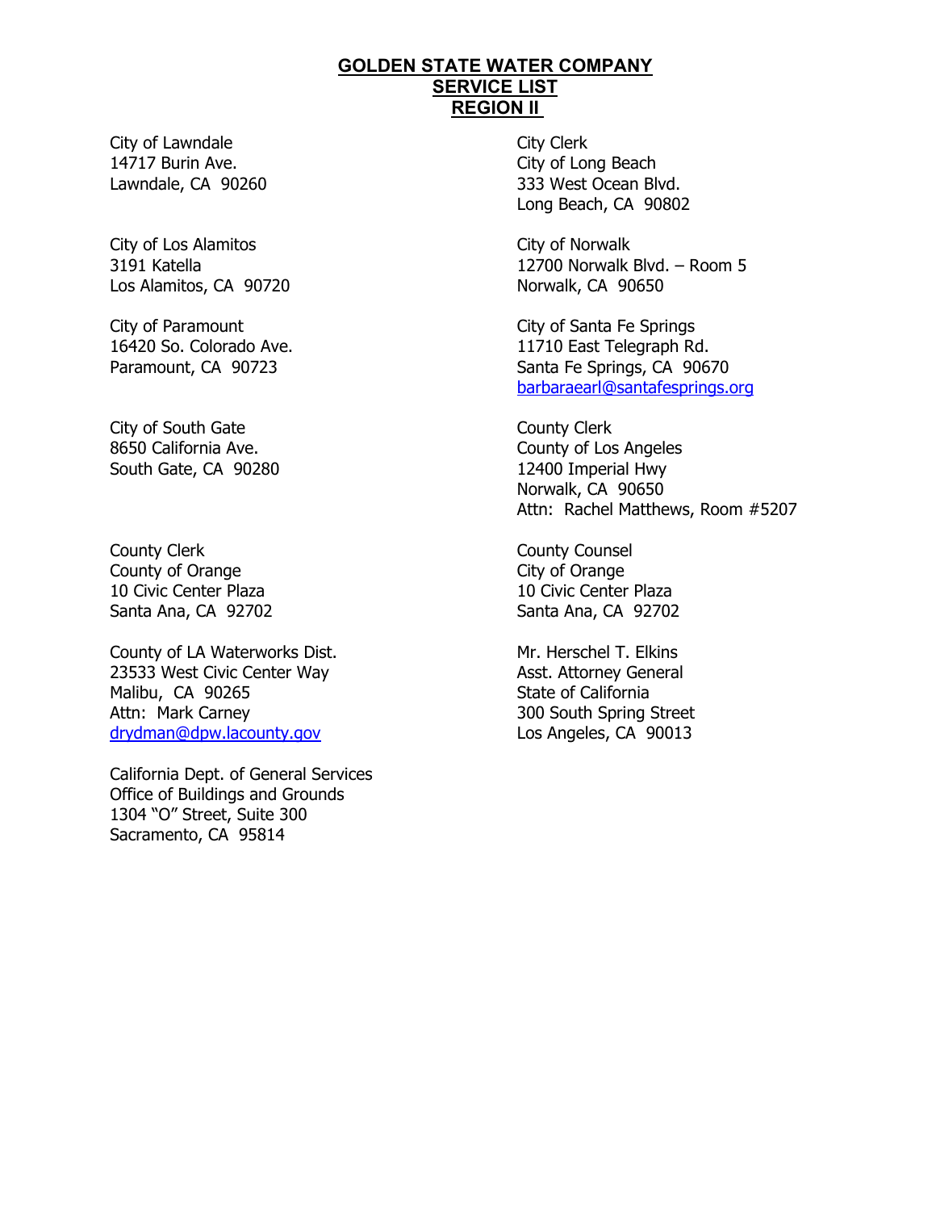**GOLDEN STATE WATER COMPANY**
**SERVICE LIST**
**REGION II**

City of Lawndale
14717 Burin Ave.
Lawndale, CA 90260

City Clerk
City of Long Beach
333 West Ocean Blvd.
Long Beach, CA 90802

City of Los Alamitos
3191 Katella
Los Alamitos, CA 90720

City of Norwalk
12700 Norwalk Blvd. – Room 5
Norwalk, CA 90650

City of Paramount
16420 So. Colorado Ave.
Paramount, CA 90723

City of Santa Fe Springs
11710 East Telegraph Rd.
Santa Fe Springs, CA 90670
barbaraearl@santafesprings.org

City of South Gate
8650 California Ave.
South Gate, CA 90280

County Clerk
County of Los Angeles
12400 Imperial Hwy
Norwalk, CA 90650
Attn: Rachel Matthews, Room #5207

County Clerk
County of Orange
10 Civic Center Plaza
Santa Ana, CA 92702

County Counsel
City of Orange
10 Civic Center Plaza
Santa Ana, CA 92702

County of LA Waterworks Dist.
23533 West Civic Center Way
Malibu, CA 90265
Attn: Mark Carney
drydman@dpw.lacounty.gov

Mr. Herschel T. Elkins
Asst. Attorney General
State of California
300 South Spring Street
Los Angeles, CA 90013

California Dept. of General Services
Office of Buildings and Grounds
1304 "O" Street, Suite 300
Sacramento, CA 95814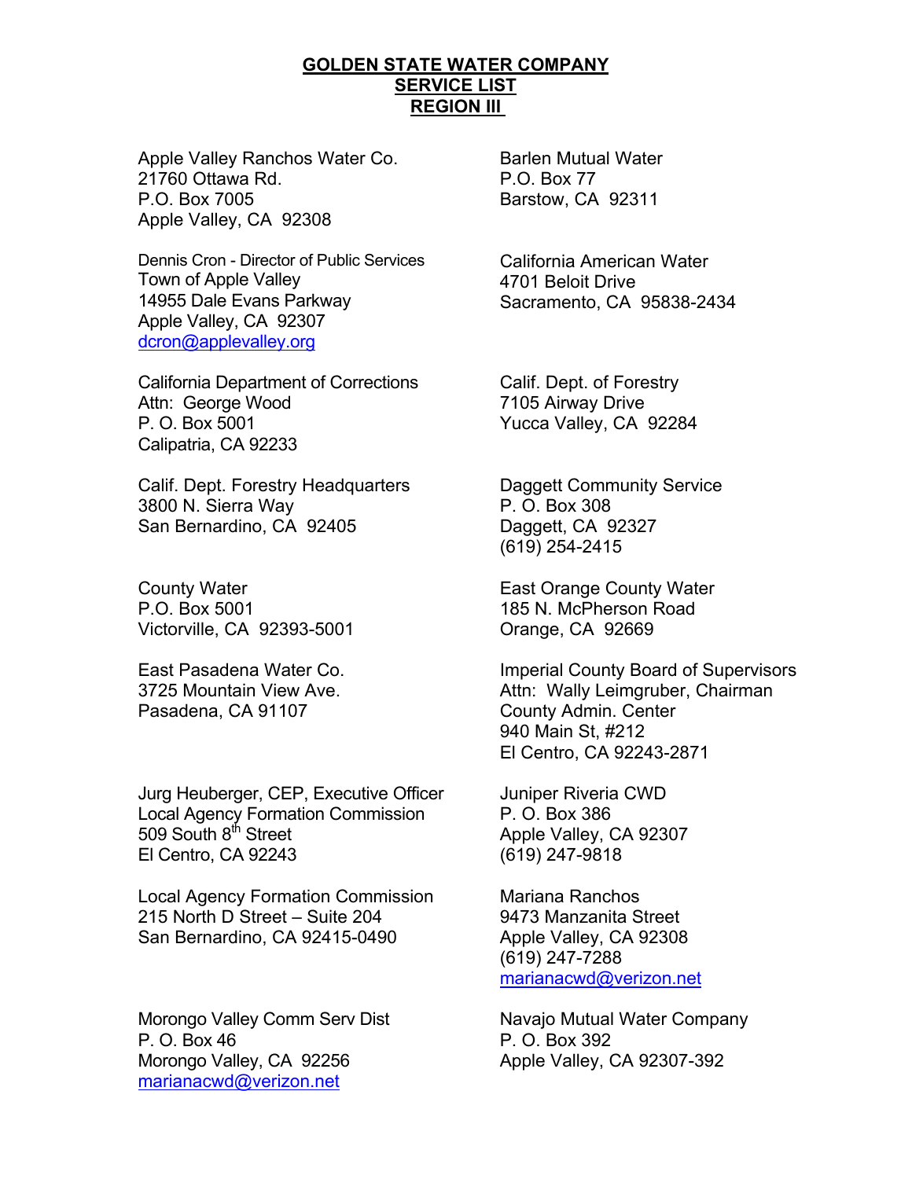**GOLDEN STATE WATER COMPANY**
**SERVICE LIST**
**REGION III**

Apple Valley Ranchos Water Co.
21760 Ottawa Rd.
P.O. Box 7005
Apple Valley, CA 92308

Dennis Cron - Director of Public Services
Town of Apple Valley
14955 Dale Evans Parkway
Apple Valley, CA 92307
dcron@applevalley.org

California Department of Corrections
Attn: George Wood
P. O. Box 5001
Calipatria, CA 92233

Calif. Dept. Forestry Headquarters
3800 N. Sierra Way
San Bernardino, CA 92405

County Water
P.O. Box 5001
Victorville, CA 92393-5001

East Pasadena Water Co.
3725 Mountain View Ave.
Pasadena, CA 91107

Jurg Heuberger, CEP, Executive Officer
Local Agency Formation Commission
509 South 8th Street
El Centro, CA 92243

Local Agency Formation Commission
215 North D Street – Suite 204
San Bernardino, CA 92415-0490

Morongo Valley Comm Serv Dist
P. O. Box 46
Morongo Valley, CA 92256
marianacwd@verizon.net

Barlen Mutual Water
P.O. Box 77
Barstow, CA 92311

California American Water
4701 Beloit Drive
Sacramento, CA 95838-2434

Calif. Dept. of Forestry
7105 Airway Drive
Yucca Valley, CA 92284

Daggett Community Service
P. O. Box 308
Daggett, CA 92327
(619) 254-2415

East Orange County Water
185 N. McPherson Road
Orange, CA 92669

Imperial County Board of Supervisors
Attn: Wally Leimgruber, Chairman
County Admin. Center
940 Main St, #212
El Centro, CA 92243-2871

Juniper Riveria CWD
P. O. Box 386
Apple Valley, CA 92307
(619) 247-9818

Mariana Ranchos
9473 Manzanita Street
Apple Valley, CA 92308
(619) 247-7288
marianacwd@verizon.net

Navajo Mutual Water Company
P. O. Box 392
Apple Valley, CA 92307-392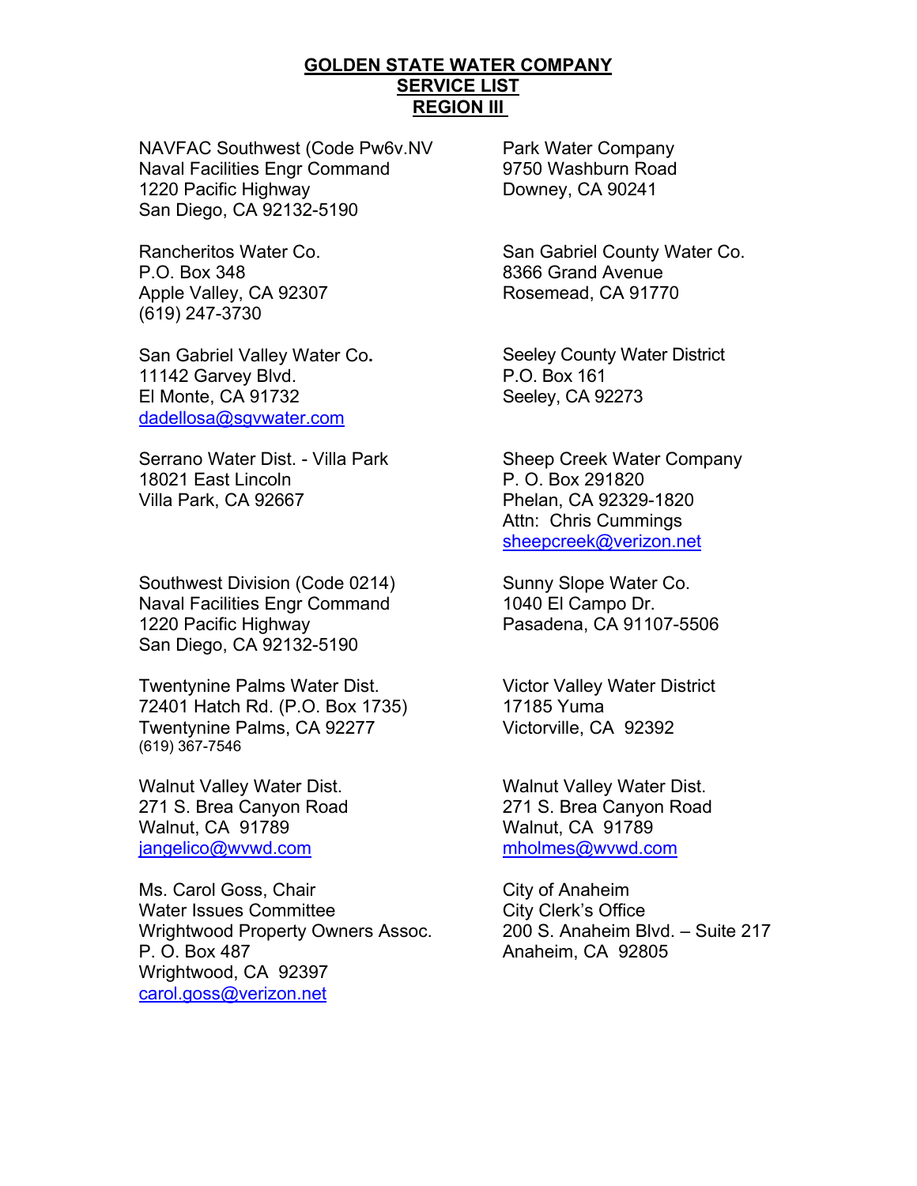**GOLDEN STATE WATER COMPANY**
**SERVICE LIST**
**REGION III**

NAVFAC Southwest (Code Pw6v.NV
Naval Facilities Engr Command
1220 Pacific Highway
San Diego, CA 92132-5190

Park Water Company
9750 Washburn Road
Downey, CA 90241

Rancheritos Water Co.
P.O. Box 348
Apple Valley, CA 92307
(619) 247-3730

San Gabriel County Water Co.
8366 Grand Avenue
Rosemead, CA 91770

San Gabriel Valley Water Co.
11142 Garvey Blvd.
El Monte, CA 91732
dadellosa@sgvwater.com

Seeley County Water District
P.O. Box 161
Seeley, CA 92273

Serrano Water Dist. - Villa Park
18021 East Lincoln
Villa Park, CA 92667

Sheep Creek Water Company
P. O. Box 291820
Phelan, CA 92329-1820
Attn: Chris Cummings
sheepcreek@verizon.net

Southwest Division (Code 0214)
Naval Facilities Engr Command
1220 Pacific Highway
San Diego, CA 92132-5190

Sunny Slope Water Co.
1040 El Campo Dr.
Pasadena, CA 91107-5506

Twentynine Palms Water Dist.
72401 Hatch Rd. (P.O. Box 1735)
Twentynine Palms, CA 92277
(619) 367-7546

Victor Valley Water District
17185 Yuma
Victorville, CA 92392

Walnut Valley Water Dist.
271 S. Brea Canyon Road
Walnut, CA 91789
jangelico@wvwd.com

Walnut Valley Water Dist.
271 S. Brea Canyon Road
Walnut, CA 91789
mholmes@wvwd.com

Ms. Carol Goss, Chair
Water Issues Committee
Wrightwood Property Owners Assoc.
P. O. Box 487
Wrightwood, CA 92397
carol.goss@verizon.net

City of Anaheim
City Clerk's Office
200 S. Anaheim Blvd. – Suite 217
Anaheim, CA 92805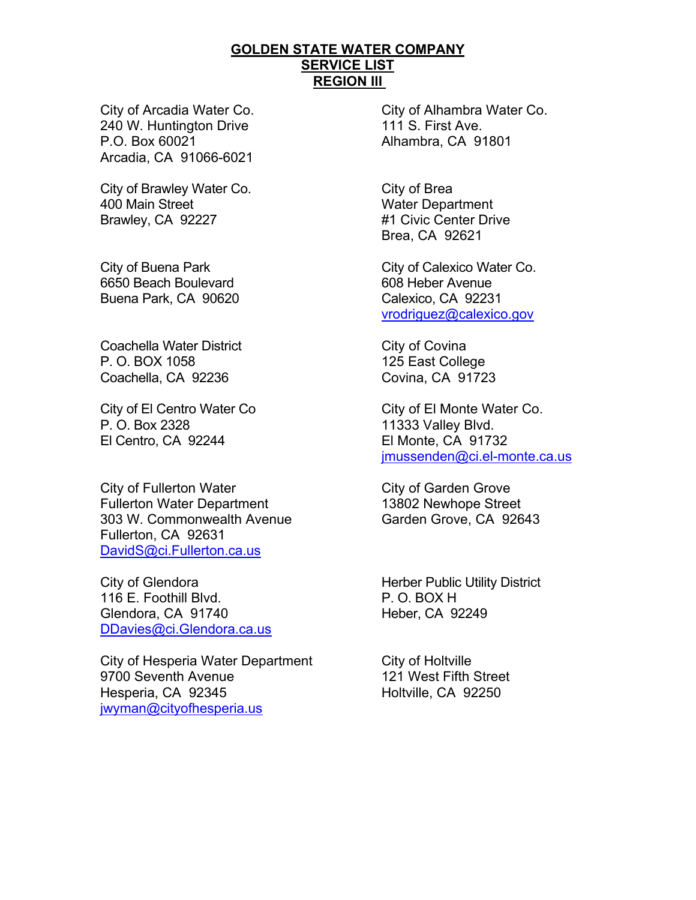**GOLDEN STATE WATER COMPANY**
**SERVICE LIST**
**REGION III**

City of Arcadia Water Co.
240 W. Huntington Drive
P.O. Box 60021
Arcadia, CA 91066-6021

City of Alhambra Water Co.
111 S. First Ave.
Alhambra, CA 91801

City of Brawley Water Co.
400 Main Street
Brawley, CA 92227

City of Brea
Water Department
#1 Civic Center Drive
Brea, CA 92621

City of Buena Park
6650 Beach Boulevard
Buena Park, CA 90620

City of Calexico Water Co.
608 Heber Avenue
Calexico, CA 92231
vrodriguez@calexico.gov

Coachella Water District
P. O. BOX 1058
Coachella, CA 92236

City of Covina
125 East College
Covina, CA 91723

City of El Centro Water Co
P. O. Box 2328
El Centro, CA 92244

City of El Monte Water Co.
11333 Valley Blvd.
El Monte, CA 91732
jmussenden@ci.el-monte.ca.us

City of Fullerton Water
Fullerton Water Department
303 W. Commonwealth Avenue
Fullerton, CA 92631
DavidS@ci.Fullerton.ca.us

City of Garden Grove
13802 Newhope Street
Garden Grove, CA 92643

City of Glendora
116 E. Foothill Blvd.
Glendora, CA 91740
DDavies@ci.Glendora.ca.us

Herber Public Utility District
P. O. BOX H
Heber, CA 92249

City of Hesperia Water Department
9700 Seventh Avenue
Hesperia, CA 92345
jwyman@cityofhesperia.us

City of Holtville
121 West Fifth Street
Holtville, CA 92250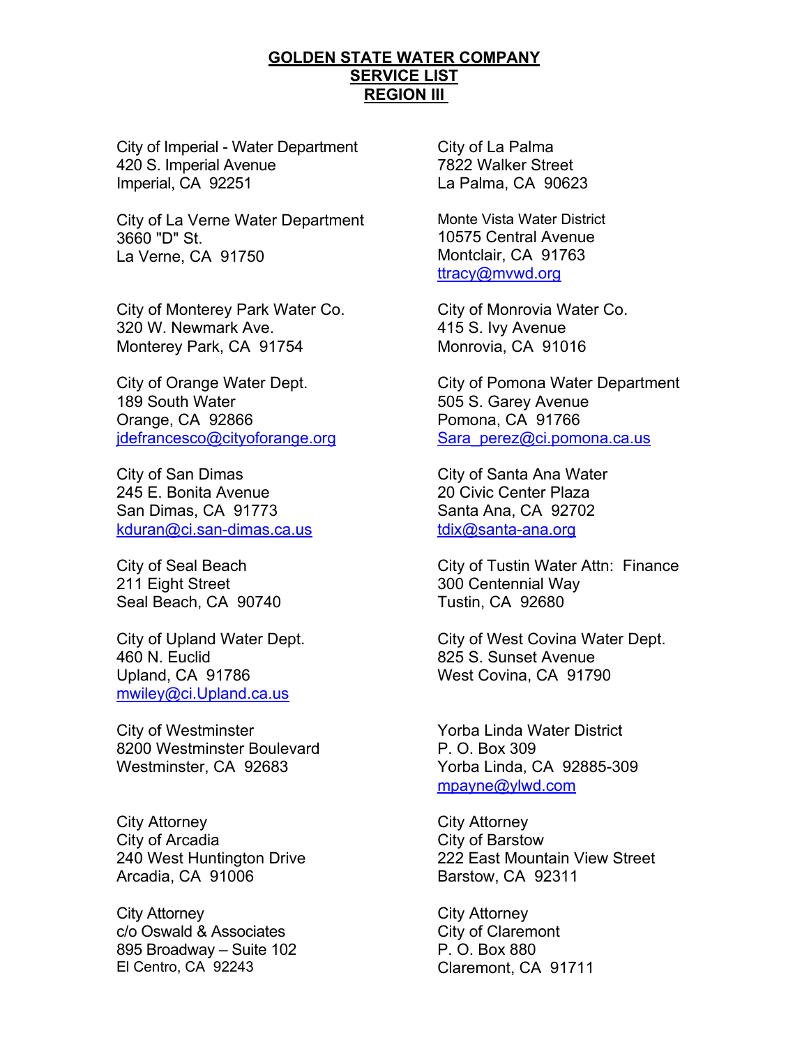**GOLDEN STATE WATER COMPANY**
**SERVICE LIST**
**REGION III**

City of Imperial - Water Department
420 S. Imperial Avenue
Imperial, CA 92251

City of La Verne Water Department
3660 "D" St.
La Verne, CA 91750

City of Monterey Park Water Co.
320 W. Newmark Ave.
Monterey Park, CA 91754

City of Orange Water Dept.
189 South Water
Orange, CA 92866
jdefrancesco@cityoforange.org

City of San Dimas
245 E. Bonita Avenue
San Dimas, CA 91773
kduran@ci.san-dimas.ca.us

City of Seal Beach
211 Eight Street
Seal Beach, CA 90740

City of Upland Water Dept.
460 N. Euclid
Upland, CA 91786
mwiley@ci.Upland.ca.us

City of Westminster
8200 Westminster Boulevard
Westminster, CA 92683

City Attorney
City of Arcadia
240 West Huntington Drive
Arcadia, CA 91006

City Attorney
c/o Oswald & Associates
895 Broadway – Suite 102
El Centro, CA 92243

City of La Palma
7822 Walker Street
La Palma, CA 90623

Monte Vista Water District
10575 Central Avenue
Montclair, CA 91763
ttracy@mvwd.org

City of Monrovia Water Co.
415 S. Ivy Avenue
Monrovia, CA 91016

City of Pomona Water Department
505 S. Garey Avenue
Pomona, CA 91766
Sara_perez@ci.pomona.ca.us

City of Santa Ana Water
20 Civic Center Plaza
Santa Ana, CA 92702
tdix@santa-ana.org

City of Tustin Water Attn: Finance
300 Centennial Way
Tustin, CA 92680

City of West Covina Water Dept.
825 S. Sunset Avenue
West Covina, CA 91790

Yorba Linda Water District
P. O. Box 309
Yorba Linda, CA 92885-309
mpayne@ylwd.com

City Attorney
City of Barstow
222 East Mountain View Street
Barstow, CA 92311

City Attorney
City of Claremont
P. O. Box 880
Claremont, CA 91711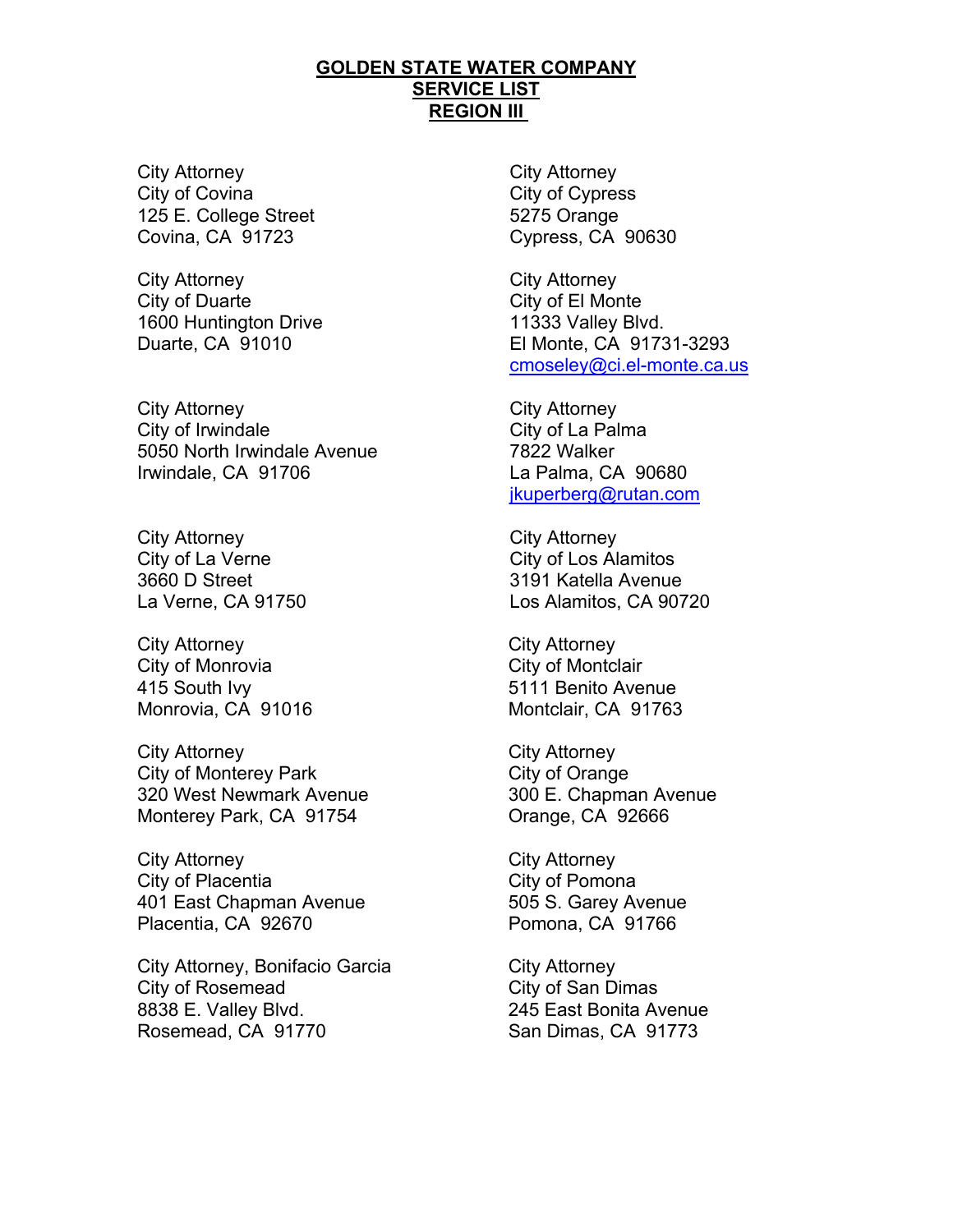**GOLDEN STATE WATER COMPANY**
**SERVICE LIST**
**REGION III**

City Attorney
City of Covina
125 E. College Street
Covina, CA 91723

City Attorney
City of Cypress
5275 Orange
Cypress, CA 90630

City Attorney
City of Duarte
1600 Huntington Drive
Duarte, CA 91010

City Attorney
City of El Monte
11333 Valley Blvd.
El Monte, CA 91731-3293
cmoseley@ci.el-monte.ca.us

City Attorney
City of Irwindale
5050 North Irwindale Avenue
Irwindale, CA 91706

City Attorney
City of La Palma
7822 Walker
La Palma, CA 90680
jkuperberg@rutan.com

City Attorney
City of La Verne
3660 D Street
La Verne, CA 91750

City Attorney
City of Los Alamitos
3191 Katella Avenue
Los Alamitos, CA 90720

City Attorney
City of Monrovia
415 South Ivy
Monrovia, CA 91016

City Attorney
City of Montclair
5111 Benito Avenue
Montclair, CA 91763

City Attorney
City of Monterey Park
320 West Newmark Avenue
Monterey Park, CA 91754

City Attorney
City of Orange
300 E. Chapman Avenue
Orange, CA 92666

City Attorney
City of Placentia
401 East Chapman Avenue
Placentia, CA 92670

City Attorney
City of Pomona
505 S. Garey Avenue
Pomona, CA 91766

City Attorney, Bonifacio Garcia
City of Rosemead
8838 E. Valley Blvd.
Rosemead, CA 91770

City Attorney
City of San Dimas
245 East Bonita Avenue
San Dimas, CA 91773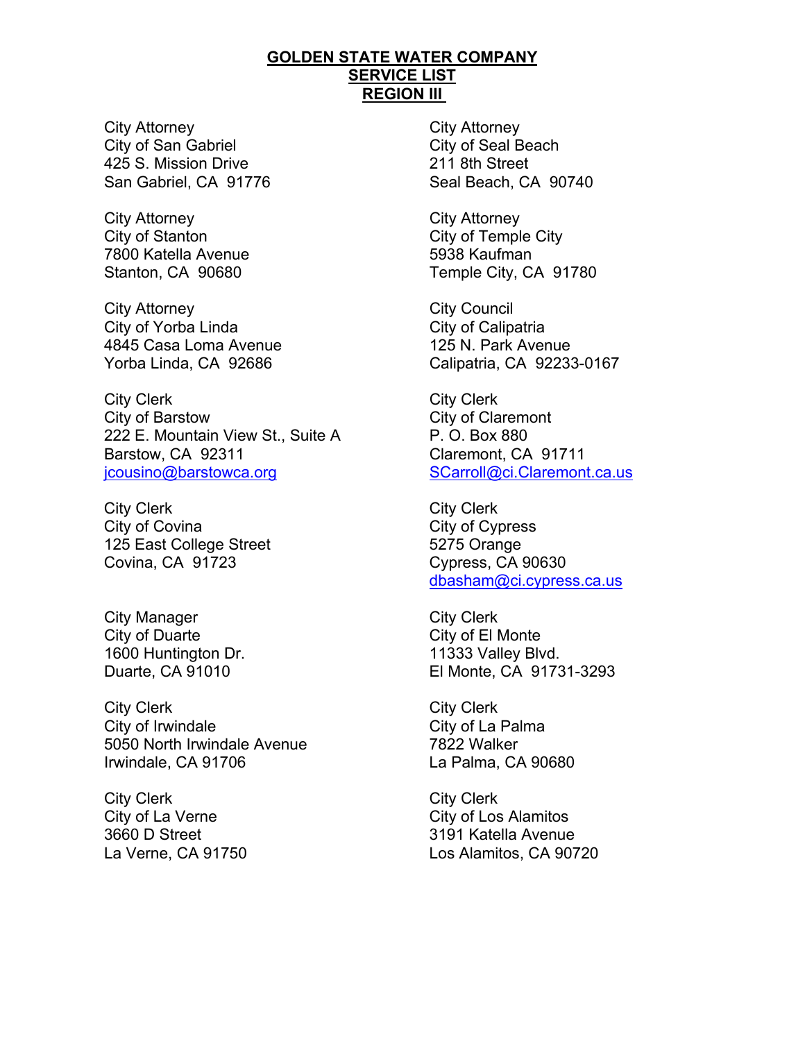**GOLDEN STATE WATER COMPANY**
**SERVICE LIST**
**REGION III**

City Attorney
City of San Gabriel
425 S. Mission Drive
San Gabriel, CA 91776

City Attorney
City of Seal Beach
211 8th Street
Seal Beach, CA 90740

City Attorney
City of Stanton
7800 Katella Avenue
Stanton, CA 90680

City Attorney
City of Temple City
5938 Kaufman
Temple City, CA 91780

City Attorney
City of Yorba Linda
4845 Casa Loma Avenue
Yorba Linda, CA 92686

City Council
City of Calipatria
125 N. Park Avenue
Calipatria, CA 92233-0167

City Clerk
City of Barstow
222 E. Mountain View St., Suite A
Barstow, CA 92311
jcousino@barstowca.org

City Clerk
City of Claremont
P. O. Box 880
Claremont, CA 91711
SCarroll@ci.Claremont.ca.us

City Clerk
City of Covina
125 East College Street
Covina, CA 91723

City Clerk
City of Cypress
5275 Orange
Cypress, CA 90630
dbasham@ci.cypress.ca.us

City Manager
City of Duarte
1600 Huntington Dr.
Duarte, CA 91010

City Clerk
City of El Monte
11333 Valley Blvd.
El Monte, CA 91731-3293

City Clerk
City of Irwindale
5050 North Irwindale Avenue
Irwindale, CA 91706

City Clerk
City of La Palma
7822 Walker
La Palma, CA 90680

City Clerk
City of La Verne
3660 D Street
La Verne, CA 91750

City Clerk
City of Los Alamitos
3191 Katella Avenue
Los Alamitos, CA 90720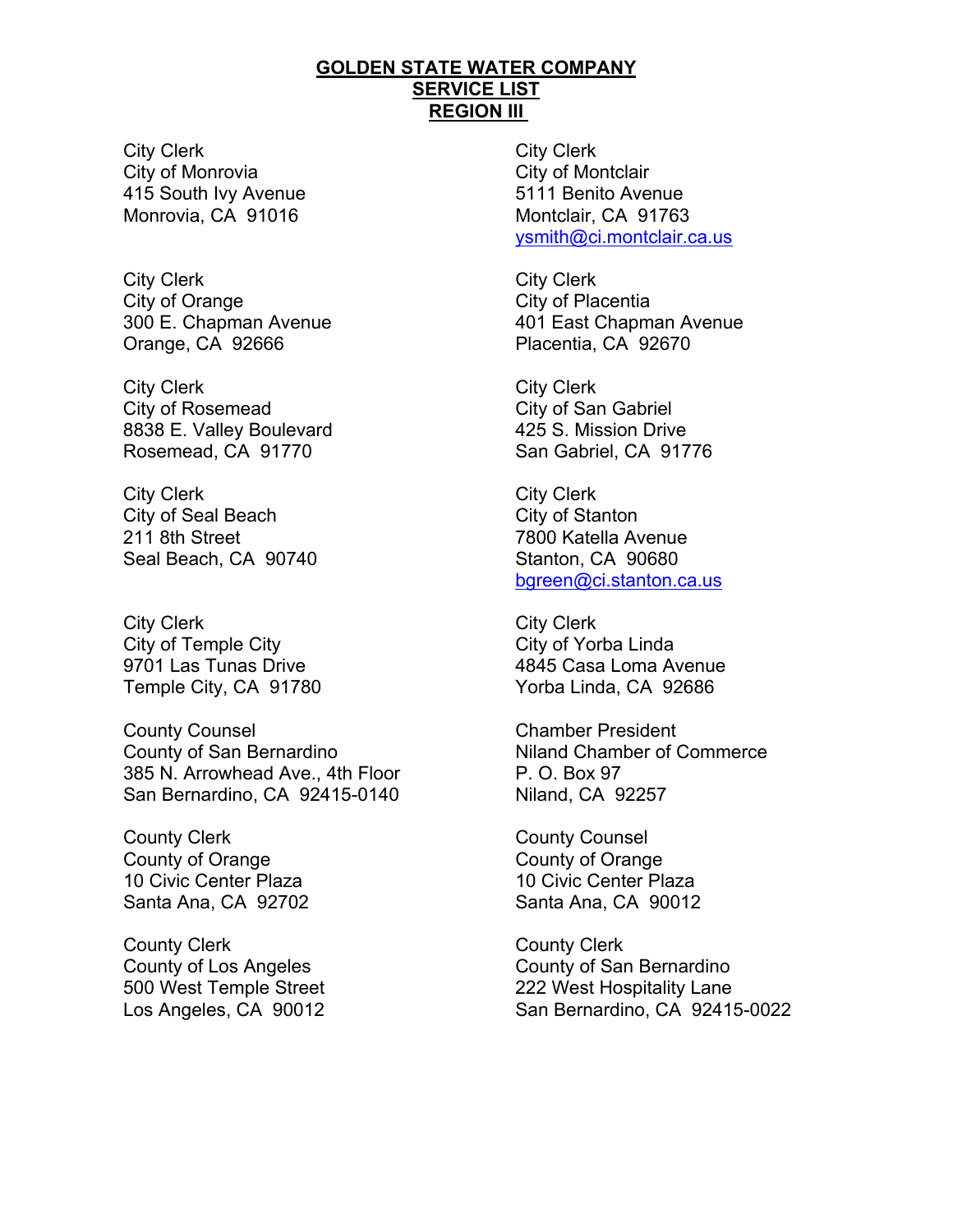**GOLDEN STATE WATER COMPANY**
**SERVICE LIST**
**REGION III**

City Clerk
City of Monrovia
415 South Ivy Avenue
Monrovia, CA 91016

City Clerk
City of Montclair
5111 Benito Avenue
Montclair, CA 91763
ysmith@ci.montclair.ca.us

City Clerk
City of Orange
300 E. Chapman Avenue
Orange, CA 92666

City Clerk
City of Placentia
401 East Chapman Avenue
Placentia, CA 92670

City Clerk
City of Rosemead
8838 E. Valley Boulevard
Rosemead, CA 91770

City Clerk
City of San Gabriel
425 S. Mission Drive
San Gabriel, CA 91776

City Clerk
City of Seal Beach
211 8th Street
Seal Beach, CA 90740

City Clerk
City of Stanton
7800 Katella Avenue
Stanton, CA 90680
bgreen@ci.stanton.ca.us

City Clerk
City of Temple City
9701 Las Tunas Drive
Temple City, CA 91780

City Clerk
City of Yorba Linda
4845 Casa Loma Avenue
Yorba Linda, CA 92686

County Counsel
County of San Bernardino
385 N. Arrowhead Ave., 4th Floor
San Bernardino, CA 92415-0140

Chamber President
Niland Chamber of Commerce
P. O. Box 97
Niland, CA 92257

County Clerk
County of Orange
10 Civic Center Plaza
Santa Ana, CA 92702

County Counsel
County of Orange
10 Civic Center Plaza
Santa Ana, CA 90012

County Clerk
County of Los Angeles
500 West Temple Street
Los Angeles, CA 90012

County Clerk
County of San Bernardino
222 West Hospitality Lane
San Bernardino, CA 92415-0022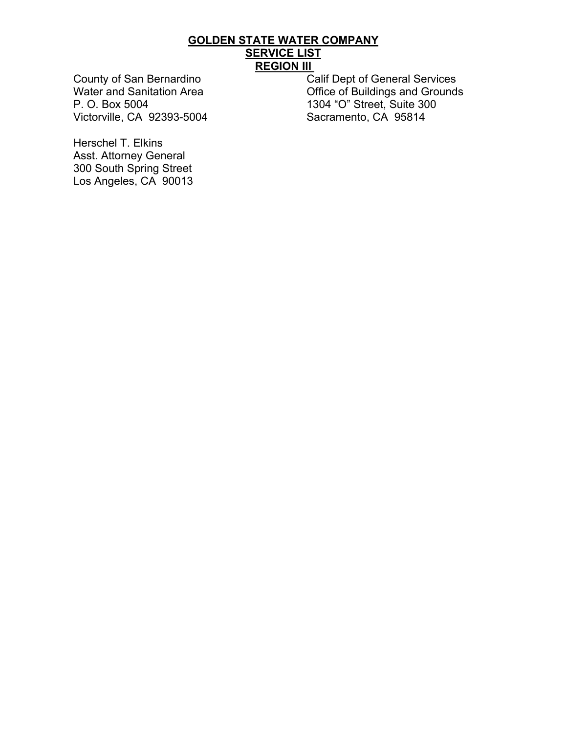**GOLDEN STATE WATER COMPANY**
**SERVICE LIST**
**REGION III**

County of San Bernardino
Water and Sanitation Area
P. O. Box 5004
Victorville, CA 92393-5004

Calif Dept of General Services
Office of Buildings and Grounds
1304 “O” Street, Suite 300
Sacramento, CA 95814

Herschel T. Elkins
Asst. Attorney General
300 South Spring Street
Los Angeles, CA 90013